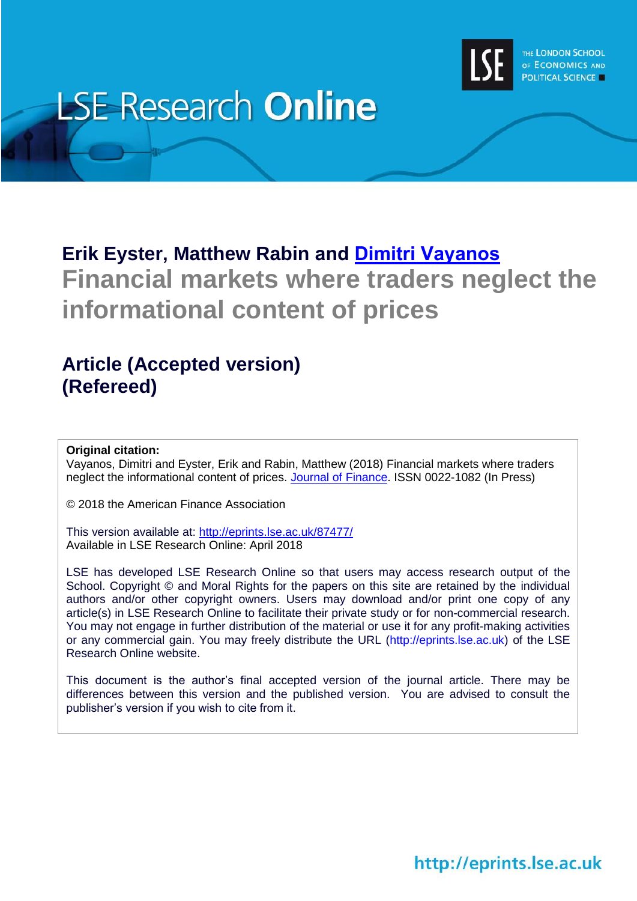LSE Research **Online**

THE LONDON SCHOOL OF ECONOMICS AND POLITICAL SCIENCE

**Erik Eyster, Matthew Rabin and Dimitri Vayanos**

# Financial markets where traders neglect the informational content of prices

## Article (Accepted version) (Refereed)

**Original citation:**
Vayanos, Dimitri and Eyster, Erik and Rabin, Matthew (2018) Financial markets where traders neglect the informational content of prices. Journal of Finance. ISSN 0022-1082 (In Press)

© 2018 the American Finance Association

This version available at: http://eprints.lse.ac.uk/87477/
Available in LSE Research Online: April 2018

LSE has developed LSE Research Online so that users may access research output of the School. Copyright © and Moral Rights for the papers on this site are retained by the individual authors and/or other copyright owners. Users may download and/or print one copy of any article(s) in LSE Research Online to facilitate their private study or for non-commercial research. You may not engage in further distribution of the material or use it for any profit-making activities or any commercial gain. You may freely distribute the URL (http://eprints.lse.ac.uk) of the LSE Research Online website.

This document is the author's final accepted version of the journal article. There may be differences between this version and the published version. You are advised to consult the publisher's version if you wish to cite from it.

http://eprints.lse.ac.uk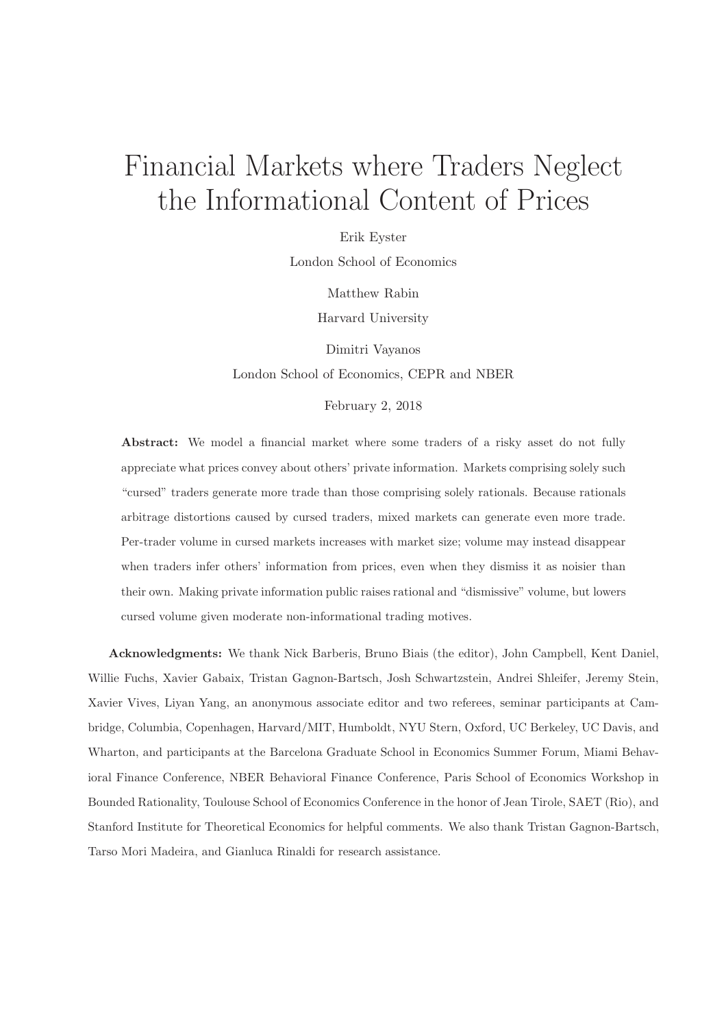# Financial Markets where Traders Neglect the Informational Content of Prices

Erik Eyster

London School of Economics

Matthew Rabin

Harvard University

Dimitri Vayanos

London School of Economics, CEPR and NBER

February 2, 2018

**Abstract:** We model a financial market where some traders of a risky asset do not fully appreciate what prices convey about others' private information. Markets comprising solely such "cursed" traders generate more trade than those comprising solely rationals. Because rationals arbitrage distortions caused by cursed traders, mixed markets can generate even more trade. Per-trader volume in cursed markets increases with market size; volume may instead disappear when traders infer others' information from prices, even when they dismiss it as noisier than their own. Making private information public raises rational and "dismissive" volume, but lowers cursed volume given moderate non-informational trading motives.

**Acknowledgments:** We thank Nick Barberis, Bruno Biais (the editor), John Campbell, Kent Daniel, Willie Fuchs, Xavier Gabaix, Tristan Gagnon-Bartsch, Josh Schwartzstein, Andrei Shleifer, Jeremy Stein, Xavier Vives, Liyan Yang, an anonymous associate editor and two referees, seminar participants at Cambridge, Columbia, Copenhagen, Harvard/MIT, Humboldt, NYU Stern, Oxford, UC Berkeley, UC Davis, and Wharton, and participants at the Barcelona Graduate School in Economics Summer Forum, Miami Behavioral Finance Conference, NBER Behavioral Finance Conference, Paris School of Economics Workshop in Bounded Rationality, Toulouse School of Economics Conference in the honor of Jean Tirole, SAET (Rio), and Stanford Institute for Theoretical Economics for helpful comments. We also thank Tristan Gagnon-Bartsch, Tarso Mori Madeira, and Gianluca Rinaldi for research assistance.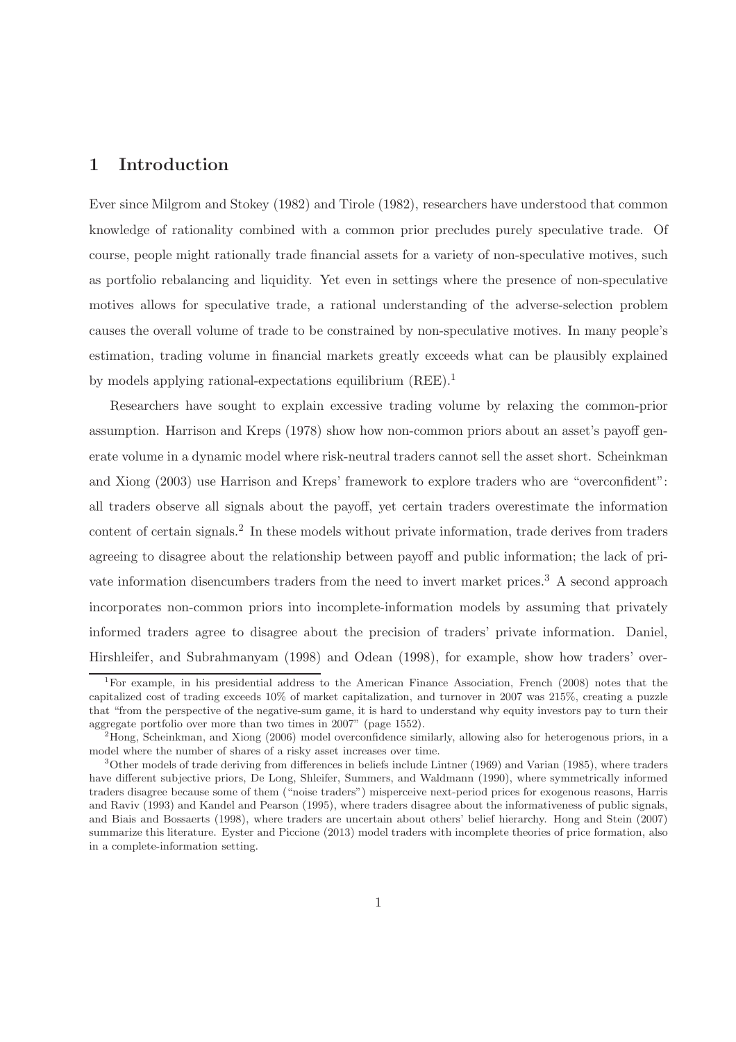# 1 Introduction

Ever since Milgrom and Stokey (1982) and Tirole (1982), researchers have understood that common knowledge of rationality combined with a common prior precludes purely speculative trade. Of course, people might rationally trade financial assets for a variety of non-speculative motives, such as portfolio rebalancing and liquidity. Yet even in settings where the presence of non-speculative motives allows for speculative trade, a rational understanding of the adverse-selection problem causes the overall volume of trade to be constrained by non-speculative motives. In many people's estimation, trading volume in financial markets greatly exceeds what can be plausibly explained by models applying rational-expectations equilibrium (REE).[1]

Researchers have sought to explain excessive trading volume by relaxing the common-prior assumption. Harrison and Kreps (1978) show how non-common priors about an asset's payoff generate volume in a dynamic model where risk-neutral traders cannot sell the asset short. Scheinkman and Xiong (2003) use Harrison and Kreps' framework to explore traders who are "overconfident": all traders observe all signals about the payoff, yet certain traders overestimate the information content of certain signals.[2] In these models without private information, trade derives from traders agreeing to disagree about the relationship between payoff and public information; the lack of private information disencumbers traders from the need to invert market prices.[3] A second approach incorporates non-common priors into incomplete-information models by assuming that privately informed traders agree to disagree about the precision of traders' private information. Daniel, Hirshleifer, and Subrahmanyam (1998) and Odean (1998), for example, show how traders' over-

[1] For example, in his presidential address to the American Finance Association, French (2008) notes that the capitalized cost of trading exceeds 10% of market capitalization, and turnover in 2007 was 215%, creating a puzzle that "from the perspective of the negative-sum game, it is hard to understand why equity investors pay to turn their aggregate portfolio over more than two times in 2007" (page 1552).

[2] Hong, Scheinkman, and Xiong (2006) model overconfidence similarly, allowing also for heterogenous priors, in a model where the number of shares of a risky asset increases over time.

[3] Other models of trade deriving from differences in beliefs include Lintner (1969) and Varian (1985), where traders have different subjective priors, De Long, Shleifer, Summers, and Waldmann (1990), where symmetrically informed traders disagree because some of them ("noise traders") misperceive next-period prices for exogenous reasons, Harris and Raviv (1993) and Kandel and Pearson (1995), where traders disagree about the informativeness of public signals, and Biais and Bossaerts (1998), where traders are uncertain about others' belief hierarchy. Hong and Stein (2007) summarize this literature. Eyster and Piccione (2013) model traders with incomplete theories of price formation, also in a complete-information setting.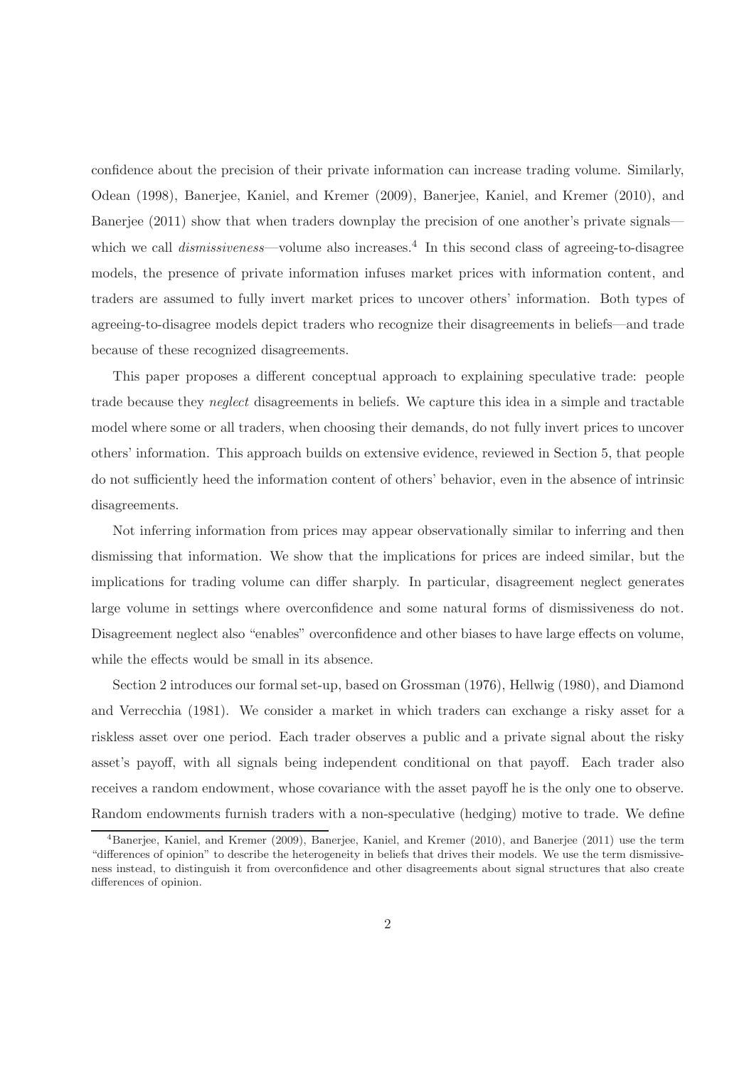confidence about the precision of their private information can increase trading volume. Similarly, Odean (1998), Banerjee, Kaniel, and Kremer (2009), Banerjee, Kaniel, and Kremer (2010), and Banerjee (2011) show that when traders downplay the precision of one another's private signals—which we call *dismissiveness*—volume also increases.[4] In this second class of agreeing-to-disagree models, the presence of private information infuses market prices with information content, and traders are assumed to fully invert market prices to uncover others' information. Both types of agreeing-to-disagree models depict traders who recognize their disagreements in beliefs—and trade because of these recognized disagreements.

This paper proposes a different conceptual approach to explaining speculative trade: people trade because they *neglect* disagreements in beliefs. We capture this idea in a simple and tractable model where some or all traders, when choosing their demands, do not fully invert prices to uncover others' information. This approach builds on extensive evidence, reviewed in Section 5, that people do not sufficiently heed the information content of others' behavior, even in the absence of intrinsic disagreements.

Not inferring information from prices may appear observationally similar to inferring and then dismissing that information. We show that the implications for prices are indeed similar, but the implications for trading volume can differ sharply. In particular, disagreement neglect generates large volume in settings where overconfidence and some natural forms of dismissiveness do not. Disagreement neglect also "enables" overconfidence and other biases to have large effects on volume, while the effects would be small in its absence.

Section 2 introduces our formal set-up, based on Grossman (1976), Hellwig (1980), and Diamond and Verrecchia (1981). We consider a market in which traders can exchange a risky asset for a riskless asset over one period. Each trader observes a public and a private signal about the risky asset's payoff, with all signals being independent conditional on that payoff. Each trader also receives a random endowment, whose covariance with the asset payoff he is the only one to observe. Random endowments furnish traders with a non-speculative (hedging) motive to trade. We define

[4] Banerjee, Kaniel, and Kremer (2009), Banerjee, Kaniel, and Kremer (2010), and Banerjee (2011) use the term "differences of opinion" to describe the heterogeneity in beliefs that drives their models. We use the term dismissiveness instead, to distinguish it from overconfidence and other disagreements about signal structures that also create differences of opinion.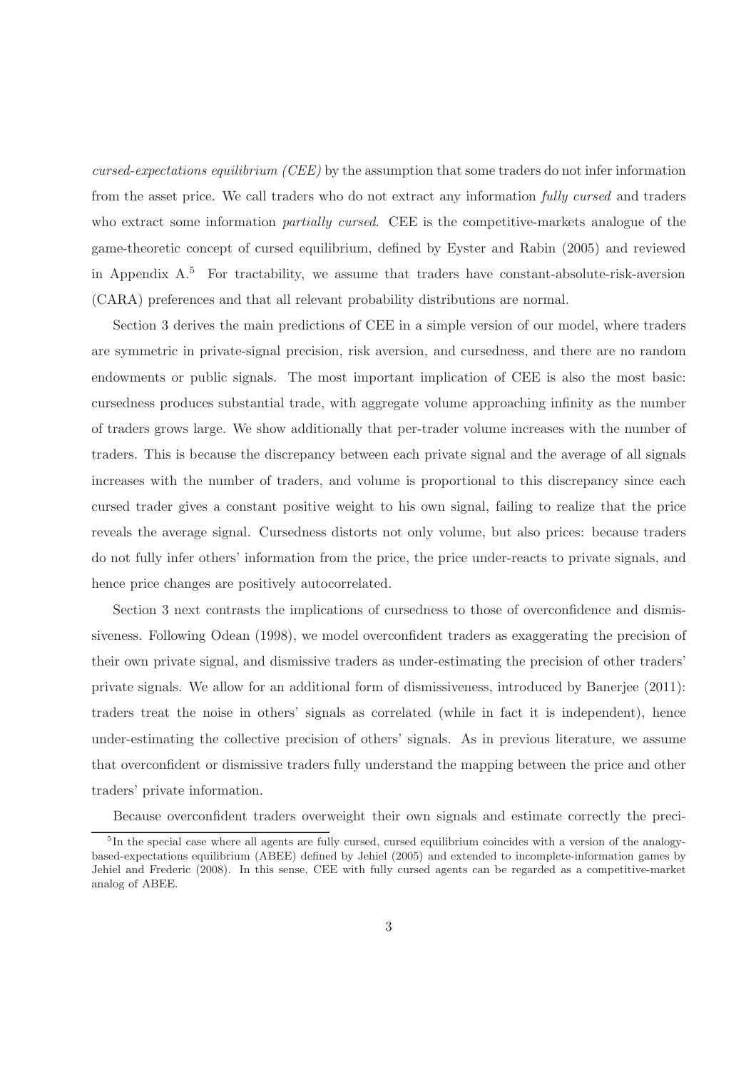*cursed-expectations equilibrium (CEE)* by the assumption that some traders do not infer information from the asset price. We call traders who do not extract any information *fully cursed* and traders who extract some information *partially cursed*. CEE is the competitive-markets analogue of the game-theoretic concept of cursed equilibrium, defined by Eyster and Rabin (2005) and reviewed in Appendix A.[5] For tractability, we assume that traders have constant-absolute-risk-aversion (CARA) preferences and that all relevant probability distributions are normal.

Section 3 derives the main predictions of CEE in a simple version of our model, where traders are symmetric in private-signal precision, risk aversion, and cursedness, and there are no random endowments or public signals. The most important implication of CEE is also the most basic: cursedness produces substantial trade, with aggregate volume approaching infinity as the number of traders grows large. We show additionally that per-trader volume increases with the number of traders. This is because the discrepancy between each private signal and the average of all signals increases with the number of traders, and volume is proportional to this discrepancy since each cursed trader gives a constant positive weight to his own signal, failing to realize that the price reveals the average signal. Cursedness distorts not only volume, but also prices: because traders do not fully infer others' information from the price, the price under-reacts to private signals, and hence price changes are positively autocorrelated.

Section 3 next contrasts the implications of cursedness to those of overconfidence and dismissiveness. Following Odean (1998), we model overconfident traders as exaggerating the precision of their own private signal, and dismissive traders as under-estimating the precision of other traders' private signals. We allow for an additional form of dismissiveness, introduced by Banerjee (2011): traders treat the noise in others' signals as correlated (while in fact it is independent), hence under-estimating the collective precision of others' signals. As in previous literature, we assume that overconfident or dismissive traders fully understand the mapping between the price and other traders' private information.

Because overconfident traders overweight their own signals and estimate correctly the preci-

[5]In the special case where all agents are fully cursed, cursed equilibrium coincides with a version of the analogy-based-expectations equilibrium (ABEE) defined by Jehiel (2005) and extended to incomplete-information games by Jehiel and Frederic (2008). In this sense, CEE with fully cursed agents can be regarded as a competitive-market analog of ABEE.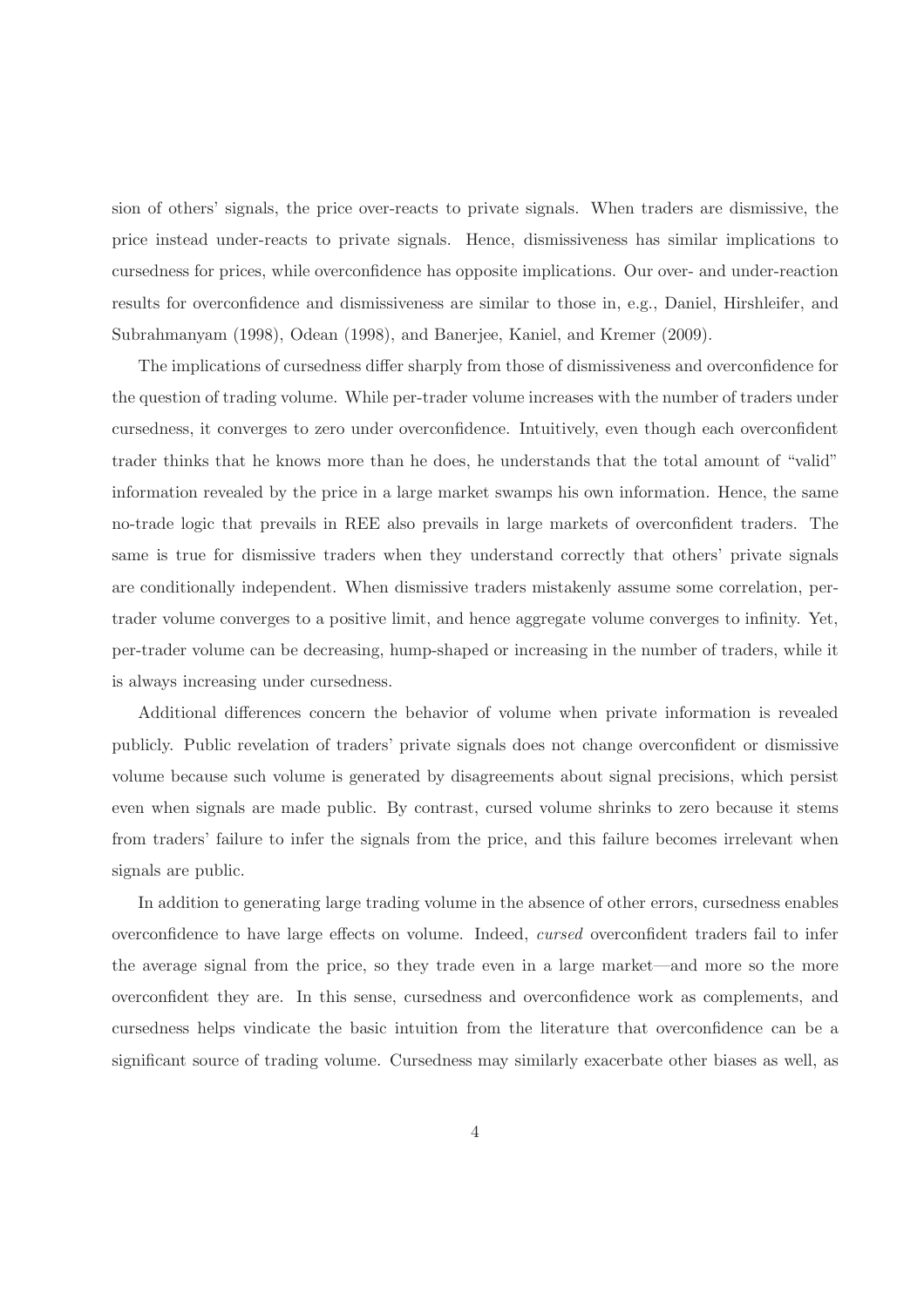sion of others' signals, the price over-reacts to private signals. When traders are dismissive, the price instead under-reacts to private signals. Hence, dismissiveness has similar implications to cursedness for prices, while overconfidence has opposite implications. Our over- and under-reaction results for overconfidence and dismissiveness are similar to those in, e.g., Daniel, Hirshleifer, and Subrahmanyam (1998), Odean (1998), and Banerjee, Kaniel, and Kremer (2009).

The implications of cursedness differ sharply from those of dismissiveness and overconfidence for the question of trading volume. While per-trader volume increases with the number of traders under cursedness, it converges to zero under overconfidence. Intuitively, even though each overconfident trader thinks that he knows more than he does, he understands that the total amount of "valid" information revealed by the price in a large market swamps his own information. Hence, the same no-trade logic that prevails in REE also prevails in large markets of overconfident traders. The same is true for dismissive traders when they understand correctly that others' private signals are conditionally independent. When dismissive traders mistakenly assume some correlation, per-trader volume converges to a positive limit, and hence aggregate volume converges to infinity. Yet, per-trader volume can be decreasing, hump-shaped or increasing in the number of traders, while it is always increasing under cursedness.

Additional differences concern the behavior of volume when private information is revealed publicly. Public revelation of traders' private signals does not change overconfident or dismissive volume because such volume is generated by disagreements about signal precisions, which persist even when signals are made public. By contrast, cursed volume shrinks to zero because it stems from traders' failure to infer the signals from the price, and this failure becomes irrelevant when signals are public.

In addition to generating large trading volume in the absence of other errors, cursedness enables overconfidence to have large effects on volume. Indeed, *cursed* overconfident traders fail to infer the average signal from the price, so they trade even in a large market—and more so the more overconfident they are. In this sense, cursedness and overconfidence work as complements, and cursedness helps vindicate the basic intuition from the literature that overconfidence can be a significant source of trading volume. Cursedness may similarly exacerbate other biases as well, as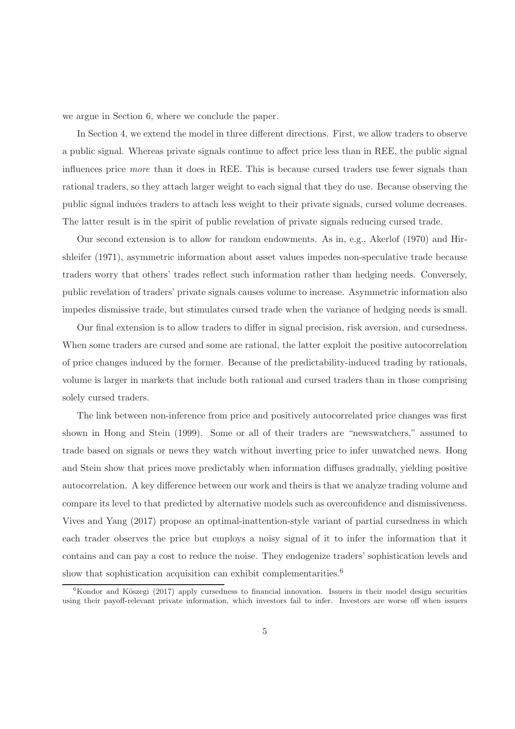we argue in Section 6, where we conclude the paper.

In Section 4, we extend the model in three different directions. First, we allow traders to observe a public signal. Whereas private signals continue to affect price less than in REE, the public signal influences price *more* than it does in REE. This is because cursed traders use fewer signals than rational traders, so they attach larger weight to each signal that they do use. Because observing the public signal induces traders to attach less weight to their private signals, cursed volume decreases. The latter result is in the spirit of public revelation of private signals reducing cursed trade.

Our second extension is to allow for random endowments. As in, e.g., Akerlof (1970) and Hirshleifer (1971), asymmetric information about asset values impedes non-speculative trade because traders worry that others' trades reflect such information rather than hedging needs. Conversely, public revelation of traders' private signals causes volume to increase. Asymmetric information also impedes dismissive trade, but stimulates cursed trade when the variance of hedging needs is small.

Our final extension is to allow traders to differ in signal precision, risk aversion, and cursedness. When some traders are cursed and some are rational, the latter exploit the positive autocorrelation of price changes induced by the former. Because of the predictability-induced trading by rationals, volume is larger in markets that include both rational and cursed traders than in those comprising solely cursed traders.

The link between non-inference from price and positively autocorrelated price changes was first shown in Hong and Stein (1999). Some or all of their traders are "newswatchers," assumed to trade based on signals or news they watch without inverting price to infer unwatched news. Hong and Stein show that prices move predictably when information diffuses gradually, yielding positive autocorrelation. A key difference between our work and theirs is that we analyze trading volume and compare its level to that predicted by alternative models such as overconfidence and dismissiveness. Vives and Yang (2017) propose an optimal-inattention-style variant of partial cursedness in which each trader observes the price but employs a noisy signal of it to infer the information that it contains and can pay a cost to reduce the noise. They endogenize traders' sophistication levels and show that sophistication acquisition can exhibit complementarities.[6]

[6] Kondor and Kőszegi (2017) apply cursedness to financial innovation. Issuers in their model design securities using their payoff-relevant private information, which investors fail to infer. Investors are worse off when issuers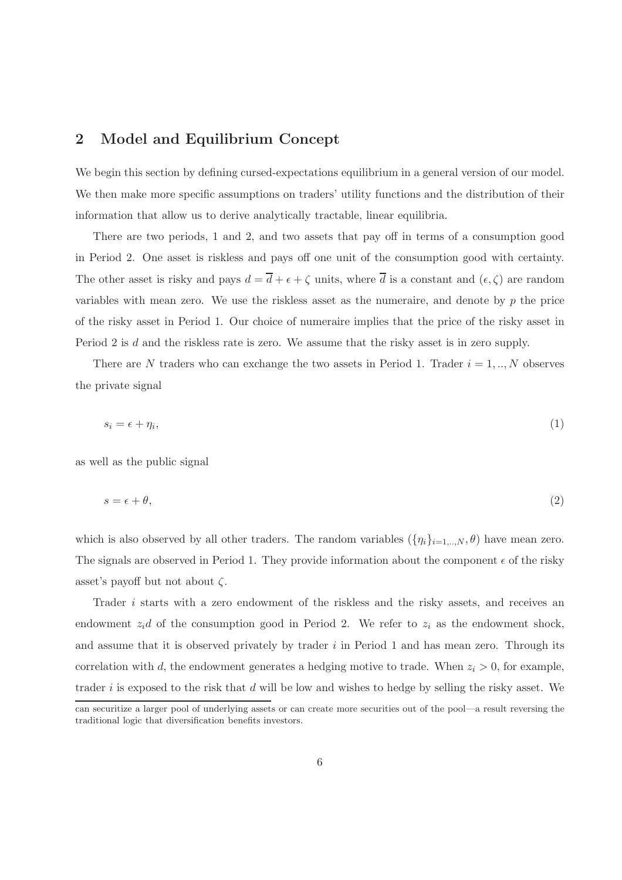## 2 Model and Equilibrium Concept

We begin this section by defining cursed-expectations equilibrium in a general version of our model. We then make more specific assumptions on traders' utility functions and the distribution of their information that allow us to derive analytically tractable, linear equilibria.

There are two periods, 1 and 2, and two assets that pay off in terms of a consumption good in Period 2. One asset is riskless and pays off one unit of the consumption good with certainty. The other asset is risky and pays $d = \overline{d} + \epsilon + \zeta$ units, where $\overline{d}$ is a constant and $(\epsilon, \zeta)$ are random variables with mean zero. We use the riskless asset as the numeraire, and denote by $p$ the price of the risky asset in Period 1. Our choice of numeraire implies that the price of the risky asset in Period 2 is $d$ and the riskless rate is zero. We assume that the risky asset is in zero supply.

There are $N$ traders who can exchange the two assets in Period 1. Trader $i = 1, .., N$ observes the private signal

$$s_i = \epsilon + \eta_i, \tag{1}$$

as well as the public signal

$$s = \epsilon + \theta, \tag{2}$$

which is also observed by all other traders. The random variables $(\{\eta_i\}_{i=1,..,N}, \theta)$ have mean zero. The signals are observed in Period 1. They provide information about the component $\epsilon$ of the risky asset's payoff but not about $\zeta$.

Trader $i$ starts with a zero endowment of the riskless and the risky assets, and receives an endowment $z_i d$ of the consumption good in Period 2. We refer to $z_i$ as the endowment shock, and assume that it is observed privately by trader $i$ in Period 1 and has mean zero. Through its correlation with $d$, the endowment generates a hedging motive to trade. When $z_i > 0$, for example, trader $i$ is exposed to the risk that $d$ will be low and wishes to hedge by selling the risky asset. We

can securitize a larger pool of underlying assets or can create more securities out of the pool—a result reversing the traditional logic that diversification benefits investors.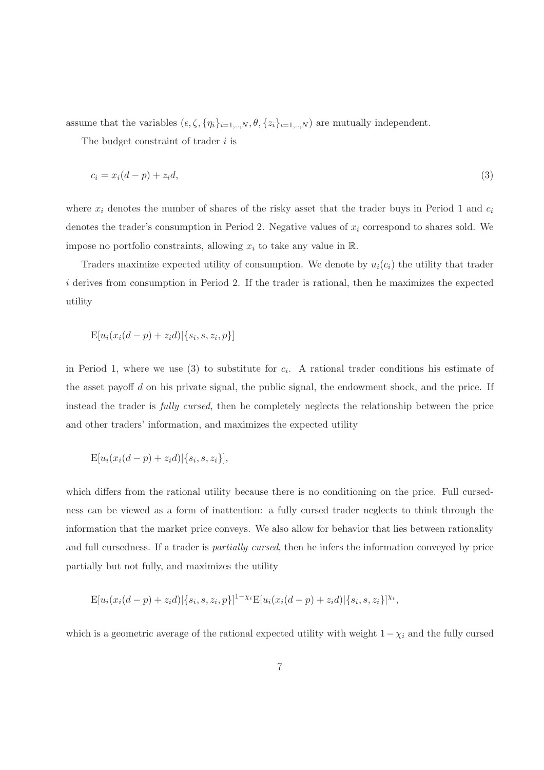assume that the variables $(\epsilon, \zeta, \{\eta_i\}_{i=1,..,N}, \theta, \{z_i\}_{i=1,..,N})$ are mutually independent.

The budget constraint of trader $i$ is

$$c_i = x_i(d - p) + z_i d, \tag{3}$$

where $x_i$ denotes the number of shares of the risky asset that the trader buys in Period 1 and $c_i$ denotes the trader's consumption in Period 2. Negative values of $x_i$ correspond to shares sold. We impose no portfolio constraints, allowing $x_i$ to take any value in $\mathbb{R}$.

Traders maximize expected utility of consumption. We denote by $u_i(c_i)$ the utility that trader $i$ derives from consumption in Period 2. If the trader is rational, then he maximizes the expected utility

$$\mathrm{E}[u_i(x_i(d - p) + z_i d)|\{s_i, s, z_i, p\}]$$

in Period 1, where we use (3) to substitute for $c_i$. A rational trader conditions his estimate of the asset payoff $d$ on his private signal, the public signal, the endowment shock, and the price. If instead the trader is *fully cursed*, then he completely neglects the relationship between the price and other traders' information, and maximizes the expected utility

$$\mathrm{E}[u_i(x_i(d - p) + z_i d)|\{s_i, s, z_i\}],$$

which differs from the rational utility because there is no conditioning on the price. Full cursedness can be viewed as a form of inattention: a fully cursed trader neglects to think through the information that the market price conveys. We also allow for behavior that lies between rationality and full cursedness. If a trader is *partially cursed*, then he infers the information conveyed by price partially but not fully, and maximizes the utility

$$\mathrm{E}[u_i(x_i(d - p) + z_i d)|\{s_i, s, z_i, p\}]^{1-\chi_i}\mathrm{E}[u_i(x_i(d - p) + z_i d)|\{s_i, s, z_i\}]^{\chi_i},$$

which is a geometric average of the rational expected utility with weight $1 - \chi_i$ and the fully cursed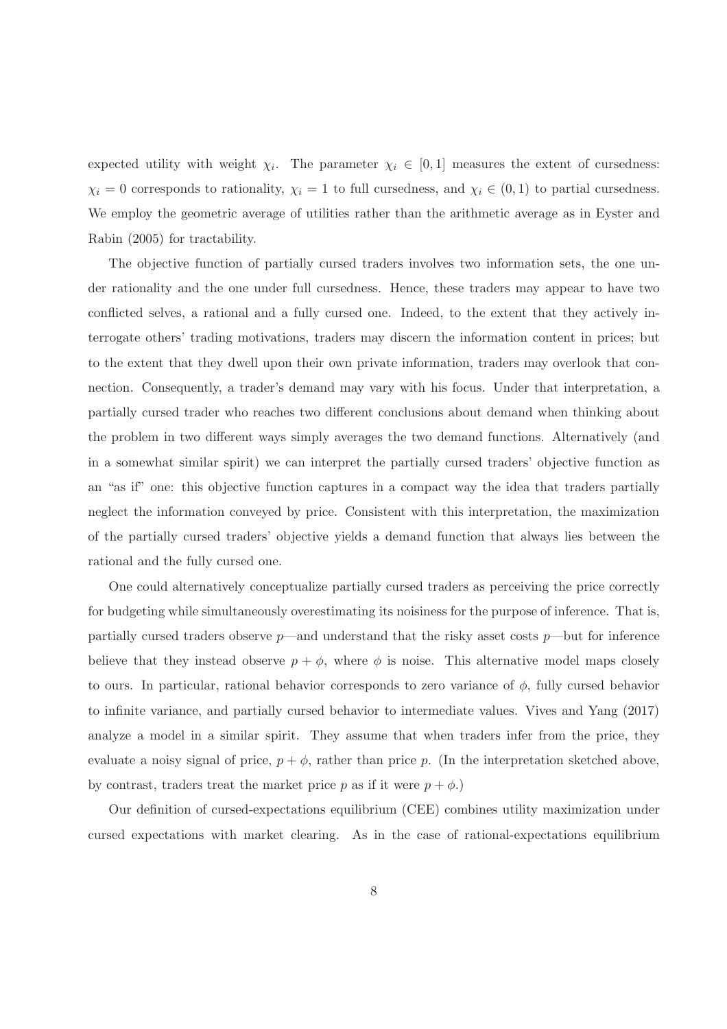expected utility with weight $\chi_i$. The parameter $\chi_i \in [0, 1]$ measures the extent of cursedness: $\chi_i = 0$ corresponds to rationality, $\chi_i = 1$ to full cursedness, and $\chi_i \in (0, 1)$ to partial cursedness. We employ the geometric average of utilities rather than the arithmetic average as in Eyster and Rabin (2005) for tractability.

The objective function of partially cursed traders involves two information sets, the one under rationality and the one under full cursedness. Hence, these traders may appear to have two conflicted selves, a rational and a fully cursed one. Indeed, to the extent that they actively interrogate others' trading motivations, traders may discern the information content in prices; but to the extent that they dwell upon their own private information, traders may overlook that connection. Consequently, a trader's demand may vary with his focus. Under that interpretation, a partially cursed trader who reaches two different conclusions about demand when thinking about the problem in two different ways simply averages the two demand functions. Alternatively (and in a somewhat similar spirit) we can interpret the partially cursed traders' objective function as an "as if" one: this objective function captures in a compact way the idea that traders partially neglect the information conveyed by price. Consistent with this interpretation, the maximization of the partially cursed traders' objective yields a demand function that always lies between the rational and the fully cursed one.

One could alternatively conceptualize partially cursed traders as perceiving the price correctly for budgeting while simultaneously overestimating its noisiness for the purpose of inference. That is, partially cursed traders observe $p$—and understand that the risky asset costs $p$—but for inference believe that they instead observe $p + \phi$, where $\phi$ is noise. This alternative model maps closely to ours. In particular, rational behavior corresponds to zero variance of $\phi$, fully cursed behavior to infinite variance, and partially cursed behavior to intermediate values. Vives and Yang (2017) analyze a model in a similar spirit. They assume that when traders infer from the price, they evaluate a noisy signal of price, $p + \phi$, rather than price $p$. (In the interpretation sketched above, by contrast, traders treat the market price $p$ as if it were $p + \phi$.)

Our definition of cursed-expectations equilibrium (CEE) combines utility maximization under cursed expectations with market clearing. As in the case of rational-expectations equilibrium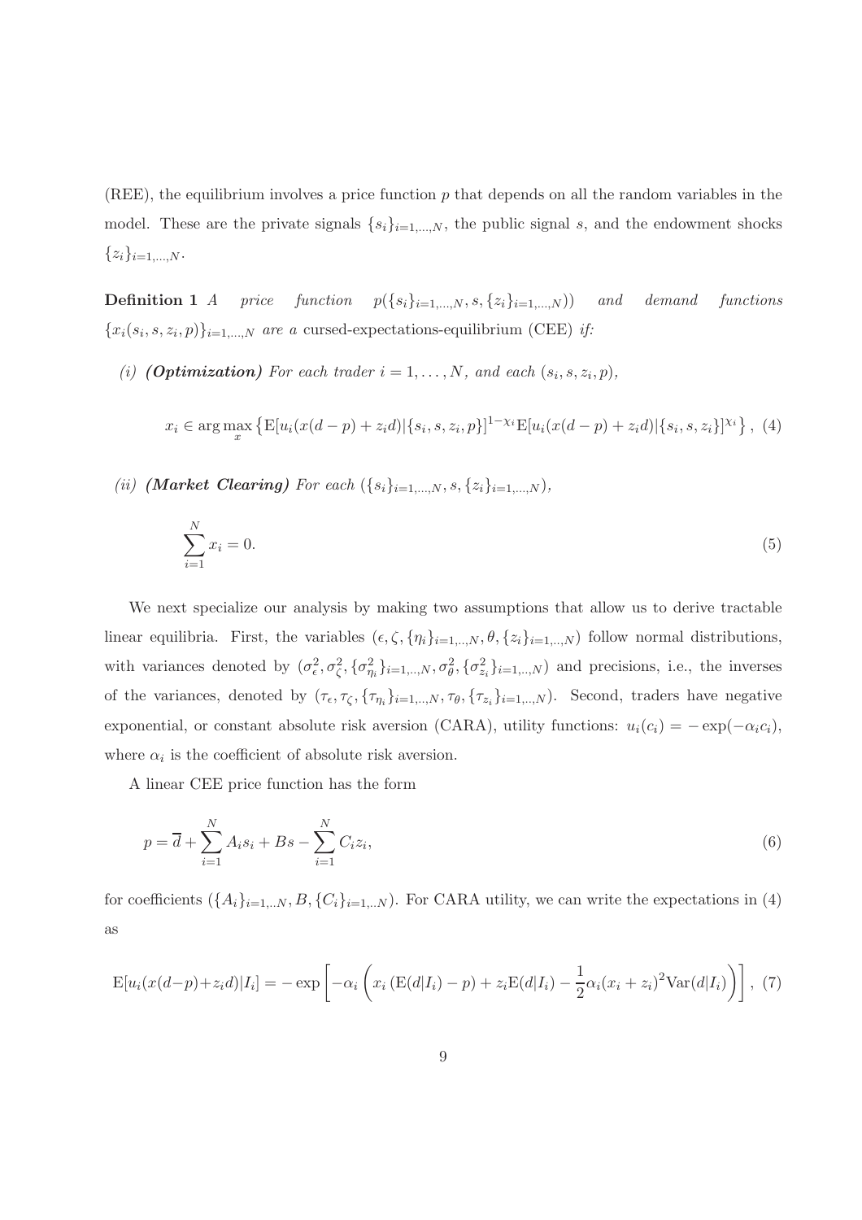(REE), the equilibrium involves a price function $p$ that depends on all the random variables in the model. These are the private signals $\{s_i\}_{i=1,\dots,N}$, the public signal $s$, and the endowment shocks $\{z_i\}_{i=1,\dots,N}$.

**Definition 1** *A price function* $p(\{s_i\}_{i=1,\dots,N}, s, \{z_i\}_{i=1,\dots,N}))$ *and demand functions* $\{x_i(s_i, s, z_i, p)\}_{i=1,\dots,N}$ *are a* cursed-expectations-equilibrium (CEE) *if:*

*(i)* ***(Optimization)*** *For each trader* $i = 1, \dots, N$*, and each* $(s_i, s, z_i, p)$*,*

$$x_i \in \arg\max_x \left\{ \mathrm{E}[u_i(x(d-p) + z_i d)|\{s_i, s, z_i, p\}]^{1-\chi_i} \mathrm{E}[u_i(x(d-p) + z_i d)|\{s_i, s, z_i\}]^{\chi_i} \right\}, \quad (4)$$

*(ii)* ***(Market Clearing)*** *For each* $(\{s_i\}_{i=1,\dots,N}, s, \{z_i\}_{i=1,\dots,N})$*,*

$$\sum_{i=1}^{N} x_i = 0. \quad (5)$$

We next specialize our analysis by making two assumptions that allow us to derive tractable linear equilibria. First, the variables $(\epsilon, \zeta, \{\eta_i\}_{i=1,..,N}, \theta, \{z_i\}_{i=1,..,N})$ follow normal distributions, with variances denoted by $(\sigma_\epsilon^2, \sigma_\zeta^2, \{\sigma_{\eta_i}^2\}_{i=1,..,N}, \sigma_\theta^2, \{\sigma_{z_i}^2\}_{i=1,..,N})$ and precisions, i.e., the inverses of the variances, denoted by $(\tau_\epsilon, \tau_\zeta, \{\tau_{\eta_i}\}_{i=1,...,N}, \tau_\theta, \{\tau_{z_i}\}_{i=1,..,N})$. Second, traders have negative exponential, or constant absolute risk aversion (CARA), utility functions: $u_i(c_i) = -\exp(-\alpha_i c_i)$, where $\alpha_i$ is the coefficient of absolute risk aversion.

A linear CEE price function has the form

$$p = \overline{d} + \sum_{i=1}^{N} A_i s_i + Bs - \sum_{i=1}^{N} C_i z_i, \quad (6)$$

for coefficients $(\{A_i\}_{i=1,..N}, B, \{C_i\}_{i=1,..N})$. For CARA utility, we can write the expectations in (4) as

$$\mathrm{E}[u_i(x(d-p)+z_i d)|I_i] = -\exp\left[-\alpha_i \left( x_i \left(\mathrm{E}(d|I_i) - p\right) + z_i \mathrm{E}(d|I_i) - \frac{1}{2}\alpha_i (x_i + z_i)^2 \mathrm{Var}(d|I_i)\right)\right], \quad (7)$$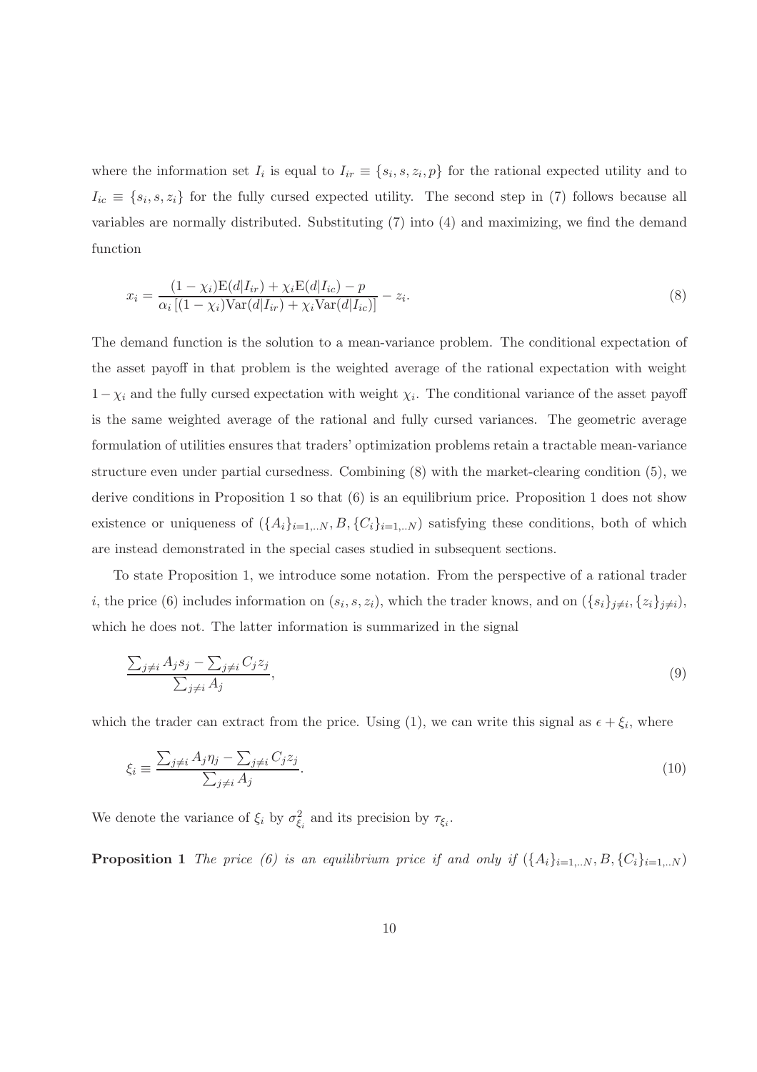where the information set $I_i$ is equal to $I_{ir} \equiv \{s_i, s, z_i, p\}$ for the rational expected utility and to $I_{ic} \equiv \{s_i, s, z_i\}$ for the fully cursed expected utility. The second step in (7) follows because all variables are normally distributed. Substituting (7) into (4) and maximizing, we find the demand function

$$x_i = \frac{(1-\chi_i)\mathrm{E}(d|I_{ir}) + \chi_i \mathrm{E}(d|I_{ic}) - p}{\alpha_i \left[(1-\chi_i)\mathrm{Var}(d|I_{ir}) + \chi_i \mathrm{Var}(d|I_{ic})\right]} - z_i. \tag{8}$$

The demand function is the solution to a mean-variance problem. The conditional expectation of the asset payoff in that problem is the weighted average of the rational expectation with weight $1-\chi_i$ and the fully cursed expectation with weight $\chi_i$. The conditional variance of the asset payoff is the same weighted average of the rational and fully cursed variances. The geometric average formulation of utilities ensures that traders' optimization problems retain a tractable mean-variance structure even under partial cursedness. Combining (8) with the market-clearing condition (5), we derive conditions in Proposition 1 so that (6) is an equilibrium price. Proposition 1 does not show existence or uniqueness of $(\{A_i\}_{i=1,..N}, B, \{C_i\}_{i=1,..N})$ satisfying these conditions, both of which are instead demonstrated in the special cases studied in subsequent sections.

To state Proposition 1, we introduce some notation. From the perspective of a rational trader $i$, the price (6) includes information on $(s_i, s, z_i)$, which the trader knows, and on $(\{s_i\}_{j\neq i}, \{z_i\}_{j\neq i})$, which he does not. The latter information is summarized in the signal

$$\frac{\sum_{j\neq i} A_j s_j - \sum_{j\neq i} C_j z_j}{\sum_{j\neq i} A_j}, \tag{9}$$

which the trader can extract from the price. Using (1), we can write this signal as $\epsilon + \xi_i$, where

$$\xi_i \equiv \frac{\sum_{j\neq i} A_j \eta_j - \sum_{j\neq i} C_j z_j}{\sum_{j\neq i} A_j}. \tag{10}$$

We denote the variance of $\xi_i$ by $\sigma^2_{\xi_i}$ and its precision by $\tau_{\xi_i}$.

**Proposition 1** *The price (6) is an equilibrium price if and only if* $(\{A_i\}_{i=1,..N}, B, \{C_i\}_{i=1,..N})$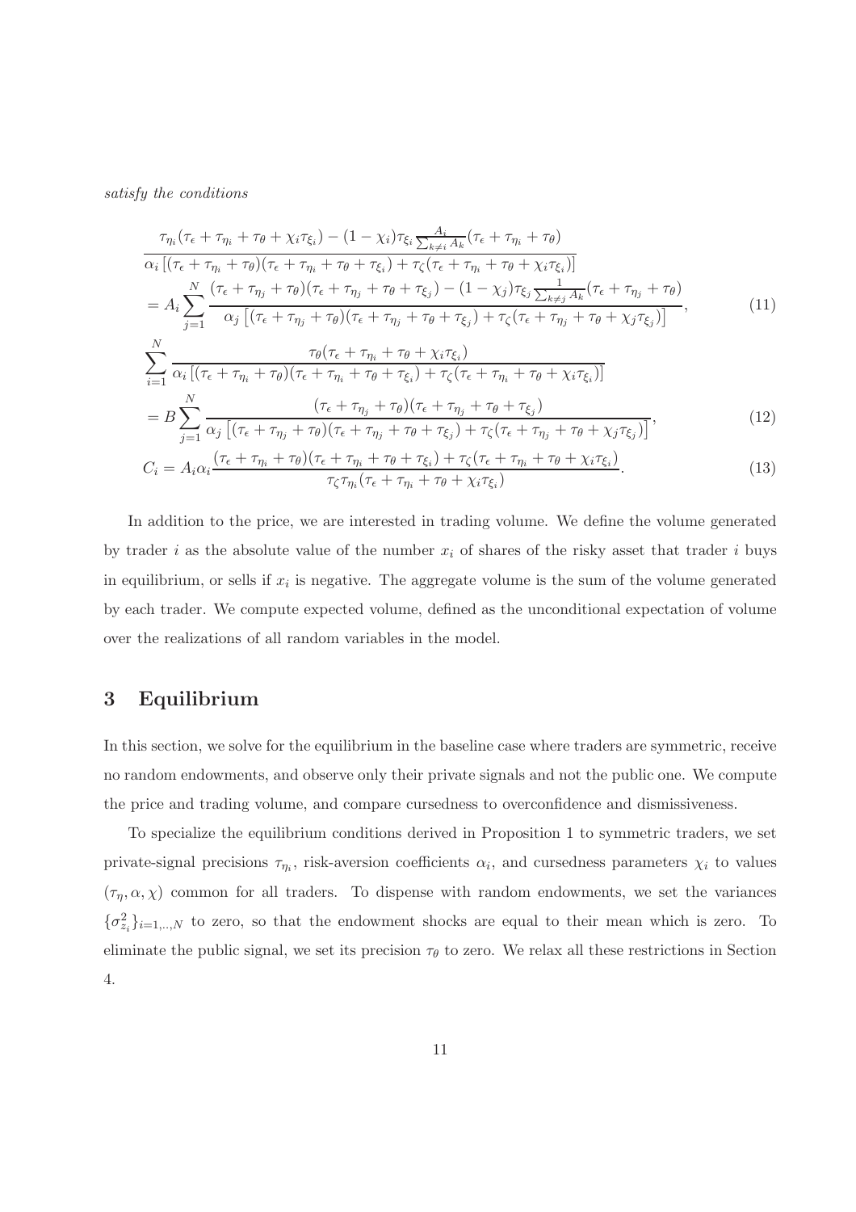*satisfy the conditions*

$$
\begin{aligned}
&\frac{\tau_{\eta_i}(\tau_\epsilon+\tau_{\eta_i}+\tau_\theta+\chi_i\tau_{\xi_i})-(1-\chi_i)\tau_{\xi_i}\frac{A_i}{\sum_{k\neq i}A_k}(\tau_\epsilon+\tau_{\eta_i}+\tau_\theta)}{\alpha_i\left[(\tau_\epsilon+\tau_{\eta_i}+\tau_\theta)(\tau_\epsilon+\tau_{\eta_i}+\tau_\theta+\tau_{\xi_i})+\tau_\zeta(\tau_\epsilon+\tau_{\eta_i}+\tau_\theta+\chi_i\tau_{\xi_i})\right]}\\
&=A_i\sum_{j=1}^{N}\frac{(\tau_\epsilon+\tau_{\eta_j}+\tau_\theta)(\tau_\epsilon+\tau_{\eta_j}+\tau_\theta+\tau_{\xi_j})-(1-\chi_j)\tau_{\xi_j}\frac{1}{\sum_{k\neq j}A_k}(\tau_\epsilon+\tau_{\eta_j}+\tau_\theta)}{\alpha_j\left[(\tau_\epsilon+\tau_{\eta_j}+\tau_\theta)(\tau_\epsilon+\tau_{\eta_j}+\tau_\theta+\tau_{\xi_j})+\tau_\zeta(\tau_\epsilon+\tau_{\eta_j}+\tau_\theta+\chi_j\tau_{\xi_j})\right]},
\end{aligned}
\tag{11}
$$

$$
\begin{aligned}
&\sum_{i=1}^{N}\frac{\tau_\theta(\tau_\epsilon+\tau_{\eta_i}+\tau_\theta+\chi_i\tau_{\xi_i})}{\alpha_i\left[(\tau_\epsilon+\tau_{\eta_i}+\tau_\theta)(\tau_\epsilon+\tau_{\eta_i}+\tau_\theta+\tau_{\xi_i})+\tau_\zeta(\tau_\epsilon+\tau_{\eta_i}+\tau_\theta+\chi_i\tau_{\xi_i})\right]}\\
&=B\sum_{j=1}^{N}\frac{(\tau_\epsilon+\tau_{\eta_j}+\tau_\theta)(\tau_\epsilon+\tau_{\eta_j}+\tau_\theta+\tau_{\xi_j})}{\alpha_j\left[(\tau_\epsilon+\tau_{\eta_j}+\tau_\theta)(\tau_\epsilon+\tau_{\eta_j}+\tau_\theta+\tau_{\xi_j})+\tau_\zeta(\tau_\epsilon+\tau_{\eta_j}+\tau_\theta+\chi_j\tau_{\xi_j})\right]},
\end{aligned}
\tag{12}
$$

$$
C_i=A_i\alpha_i\frac{(\tau_\epsilon+\tau_{\eta_i}+\tau_\theta)(\tau_\epsilon+\tau_{\eta_i}+\tau_\theta+\tau_{\xi_i})+\tau_\zeta(\tau_\epsilon+\tau_{\eta_i}+\tau_\theta+\chi_i\tau_{\xi_i})}{\tau_\zeta\tau_{\eta_i}(\tau_\epsilon+\tau_{\eta_i}+\tau_\theta+\chi_i\tau_{\xi_i})}. \tag{13}
$$

In addition to the price, we are interested in trading volume. We define the volume generated by trader $i$ as the absolute value of the number $x_i$ of shares of the risky asset that trader $i$ buys in equilibrium, or sells if $x_i$ is negative. The aggregate volume is the sum of the volume generated by each trader. We compute expected volume, defined as the unconditional expectation of volume over the realizations of all random variables in the model.

## 3 Equilibrium

In this section, we solve for the equilibrium in the baseline case where traders are symmetric, receive no random endowments, and observe only their private signals and not the public one. We compute the price and trading volume, and compare cursedness to overconfidence and dismissiveness.

To specialize the equilibrium conditions derived in Proposition 1 to symmetric traders, we set private-signal precisions $\tau_{\eta_i}$, risk-aversion coefficients $\alpha_i$, and cursedness parameters $\chi_i$ to values $(\tau_\eta, \alpha, \chi)$ common for all traders. To dispense with random endowments, we set the variances $\{\sigma^2_{z_i}\}_{i=1,..,N}$ to zero, so that the endowment shocks are equal to their mean which is zero. To eliminate the public signal, we set its precision $\tau_\theta$ to zero. We relax all these restrictions in Section 4.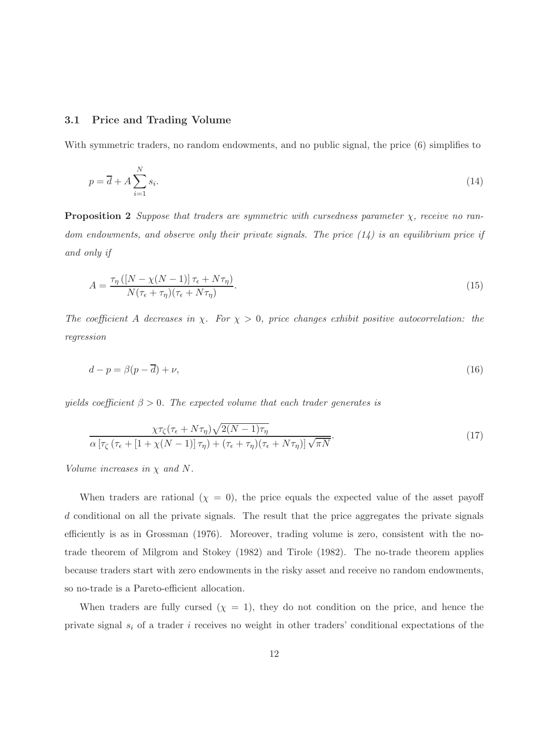### 3.1 Price and Trading Volume

With symmetric traders, no random endowments, and no public signal, the price (6) simplifies to

$$p = \overline{d} + A \sum_{i=1}^{N} s_i. \tag{14}$$

**Proposition 2** *Suppose that traders are symmetric with cursedness parameter $\chi$, receive no random endowments, and observe only their private signals. The price (14) is an equilibrium price if and only if*

$$A = \frac{\tau_\eta \left( [N - \chi(N-1)] \, \tau_\epsilon + N\tau_\eta \right)}{N(\tau_\epsilon + \tau_\eta)(\tau_\epsilon + N\tau_\eta)}. \tag{15}$$

*The coefficient $A$ decreases in $\chi$. For $\chi > 0$, price changes exhibit positive autocorrelation: the regression*

$$d - p = \beta(p - \overline{d}) + \nu, \tag{16}$$

*yields coefficient $\beta > 0$. The expected volume that each trader generates is*

$$\frac{\chi \tau_\zeta (\tau_\epsilon + N\tau_\eta)\sqrt{2(N-1)\tau_\eta}}{\alpha \left[ \tau_\zeta \left( \tau_\epsilon + [1 + \chi(N-1)] \, \tau_\eta \right) + (\tau_\epsilon + \tau_\eta)(\tau_\epsilon + N\tau_\eta) \right] \sqrt{\pi N}}. \tag{17}$$

*Volume increases in $\chi$ and $N$.*

When traders are rational ($\chi = 0$), the price equals the expected value of the asset payoff $d$ conditional on all the private signals. The result that the price aggregates the private signals efficiently is as in Grossman (1976). Moreover, trading volume is zero, consistent with the no-trade theorem of Milgrom and Stokey (1982) and Tirole (1982). The no-trade theorem applies because traders start with zero endowments in the risky asset and receive no random endowments, so no-trade is a Pareto-efficient allocation.

When traders are fully cursed ($\chi = 1$), they do not condition on the price, and hence the private signal $s_i$ of a trader $i$ receives no weight in other traders' conditional expectations of the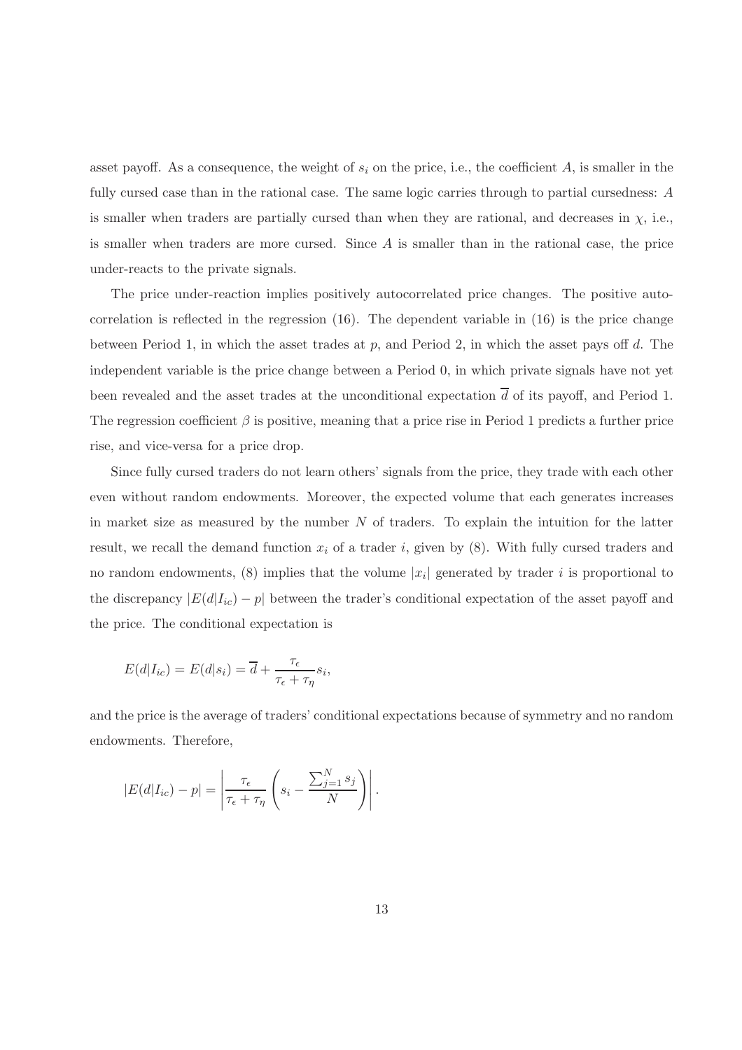asset payoff. As a consequence, the weight of $s_i$ on the price, i.e., the coefficient $A$, is smaller in the fully cursed case than in the rational case. The same logic carries through to partial cursedness: $A$ is smaller when traders are partially cursed than when they are rational, and decreases in $\chi$, i.e., is smaller when traders are more cursed. Since $A$ is smaller than in the rational case, the price under-reacts to the private signals.

The price under-reaction implies positively autocorrelated price changes. The positive autocorrelation is reflected in the regression (16). The dependent variable in (16) is the price change between Period 1, in which the asset trades at $p$, and Period 2, in which the asset pays off $d$. The independent variable is the price change between a Period 0, in which private signals have not yet been revealed and the asset trades at the unconditional expectation $\overline{d}$ of its payoff, and Period 1. The regression coefficient $\beta$ is positive, meaning that a price rise in Period 1 predicts a further price rise, and vice-versa for a price drop.

Since fully cursed traders do not learn others' signals from the price, they trade with each other even without random endowments. Moreover, the expected volume that each generates increases in market size as measured by the number $N$ of traders. To explain the intuition for the latter result, we recall the demand function $x_i$ of a trader $i$, given by (8). With fully cursed traders and no random endowments, (8) implies that the volume $|x_i|$ generated by trader $i$ is proportional to the discrepancy $|E(d|I_{ic}) - p|$ between the trader's conditional expectation of the asset payoff and the price. The conditional expectation is

$$E(d|I_{ic}) = E(d|s_i) = \overline{d} + \frac{\tau_\epsilon}{\tau_\epsilon + \tau_\eta} s_i,$$

and the price is the average of traders' conditional expectations because of symmetry and no random endowments. Therefore,

$$|E(d|I_{ic}) - p| = \left| \frac{\tau_\epsilon}{\tau_\epsilon + \tau_\eta} \left( s_i - \frac{\sum_{j=1}^{N} s_j}{N} \right) \right|.$$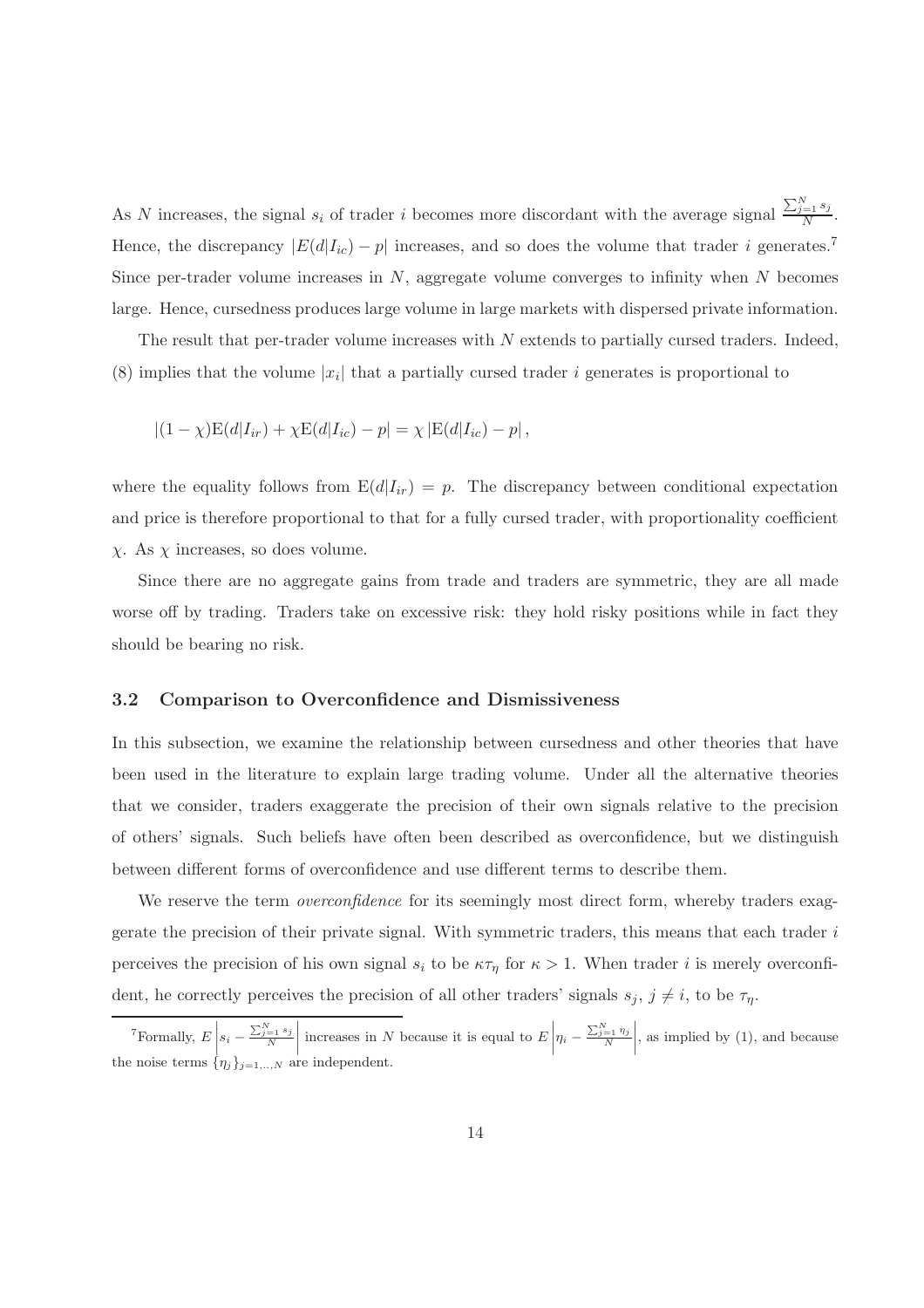As $N$ increases, the signal $s_i$ of trader $i$ becomes more discordant with the average signal $\frac{\sum_{j=1}^N s_j}{N}$. Hence, the discrepancy $|E(d|I_{ic}) - p|$ increases, and so does the volume that trader $i$ generates.[7] Since per-trader volume increases in $N$, aggregate volume converges to infinity when $N$ becomes large. Hence, cursedness produces large volume in large markets with dispersed private information.

The result that per-trader volume increases with $N$ extends to partially cursed traders. Indeed, (8) implies that the volume $|x_i|$ that a partially cursed trader $i$ generates is proportional to

$$|(1-\chi)\mathrm{E}(d|I_{ir}) + \chi\mathrm{E}(d|I_{ic}) - p| = \chi\,|\mathrm{E}(d|I_{ic}) - p|\,,$$

where the equality follows from $\mathrm{E}(d|I_{ir}) = p$. The discrepancy between conditional expectation and price is therefore proportional to that for a fully cursed trader, with proportionality coefficient $\chi$. As $\chi$ increases, so does volume.

Since there are no aggregate gains from trade and traders are symmetric, they are all made worse off by trading. Traders take on excessive risk: they hold risky positions while in fact they should be bearing no risk.

### 3.2 Comparison to Overconfidence and Dismissiveness

In this subsection, we examine the relationship between cursedness and other theories that have been used in the literature to explain large trading volume. Under all the alternative theories that we consider, traders exaggerate the precision of their own signals relative to the precision of others' signals. Such beliefs have often been described as overconfidence, but we distinguish between different forms of overconfidence and use different terms to describe them.

We reserve the term *overconfidence* for its seemingly most direct form, whereby traders exaggerate the precision of their private signal. With symmetric traders, this means that each trader $i$ perceives the precision of his own signal $s_i$ to be $\kappa\tau_\eta$ for $\kappa > 1$. When trader $i$ is merely overconfident, he correctly perceives the precision of all other traders' signals $s_j$, $j \neq i$, to be $\tau_\eta$.

[7] Formally, $E\left|s_i - \frac{\sum_{j=1}^N s_j}{N}\right|$ increases in $N$ because it is equal to $E\left|\eta_i - \frac{\sum_{j=1}^N \eta_j}{N}\right|$, as implied by (1), and because the noise terms $\{\eta_j\}_{j=1,..,N}$ are independent.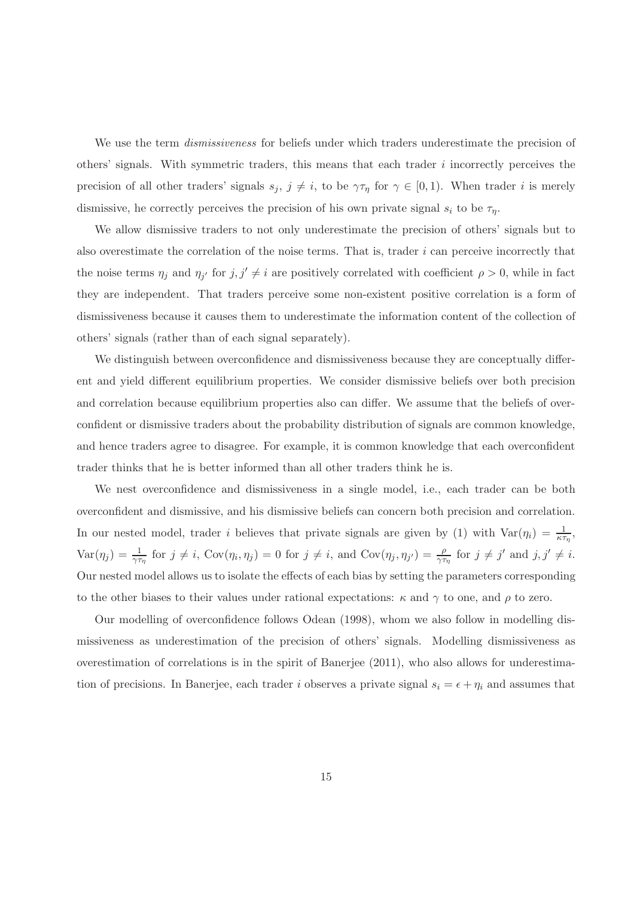We use the term *dismissiveness* for beliefs under which traders underestimate the precision of others' signals. With symmetric traders, this means that each trader $i$ incorrectly perceives the precision of all other traders' signals $s_j$, $j \neq i$, to be $\gamma\tau_\eta$ for $\gamma \in [0, 1)$. When trader $i$ is merely dismissive, he correctly perceives the precision of his own private signal $s_i$ to be $\tau_\eta$.

We allow dismissive traders to not only underestimate the precision of others' signals but to also overestimate the correlation of the noise terms. That is, trader $i$ can perceive incorrectly that the noise terms $\eta_j$ and $\eta_{j'}$ for $j, j' \neq i$ are positively correlated with coefficient $\rho > 0$, while in fact they are independent. That traders perceive some non-existent positive correlation is a form of dismissiveness because it causes them to underestimate the information content of the collection of others' signals (rather than of each signal separately).

We distinguish between overconfidence and dismissiveness because they are conceptually different and yield different equilibrium properties. We consider dismissive beliefs over both precision and correlation because equilibrium properties also can differ. We assume that the beliefs of overconfident or dismissive traders about the probability distribution of signals are common knowledge, and hence traders agree to disagree. For example, it is common knowledge that each overconfident trader thinks that he is better informed than all other traders think he is.

We nest overconfidence and dismissiveness in a single model, i.e., each trader can be both overconfident and dismissive, and his dismissive beliefs can concern both precision and correlation. In our nested model, trader $i$ believes that private signals are given by (1) with $\text{Var}(\eta_i) = \frac{1}{\kappa\tau_\eta}$, $\text{Var}(\eta_j) = \frac{1}{\gamma\tau_\eta}$ for $j \neq i$, $\text{Cov}(\eta_i, \eta_j) = 0$ for $j \neq i$, and $\text{Cov}(\eta_j, \eta_{j'}) = \frac{\rho}{\gamma\tau_\eta}$ for $j \neq j'$ and $j, j' \neq i$. Our nested model allows us to isolate the effects of each bias by setting the parameters corresponding to the other biases to their values under rational expectations: $\kappa$ and $\gamma$ to one, and $\rho$ to zero.

Our modelling of overconfidence follows Odean (1998), whom we also follow in modelling dismissiveness as underestimation of the precision of others' signals. Modelling dismissiveness as overestimation of correlations is in the spirit of Banerjee (2011), who also allows for underestimation of precisions. In Banerjee, each trader $i$ observes a private signal $s_i = \epsilon + \eta_i$ and assumes that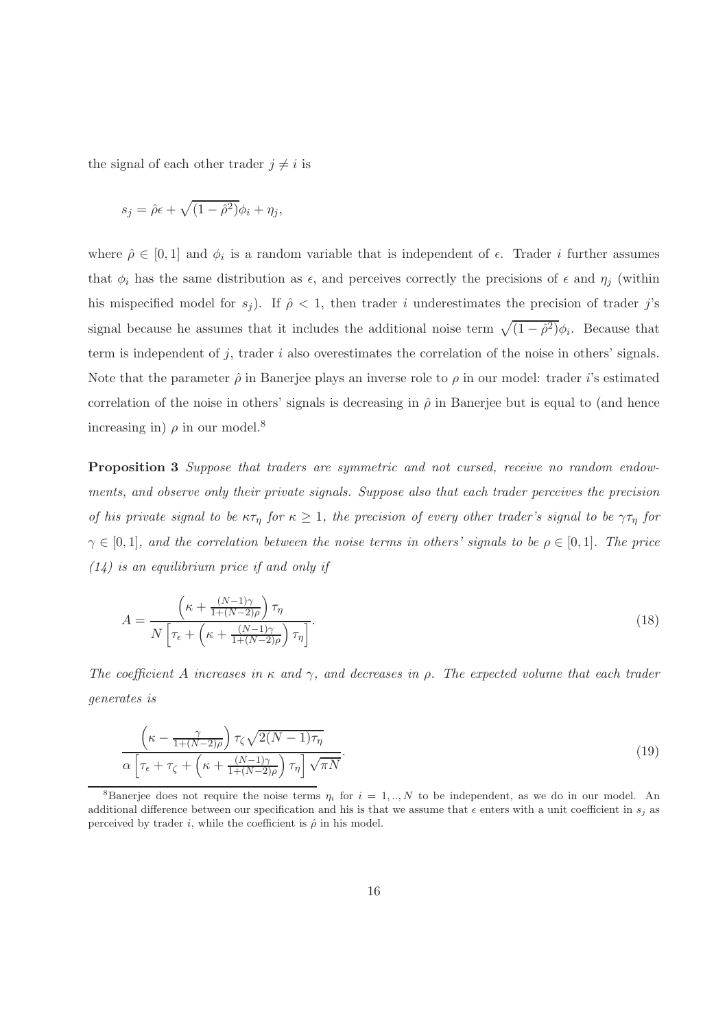the signal of each other trader $j \neq i$ is

$$s_j = \hat{\rho}\epsilon + \sqrt{(1-\hat{\rho}^2)}\phi_i + \eta_j,$$

where $\hat{\rho} \in [0,1]$ and $\phi_i$ is a random variable that is independent of $\epsilon$. Trader $i$ further assumes that $\phi_i$ has the same distribution as $\epsilon$, and perceives correctly the precisions of $\epsilon$ and $\eta_j$ (within his mispecified model for $s_j$). If $\hat{\rho} < 1$, then trader $i$ underestimates the precision of trader $j$'s signal because he assumes that it includes the additional noise term $\sqrt{(1-\hat{\rho}^2)}\phi_i$. Because that term is independent of $j$, trader $i$ also overestimates the correlation of the noise in others' signals. Note that the parameter $\hat{\rho}$ in Banerjee plays an inverse role to $\rho$ in our model: trader $i$'s estimated correlation of the noise in others' signals is decreasing in $\hat{\rho}$ in Banerjee but is equal to (and hence increasing in) $\rho$ in our model.[8]

**Proposition 3** *Suppose that traders are symmetric and not cursed, receive no random endowments, and observe only their private signals. Suppose also that each trader perceives the precision of his private signal to be $\kappa\tau_\eta$ for $\kappa \geq 1$, the precision of every other trader's signal to be $\gamma\tau_\eta$ for $\gamma \in [0,1]$, and the correlation between the noise terms in others' signals to be $\rho \in [0,1]$. The price (14) is an equilibrium price if and only if*

$$A = \frac{\left(\kappa + \frac{(N-1)\gamma}{1+(N-2)\rho}\right)\tau_\eta}{N\left[\tau_\epsilon + \left(\kappa + \frac{(N-1)\gamma}{1+(N-2)\rho}\right)\tau_\eta\right]}. \tag{18}$$

*The coefficient $A$ increases in $\kappa$ and $\gamma$, and decreases in $\rho$. The expected volume that each trader generates is*

$$\frac{\left(\kappa - \frac{\gamma}{1+(N-2)\rho}\right)\tau_\zeta\sqrt{2(N-1)\tau_\eta}}{\alpha\left[\tau_\epsilon + \tau_\zeta + \left(\kappa + \frac{(N-1)\gamma}{1+(N-2)\rho}\right)\tau_\eta\right]\sqrt{\pi N}}. \tag{19}$$

[8] Banerjee does not require the noise terms $\eta_i$ for $i = 1,..,N$ to be independent, as we do in our model. An additional difference between our specification and his is that we assume that $\epsilon$ enters with a unit coefficient in $s_j$ as perceived by trader $i$, while the coefficient is $\hat{\rho}$ in his model.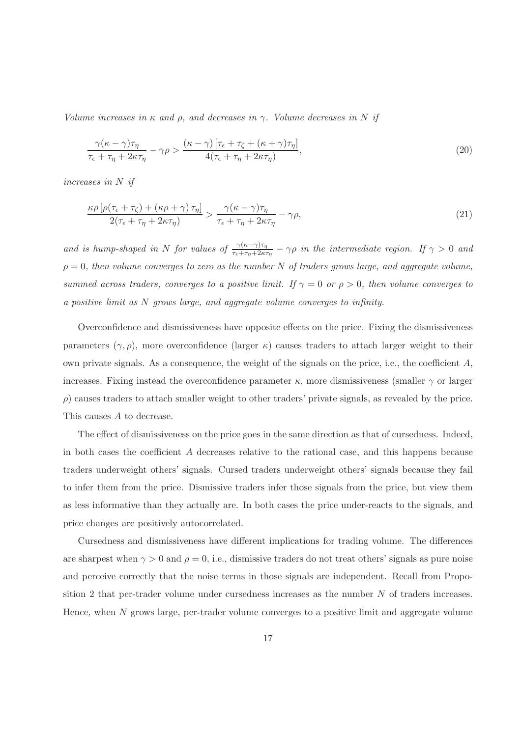*Volume increases in $\kappa$ and $\rho$, and decreases in $\gamma$. Volume decreases in $N$ if*

$$\frac{\gamma(\kappa-\gamma)\tau_\eta}{\tau_\epsilon+\tau_\eta+2\kappa\tau_\eta}-\gamma\rho > \frac{(\kappa-\gamma)\left[\tau_\epsilon+\tau_\zeta+(\kappa+\gamma)\tau_\eta\right]}{4(\tau_\epsilon+\tau_\eta+2\kappa\tau_\eta)}, \tag{20}$$

*increases in $N$ if*

$$\frac{\kappa\rho\left[\rho(\tau_\epsilon+\tau_\zeta)+(\kappa\rho+\gamma)\tau_\eta\right]}{2(\tau_\epsilon+\tau_\eta+2\kappa\tau_\eta)} > \frac{\gamma(\kappa-\gamma)\tau_\eta}{\tau_\epsilon+\tau_\eta+2\kappa\tau_\eta}-\gamma\rho, \tag{21}$$

*and is hump-shaped in $N$ for values of $\frac{\gamma(\kappa-\gamma)\tau_\eta}{\tau_\epsilon+\tau_\eta+2\kappa\tau_\eta}-\gamma\rho$ in the intermediate region. If $\gamma>0$ and $\rho=0$, then volume converges to zero as the number $N$ of traders grows large, and aggregate volume, summed across traders, converges to a positive limit. If $\gamma=0$ or $\rho>0$, then volume converges to a positive limit as $N$ grows large, and aggregate volume converges to infinity.*

Overconfidence and dismissiveness have opposite effects on the price. Fixing the dismissiveness parameters $(\gamma,\rho)$, more overconfidence (larger $\kappa$) causes traders to attach larger weight to their own private signals. As a consequence, the weight of the signals on the price, i.e., the coefficient $A$, increases. Fixing instead the overconfidence parameter $\kappa$, more dismissiveness (smaller $\gamma$ or larger $\rho$) causes traders to attach smaller weight to other traders' private signals, as revealed by the price. This causes $A$ to decrease.

The effect of dismissiveness on the price goes in the same direction as that of cursedness. Indeed, in both cases the coefficient $A$ decreases relative to the rational case, and this happens because traders underweight others' signals. Cursed traders underweight others' signals because they fail to infer them from the price. Dismissive traders infer those signals from the price, but view them as less informative than they actually are. In both cases the price under-reacts to the signals, and price changes are positively autocorrelated.

Cursedness and dismissiveness have different implications for trading volume. The differences are sharpest when $\gamma>0$ and $\rho=0$, i.e., dismissive traders do not treat others' signals as pure noise and perceive correctly that the noise terms in those signals are independent. Recall from Proposition 2 that per-trader volume under cursedness increases as the number $N$ of traders increases. Hence, when $N$ grows large, per-trader volume converges to a positive limit and aggregate volume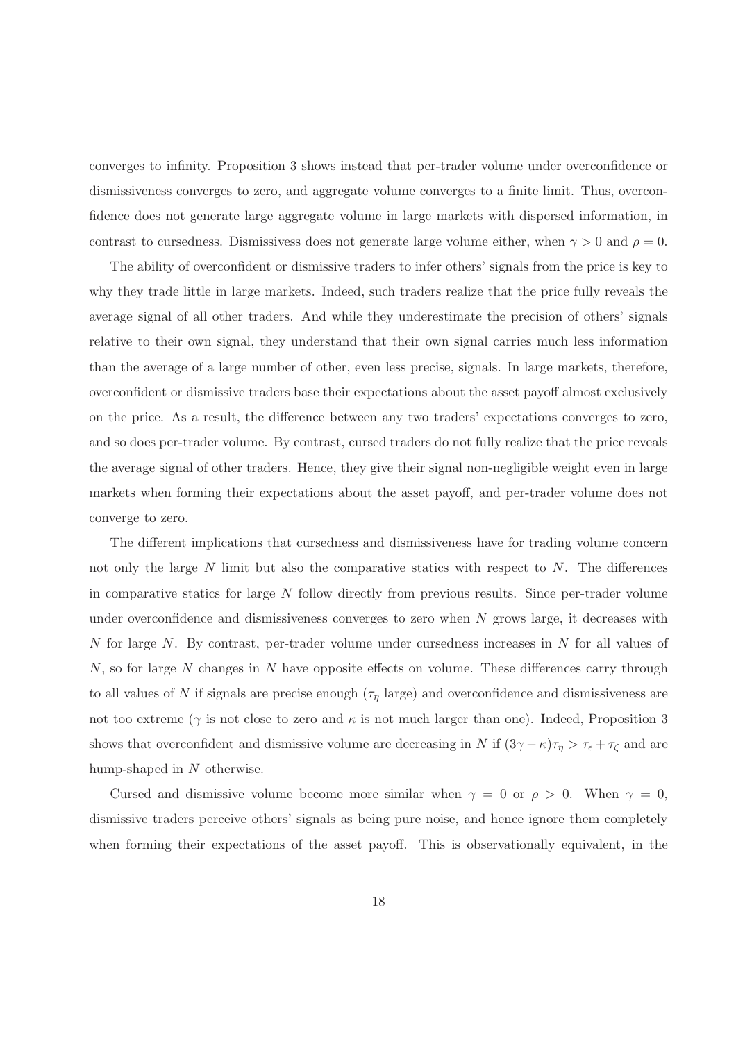converges to infinity. Proposition 3 shows instead that per-trader volume under overconfidence or dismissiveness converges to zero, and aggregate volume converges to a finite limit. Thus, overconfidence does not generate large aggregate volume in large markets with dispersed information, in contrast to cursedness. Dismissivess does not generate large volume either, when $\gamma > 0$ and $\rho = 0$.

The ability of overconfident or dismissive traders to infer others' signals from the price is key to why they trade little in large markets. Indeed, such traders realize that the price fully reveals the average signal of all other traders. And while they underestimate the precision of others' signals relative to their own signal, they understand that their own signal carries much less information than the average of a large number of other, even less precise, signals. In large markets, therefore, overconfident or dismissive traders base their expectations about the asset payoff almost exclusively on the price. As a result, the difference between any two traders' expectations converges to zero, and so does per-trader volume. By contrast, cursed traders do not fully realize that the price reveals the average signal of other traders. Hence, they give their signal non-negligible weight even in large markets when forming their expectations about the asset payoff, and per-trader volume does not converge to zero.

The different implications that cursedness and dismissiveness have for trading volume concern not only the large $N$ limit but also the comparative statics with respect to $N$. The differences in comparative statics for large $N$ follow directly from previous results. Since per-trader volume under overconfidence and dismissiveness converges to zero when $N$ grows large, it decreases with $N$ for large $N$. By contrast, per-trader volume under cursedness increases in $N$ for all values of $N$, so for large $N$ changes in $N$ have opposite effects on volume. These differences carry through to all values of $N$ if signals are precise enough ($\tau_\eta$ large) and overconfidence and dismissiveness are not too extreme ($\gamma$ is not close to zero and $\kappa$ is not much larger than one). Indeed, Proposition 3 shows that overconfident and dismissive volume are decreasing in $N$ if $(3\gamma - \kappa)\tau_\eta > \tau_\epsilon + \tau_\zeta$ and are hump-shaped in $N$ otherwise.

Cursed and dismissive volume become more similar when $\gamma = 0$ or $\rho > 0$. When $\gamma = 0$, dismissive traders perceive others' signals as being pure noise, and hence ignore them completely when forming their expectations of the asset payoff. This is observationally equivalent, in the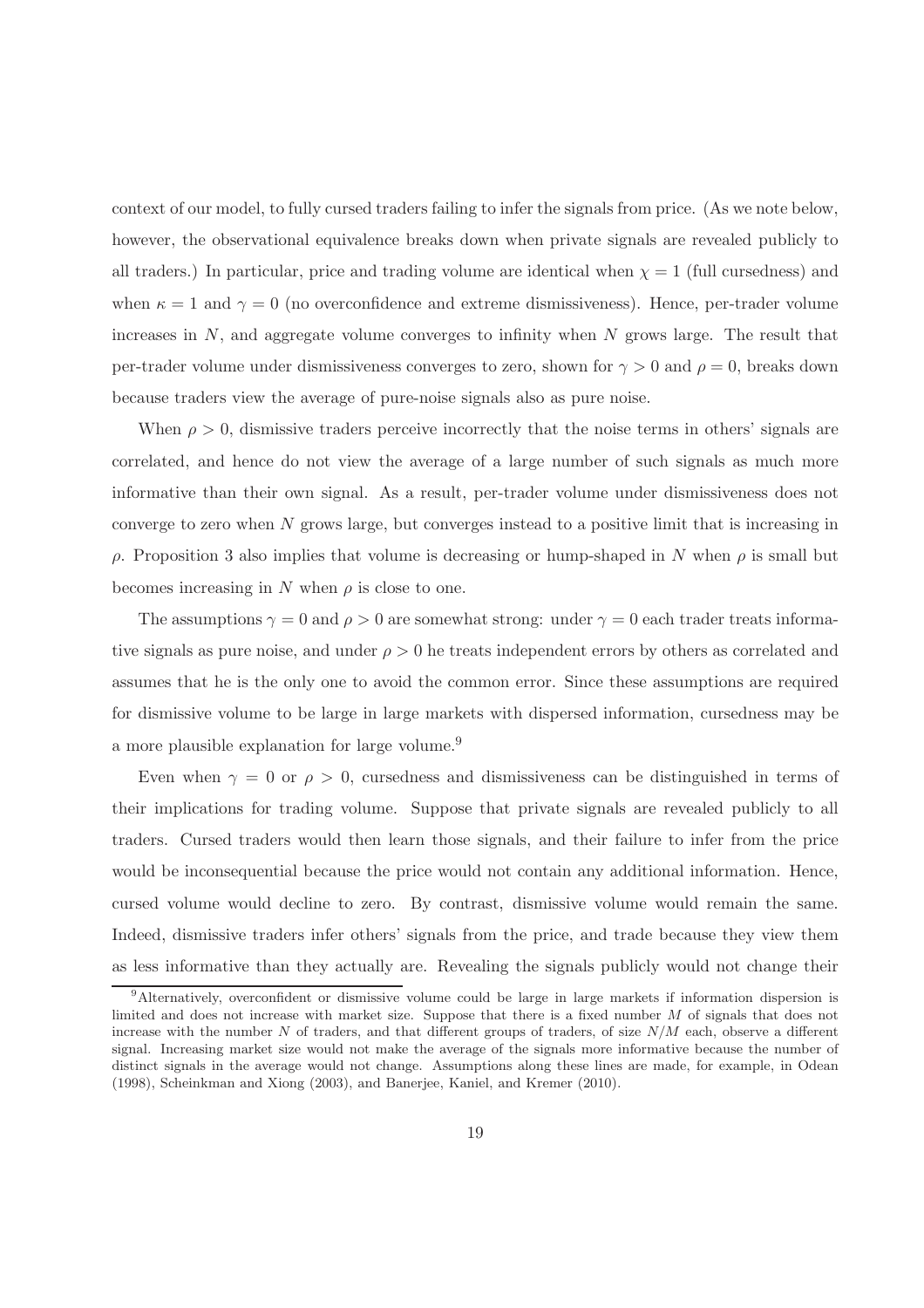context of our model, to fully cursed traders failing to infer the signals from price. (As we note below, however, the observational equivalence breaks down when private signals are revealed publicly to all traders.) In particular, price and trading volume are identical when $\chi = 1$ (full cursedness) and when $\kappa = 1$ and $\gamma = 0$ (no overconfidence and extreme dismissiveness). Hence, per-trader volume increases in $N$, and aggregate volume converges to infinity when $N$ grows large. The result that per-trader volume under dismissiveness converges to zero, shown for $\gamma > 0$ and $\rho = 0$, breaks down because traders view the average of pure-noise signals also as pure noise.

When $\rho > 0$, dismissive traders perceive incorrectly that the noise terms in others' signals are correlated, and hence do not view the average of a large number of such signals as much more informative than their own signal. As a result, per-trader volume under dismissiveness does not converge to zero when $N$ grows large, but converges instead to a positive limit that is increasing in $\rho$. Proposition 3 also implies that volume is decreasing or hump-shaped in $N$ when $\rho$ is small but becomes increasing in $N$ when $\rho$ is close to one.

The assumptions $\gamma = 0$ and $\rho > 0$ are somewhat strong: under $\gamma = 0$ each trader treats informative signals as pure noise, and under $\rho > 0$ he treats independent errors by others as correlated and assumes that he is the only one to avoid the common error. Since these assumptions are required for dismissive volume to be large in large markets with dispersed information, cursedness may be a more plausible explanation for large volume.[9]

Even when $\gamma = 0$ or $\rho > 0$, cursedness and dismissiveness can be distinguished in terms of their implications for trading volume. Suppose that private signals are revealed publicly to all traders. Cursed traders would then learn those signals, and their failure to infer from the price would be inconsequential because the price would not contain any additional information. Hence, cursed volume would decline to zero. By contrast, dismissive volume would remain the same. Indeed, dismissive traders infer others' signals from the price, and trade because they view them as less informative than they actually are. Revealing the signals publicly would not change their

[9] Alternatively, overconfident or dismissive volume could be large in large markets if information dispersion is limited and does not increase with market size. Suppose that there is a fixed number $M$ of signals that does not increase with the number $N$ of traders, and that different groups of traders, of size $N/M$ each, observe a different signal. Increasing market size would not make the average of the signals more informative because the number of distinct signals in the average would not change. Assumptions along these lines are made, for example, in Odean (1998), Scheinkman and Xiong (2003), and Banerjee, Kaniel, and Kremer (2010).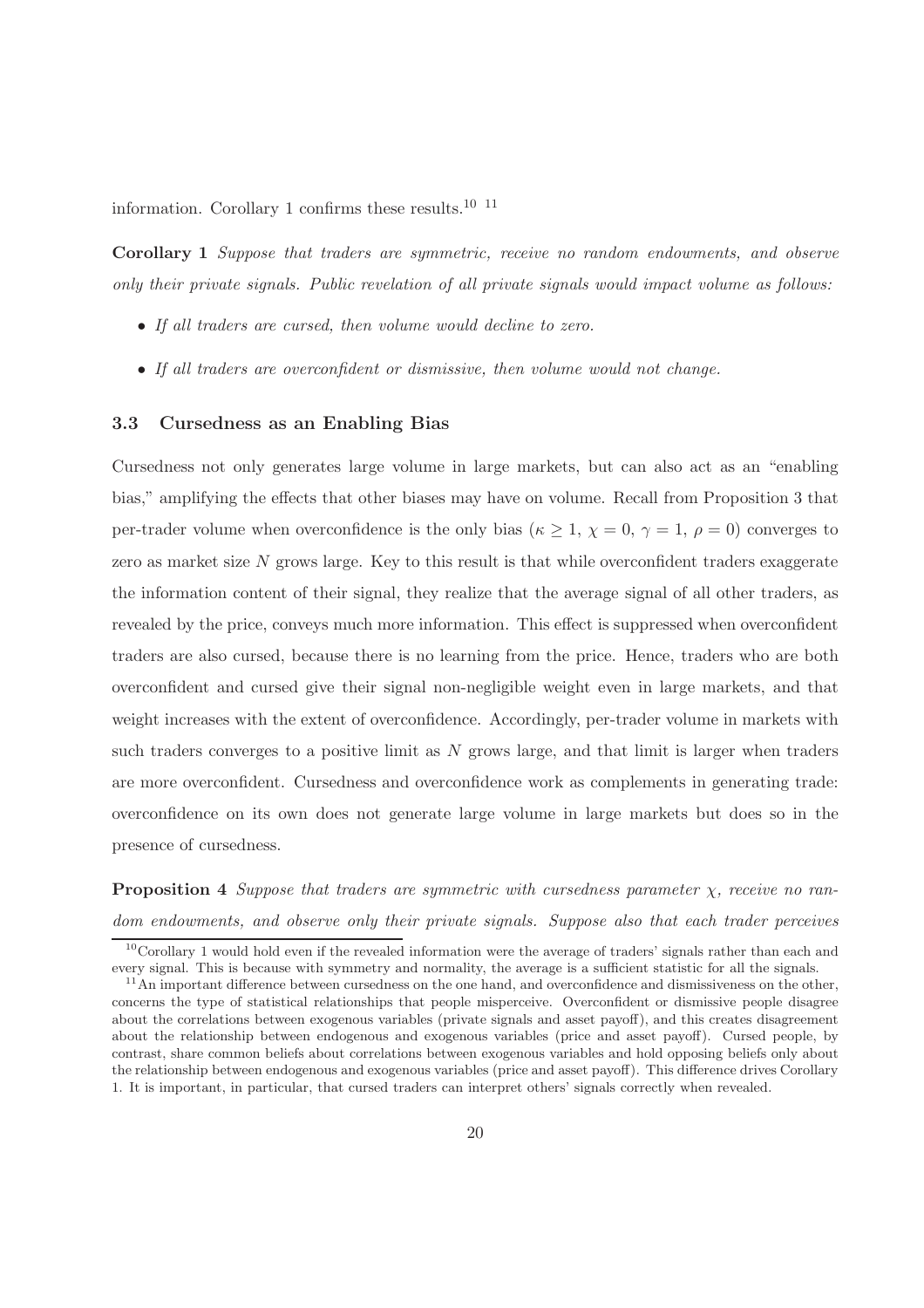information. Corollary 1 confirms these results.[10] [11]

**Corollary 1** *Suppose that traders are symmetric, receive no random endowments, and observe only their private signals. Public revelation of all private signals would impact volume as follows:*

- *If all traders are cursed, then volume would decline to zero.*
- *If all traders are overconfident or dismissive, then volume would not change.*

### 3.3 Cursedness as an Enabling Bias

Cursedness not only generates large volume in large markets, but can also act as an "enabling bias," amplifying the effects that other biases may have on volume. Recall from Proposition 3 that per-trader volume when overconfidence is the only bias ($\kappa \geq 1$, $\chi = 0$, $\gamma = 1$, $\rho = 0$) converges to zero as market size $N$ grows large. Key to this result is that while overconfident traders exaggerate the information content of their signal, they realize that the average signal of all other traders, as revealed by the price, conveys much more information. This effect is suppressed when overconfident traders are also cursed, because there is no learning from the price. Hence, traders who are both overconfident and cursed give their signal non-negligible weight even in large markets, and that weight increases with the extent of overconfidence. Accordingly, per-trader volume in markets with such traders converges to a positive limit as $N$ grows large, and that limit is larger when traders are more overconfident. Cursedness and overconfidence work as complements in generating trade: overconfidence on its own does not generate large volume in large markets but does so in the presence of cursedness.

**Proposition 4** *Suppose that traders are symmetric with cursedness parameter $\chi$, receive no random endowments, and observe only their private signals. Suppose also that each trader perceives*

[10] Corollary 1 would hold even if the revealed information were the average of traders' signals rather than each and every signal. This is because with symmetry and normality, the average is a sufficient statistic for all the signals.

[11] An important difference between cursedness on the one hand, and overconfidence and dismissiveness on the other, concerns the type of statistical relationships that people misperceive. Overconfident or dismissive people disagree about the correlations between exogenous variables (private signals and asset payoff), and this creates disagreement about the relationship between endogenous and exogenous variables (price and asset payoff). Cursed people, by contrast, share common beliefs about correlations between exogenous variables and hold opposing beliefs only about the relationship between endogenous and exogenous variables (price and asset payoff). This difference drives Corollary 1. It is important, in particular, that cursed traders can interpret others' signals correctly when revealed.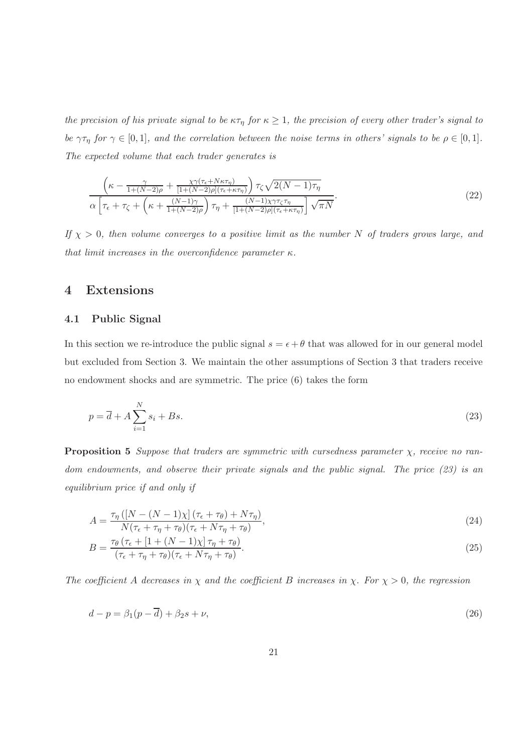*the precision of his private signal to be $\kappa\tau_\eta$ for $\kappa \geq 1$, the precision of every other trader's signal to be $\gamma\tau_\eta$ for $\gamma \in [0,1]$, and the correlation between the noise terms in others' signals to be $\rho \in [0,1]$. The expected volume that each trader generates is*

$$\frac{\left(\kappa - \frac{\gamma}{1+(N-2)\rho} + \frac{\chi\gamma(\tau_\epsilon + N\kappa\tau_\eta)}{[1+(N-2)\rho](\tau_\epsilon+\kappa\tau_\eta)}\right)\tau_\zeta\sqrt{2(N-1)\tau_\eta}}{\alpha\left[\tau_\epsilon + \tau_\zeta + \left(\kappa + \frac{(N-1)\gamma}{1+(N-2)\rho}\right)\tau_\eta + \frac{(N-1)\chi\gamma\tau_\zeta\tau_\eta}{[1+(N-2)\rho](\tau_\epsilon+\kappa\tau_\eta)}\right]\sqrt{\pi N}}. \tag{22}$$

*If $\chi > 0$, then volume converges to a positive limit as the number $N$ of traders grows large, and that limit increases in the overconfidence parameter $\kappa$.*

# 4 Extensions

## 4.1 Public Signal

In this section we re-introduce the public signal $s = \epsilon + \theta$ that was allowed for in our general model but excluded from Section 3. We maintain the other assumptions of Section 3 that traders receive no endowment shocks and are symmetric. The price (6) takes the form

$$p = \overline{d} + A\sum_{i=1}^{N} s_i + Bs. \tag{23}$$

**Proposition 5** *Suppose that traders are symmetric with cursedness parameter $\chi$, receive no random endowments, and observe their private signals and the public signal. The price (23) is an equilibrium price if and only if*

$$A = \frac{\tau_\eta\left([N-(N-1)\chi](\tau_\epsilon+\tau_\theta) + N\tau_\eta\right)}{N(\tau_\epsilon+\tau_\eta+\tau_\theta)(\tau_\epsilon+N\tau_\eta+\tau_\theta)}, \tag{24}$$

$$B = \frac{\tau_\theta\left(\tau_\epsilon + [1+(N-1)\chi]\tau_\eta + \tau_\theta\right)}{(\tau_\epsilon+\tau_\eta+\tau_\theta)(\tau_\epsilon+N\tau_\eta+\tau_\theta)}. \tag{25}$$

*The coefficient $A$ decreases in $\chi$ and the coefficient $B$ increases in $\chi$. For $\chi > 0$, the regression*

$$d - p = \beta_1(p - \overline{d}) + \beta_2 s + \nu, \tag{26}$$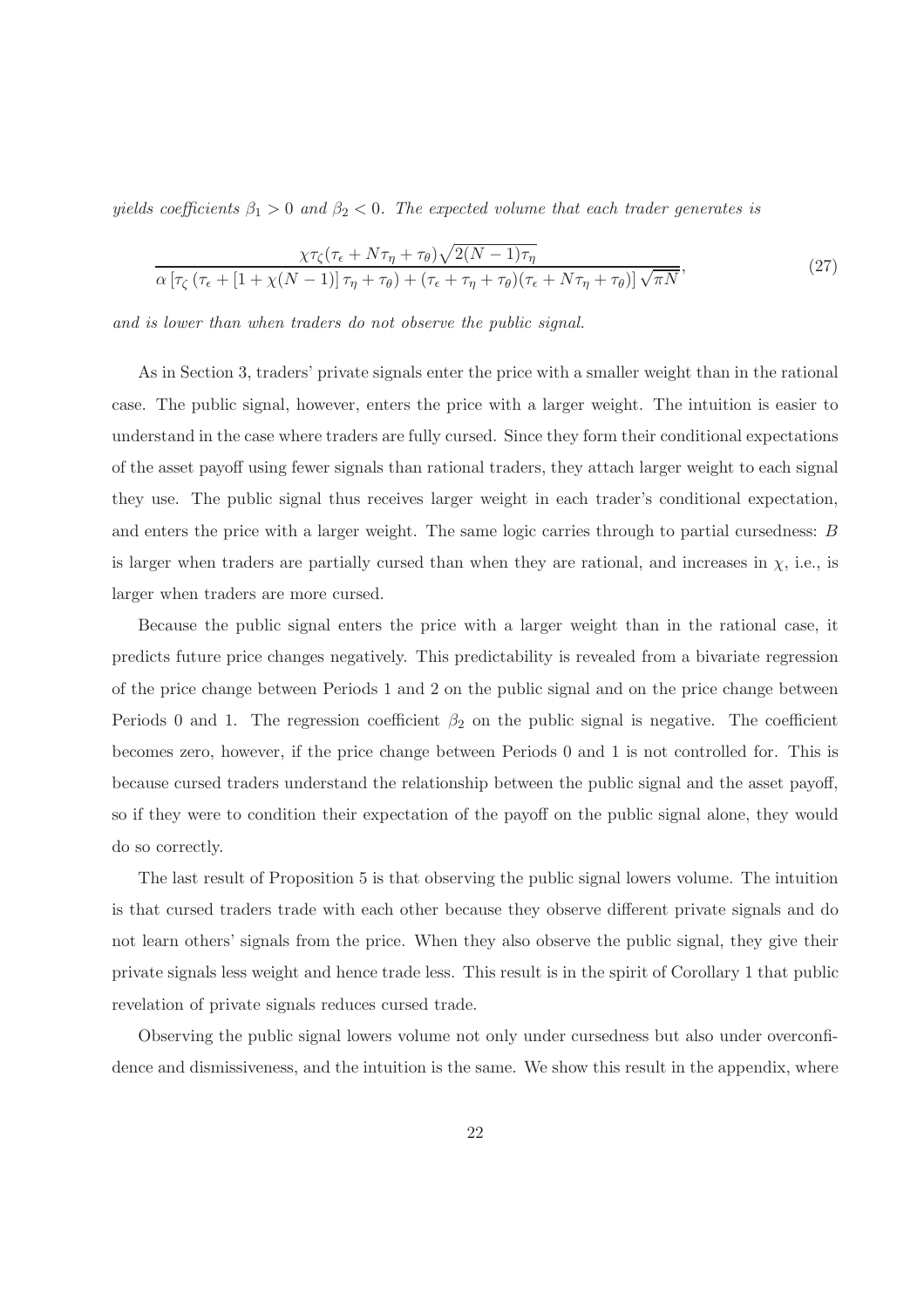*yields coefficients $\beta_1 > 0$ and $\beta_2 < 0$. The expected volume that each trader generates is*

$$\frac{\chi\tau_\zeta(\tau_\epsilon + N\tau_\eta + \tau_\theta)\sqrt{2(N-1)\tau_\eta}}{\alpha\left[\tau_\zeta\left(\tau_\epsilon + [1+\chi(N-1)]\,\tau_\eta + \tau_\theta\right) + (\tau_\epsilon + \tau_\eta + \tau_\theta)(\tau_\epsilon + N\tau_\eta + \tau_\theta)\right]\sqrt{\pi N}}, \tag{27}$$

*and is lower than when traders do not observe the public signal.*

As in Section 3, traders' private signals enter the price with a smaller weight than in the rational case. The public signal, however, enters the price with a larger weight. The intuition is easier to understand in the case where traders are fully cursed. Since they form their conditional expectations of the asset payoff using fewer signals than rational traders, they attach larger weight to each signal they use. The public signal thus receives larger weight in each trader's conditional expectation, and enters the price with a larger weight. The same logic carries through to partial cursedness: $B$ is larger when traders are partially cursed than when they are rational, and increases in $\chi$, i.e., is larger when traders are more cursed.

Because the public signal enters the price with a larger weight than in the rational case, it predicts future price changes negatively. This predictability is revealed from a bivariate regression of the price change between Periods 1 and 2 on the public signal and on the price change between Periods 0 and 1. The regression coefficient $\beta_2$ on the public signal is negative. The coefficient becomes zero, however, if the price change between Periods 0 and 1 is not controlled for. This is because cursed traders understand the relationship between the public signal and the asset payoff, so if they were to condition their expectation of the payoff on the public signal alone, they would do so correctly.

The last result of Proposition 5 is that observing the public signal lowers volume. The intuition is that cursed traders trade with each other because they observe different private signals and do not learn others' signals from the price. When they also observe the public signal, they give their private signals less weight and hence trade less. This result is in the spirit of Corollary 1 that public revelation of private signals reduces cursed trade.

Observing the public signal lowers volume not only under cursedness but also under overconfidence and dismissiveness, and the intuition is the same. We show this result in the appendix, where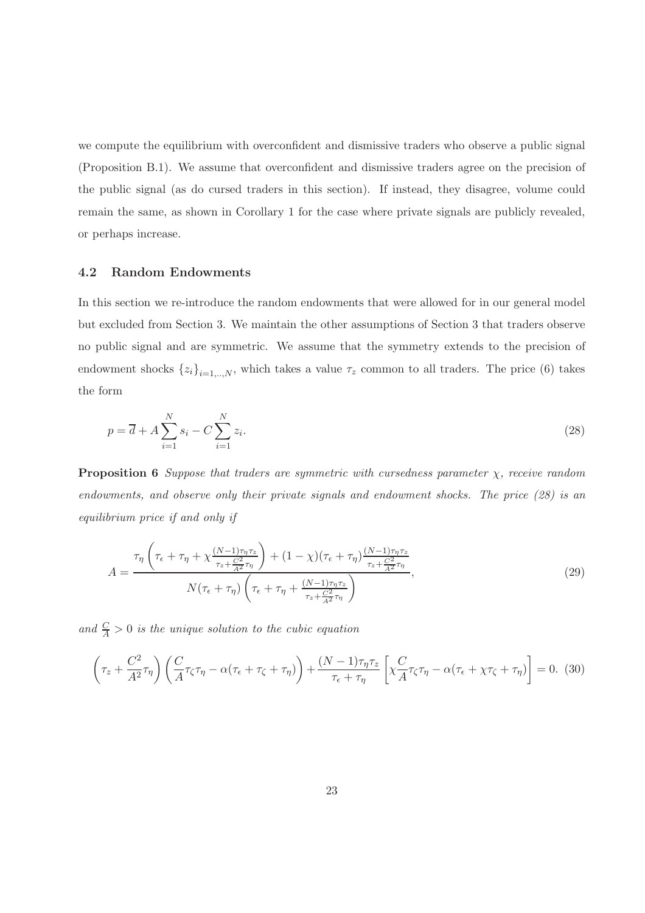we compute the equilibrium with overconfident and dismissive traders who observe a public signal (Proposition B.1). We assume that overconfident and dismissive traders agree on the precision of the public signal (as do cursed traders in this section). If instead, they disagree, volume could remain the same, as shown in Corollary 1 for the case where private signals are publicly revealed, or perhaps increase.

### 4.2 Random Endowments

In this section we re-introduce the random endowments that were allowed for in our general model but excluded from Section 3. We maintain the other assumptions of Section 3 that traders observe no public signal and are symmetric. We assume that the symmetry extends to the precision of endowment shocks $\{z_i\}_{i=1,..,N}$, which takes a value $\tau_z$ common to all traders. The price (6) takes the form

$$p = \overline{d} + A\sum_{i=1}^{N} s_i - C\sum_{i=1}^{N} z_i. \tag{28}$$

**Proposition 6** *Suppose that traders are symmetric with cursedness parameter $\chi$, receive random endowments, and observe only their private signals and endowment shocks. The price (28) is an equilibrium price if and only if*

$$A = \frac{\tau_\eta\left(\tau_\epsilon + \tau_\eta + \chi\frac{(N-1)\tau_\eta\tau_z}{\tau_z + \frac{C^2}{A^2}\tau_\eta}\right) + (1-\chi)(\tau_\epsilon + \tau_\eta)\frac{(N-1)\tau_\eta\tau_z}{\tau_z + \frac{C^2}{A^2}\tau_\eta}}{N(\tau_\epsilon + \tau_\eta)\left(\tau_\epsilon + \tau_\eta + \frac{(N-1)\tau_\eta\tau_z}{\tau_z + \frac{C^2}{A^2}\tau_\eta}\right)}, \tag{29}$$

*and $\frac{C}{A} > 0$ is the unique solution to the cubic equation*

$$\left(\tau_z + \frac{C^2}{A^2}\tau_\eta\right)\left(\frac{C}{A}\tau_\zeta\tau_\eta - \alpha(\tau_\epsilon + \tau_\zeta + \tau_\eta)\right) + \frac{(N-1)\tau_\eta\tau_z}{\tau_\epsilon + \tau_\eta}\left[\chi\frac{C}{A}\tau_\zeta\tau_\eta - \alpha(\tau_\epsilon + \chi\tau_\zeta + \tau_\eta)\right] = 0. \tag{30}$$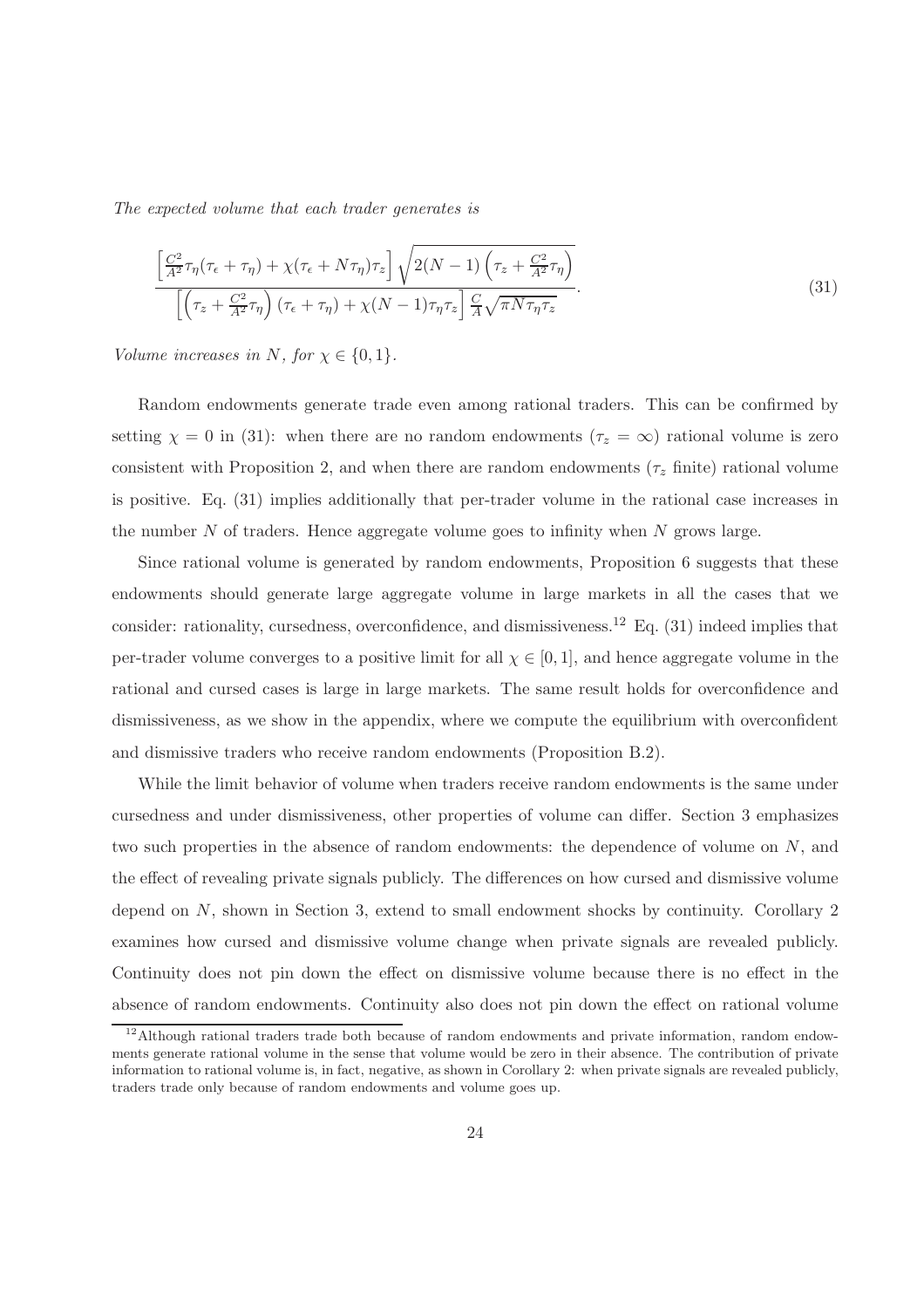*The expected volume that each trader generates is*

$$
\frac{\left[\frac{C^2}{A^2}\tau_\eta(\tau_\epsilon+\tau_\eta)+\chi(\tau_\epsilon+N\tau_\eta)\tau_z\right]\sqrt{2(N-1)\left(\tau_z+\frac{C^2}{A^2}\tau_\eta\right)}}{\left[\left(\tau_z+\frac{C^2}{A^2}\tau_\eta\right)(\tau_\epsilon+\tau_\eta)+\chi(N-1)\tau_\eta\tau_z\right]\frac{C}{A}\sqrt{\pi N\tau_\eta\tau_z}}. \tag{31}
$$

*Volume increases in $N$, for $\chi \in \{0,1\}$.*

Random endowments generate trade even among rational traders. This can be confirmed by setting $\chi = 0$ in (31): when there are no random endowments ($\tau_z = \infty$) rational volume is zero consistent with Proposition 2, and when there are random endowments ($\tau_z$ finite) rational volume is positive. Eq. (31) implies additionally that per-trader volume in the rational case increases in the number $N$ of traders. Hence aggregate volume goes to infinity when $N$ grows large.

Since rational volume is generated by random endowments, Proposition 6 suggests that these endowments should generate large aggregate volume in large markets in all the cases that we consider: rationality, cursedness, overconfidence, and dismissiveness.[12] Eq. (31) indeed implies that per-trader volume converges to a positive limit for all $\chi \in [0,1]$, and hence aggregate volume in the rational and cursed cases is large in large markets. The same result holds for overconfidence and dismissiveness, as we show in the appendix, where we compute the equilibrium with overconfident and dismissive traders who receive random endowments (Proposition B.2).

While the limit behavior of volume when traders receive random endowments is the same under cursedness and under dismissiveness, other properties of volume can differ. Section 3 emphasizes two such properties in the absence of random endowments: the dependence of volume on $N$, and the effect of revealing private signals publicly. The differences on how cursed and dismissive volume depend on $N$, shown in Section 3, extend to small endowment shocks by continuity. Corollary 2 examines how cursed and dismissive volume change when private signals are revealed publicly. Continuity does not pin down the effect on dismissive volume because there is no effect in the absence of random endowments. Continuity also does not pin down the effect on rational volume

[12] Although rational traders trade both because of random endowments and private information, random endowments generate rational volume in the sense that volume would be zero in their absence. The contribution of private information to rational volume is, in fact, negative, as shown in Corollary 2: when private signals are revealed publicly, traders trade only because of random endowments and volume goes up.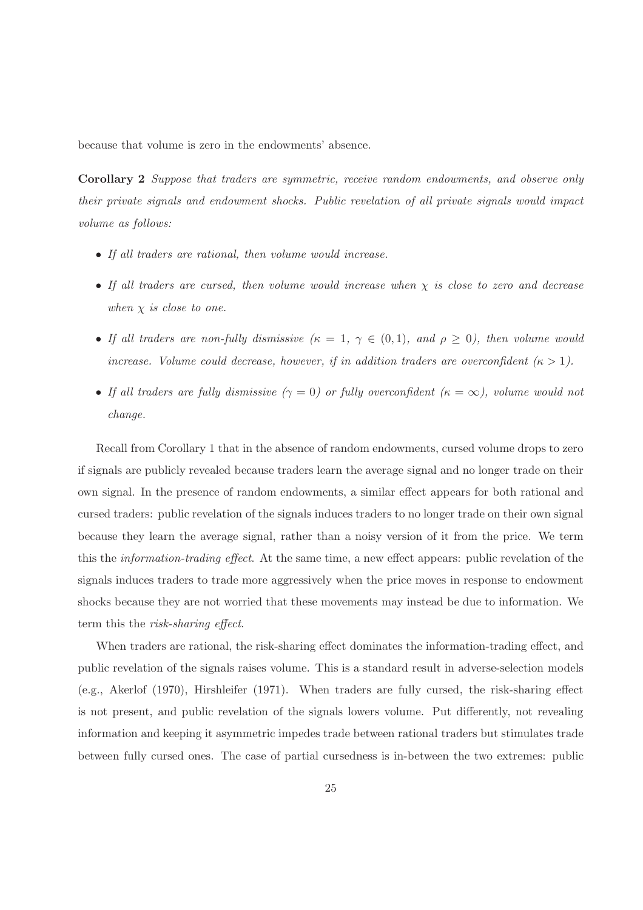because that volume is zero in the endowments' absence.

**Corollary 2** *Suppose that traders are symmetric, receive random endowments, and observe only their private signals and endowment shocks. Public revelation of all private signals would impact volume as follows:*

- *If all traders are rational, then volume would increase.*
- *If all traders are cursed, then volume would increase when $\chi$ is close to zero and decrease when $\chi$ is close to one.*
- *If all traders are non-fully dismissive ($\kappa = 1$, $\gamma \in (0, 1)$, and $\rho \geq 0$), then volume would increase. Volume could decrease, however, if in addition traders are overconfident ($\kappa > 1$).*
- *If all traders are fully dismissive ($\gamma = 0$) or fully overconfident ($\kappa = \infty$), volume would not change.*

Recall from Corollary 1 that in the absence of random endowments, cursed volume drops to zero if signals are publicly revealed because traders learn the average signal and no longer trade on their own signal. In the presence of random endowments, a similar effect appears for both rational and cursed traders: public revelation of the signals induces traders to no longer trade on their own signal because they learn the average signal, rather than a noisy version of it from the price. We term this the *information-trading effect*. At the same time, a new effect appears: public revelation of the signals induces traders to trade more aggressively when the price moves in response to endowment shocks because they are not worried that these movements may instead be due to information. We term this the *risk-sharing effect*.

When traders are rational, the risk-sharing effect dominates the information-trading effect, and public revelation of the signals raises volume. This is a standard result in adverse-selection models (e.g., Akerlof (1970), Hirshleifer (1971). When traders are fully cursed, the risk-sharing effect is not present, and public revelation of the signals lowers volume. Put differently, not revealing information and keeping it asymmetric impedes trade between rational traders but stimulates trade between fully cursed ones. The case of partial cursedness is in-between the two extremes: public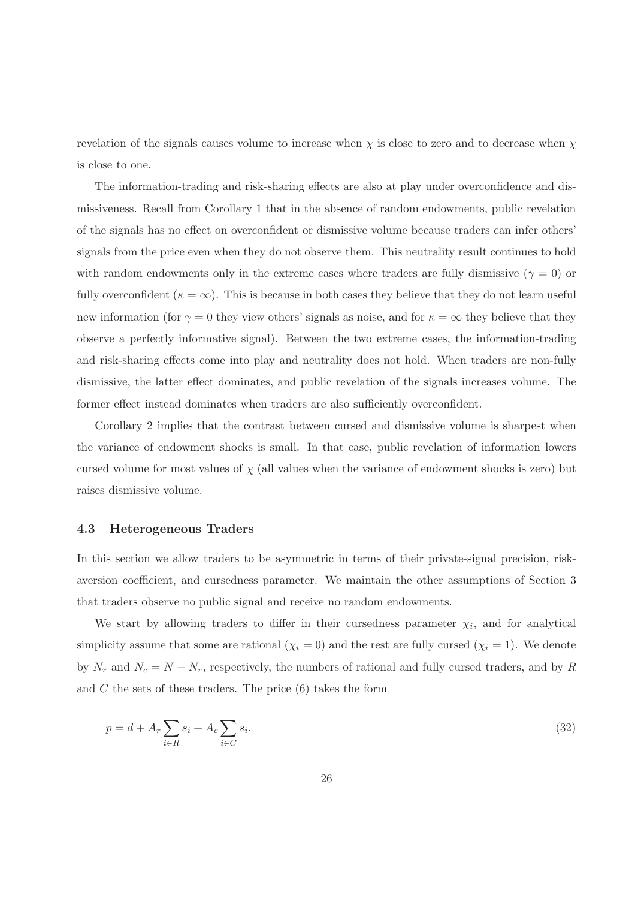revelation of the signals causes volume to increase when $\chi$ is close to zero and to decrease when $\chi$ is close to one.

The information-trading and risk-sharing effects are also at play under overconfidence and dismissiveness. Recall from Corollary 1 that in the absence of random endowments, public revelation of the signals has no effect on overconfident or dismissive volume because traders can infer others' signals from the price even when they do not observe them. This neutrality result continues to hold with random endowments only in the extreme cases where traders are fully dismissive ($\gamma = 0$) or fully overconfident ($\kappa = \infty$). This is because in both cases they believe that they do not learn useful new information (for $\gamma = 0$ they view others' signals as noise, and for $\kappa = \infty$ they believe that they observe a perfectly informative signal). Between the two extreme cases, the information-trading and risk-sharing effects come into play and neutrality does not hold. When traders are non-fully dismissive, the latter effect dominates, and public revelation of the signals increases volume. The former effect instead dominates when traders are also sufficiently overconfident.

Corollary 2 implies that the contrast between cursed and dismissive volume is sharpest when the variance of endowment shocks is small. In that case, public revelation of information lowers cursed volume for most values of $\chi$ (all values when the variance of endowment shocks is zero) but raises dismissive volume.

### 4.3 Heterogeneous Traders

In this section we allow traders to be asymmetric in terms of their private-signal precision, risk-aversion coefficient, and cursedness parameter. We maintain the other assumptions of Section 3 that traders observe no public signal and receive no random endowments.

We start by allowing traders to differ in their cursedness parameter $\chi_i$, and for analytical simplicity assume that some are rational ($\chi_i = 0$) and the rest are fully cursed ($\chi_i = 1$). We denote by $N_r$ and $N_c = N - N_r$, respectively, the numbers of rational and fully cursed traders, and by $R$ and $C$ the sets of these traders. The price (6) takes the form

$$p = \overline{d} + A_r \sum_{i \in R} s_i + A_c \sum_{i \in C} s_i. \tag{32}$$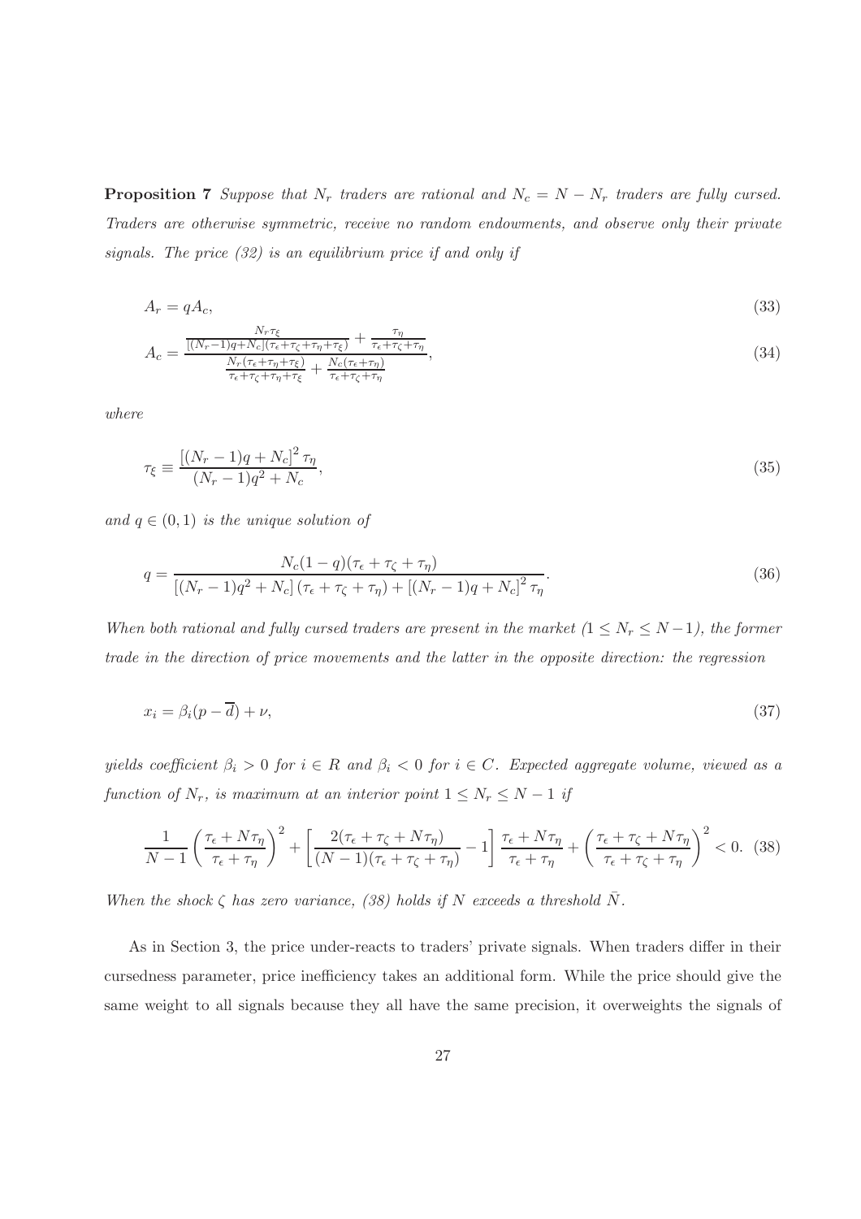**Proposition 7** *Suppose that $N_r$ traders are rational and $N_c = N - N_r$ traders are fully cursed. Traders are otherwise symmetric, receive no random endowments, and observe only their private signals. The price (32) is an equilibrium price if and only if*

$$A_r = qA_c, \tag{33}$$

$$A_c = \frac{\frac{N_r \tau_\xi}{[(N_r-1)q+N_c](\tau_\epsilon+\tau_\zeta+\tau_\eta+\tau_\xi)} + \frac{\tau_\eta}{\tau_\epsilon+\tau_\zeta+\tau_\eta}}{\frac{N_r(\tau_\epsilon+\tau_\eta+\tau_\xi)}{\tau_\epsilon+\tau_\zeta+\tau_\eta+\tau_\xi} + \frac{N_c(\tau_\epsilon+\tau_\eta)}{\tau_\epsilon+\tau_\zeta+\tau_\eta}}, \tag{34}$$

*where*

$$\tau_\xi \equiv \frac{\left[(N_r-1)q+N_c\right]^2 \tau_\eta}{(N_r-1)q^2+N_c}, \tag{35}$$

*and $q \in (0,1)$ is the unique solution of*

$$q = \frac{N_c(1-q)(\tau_\epsilon+\tau_\zeta+\tau_\eta)}{\left[(N_r-1)q^2+N_c\right](\tau_\epsilon+\tau_\zeta+\tau_\eta) + \left[(N_r-1)q+N_c\right]^2 \tau_\eta}. \tag{36}$$

*When both rational and fully cursed traders are present in the market ($1 \le N_r \le N-1$), the former trade in the direction of price movements and the latter in the opposite direction: the regression*

$$x_i = \beta_i(p - \overline{d}) + \nu, \tag{37}$$

*yields coefficient $\beta_i > 0$ for $i \in R$ and $\beta_i < 0$ for $i \in C$. Expected aggregate volume, viewed as a function of $N_r$, is maximum at an interior point $1 \le N_r \le N-1$ if*

$$\frac{1}{N-1}\left(\frac{\tau_\epsilon+N\tau_\eta}{\tau_\epsilon+\tau_\eta}\right)^2 + \left[\frac{2(\tau_\epsilon+\tau_\zeta+N\tau_\eta)}{(N-1)(\tau_\epsilon+\tau_\zeta+\tau_\eta)} - 1\right]\frac{\tau_\epsilon+N\tau_\eta}{\tau_\epsilon+\tau_\eta} + \left(\frac{\tau_\epsilon+\tau_\zeta+N\tau_\eta}{\tau_\epsilon+\tau_\zeta+\tau_\eta}\right)^2 < 0. \tag{38}$$

*When the shock $\zeta$ has zero variance, (38) holds if $N$ exceeds a threshold $\bar{N}$.*

As in Section 3, the price under-reacts to traders' private signals. When traders differ in their cursedness parameter, price inefficiency takes an additional form. While the price should give the same weight to all signals because they all have the same precision, it overweights the signals of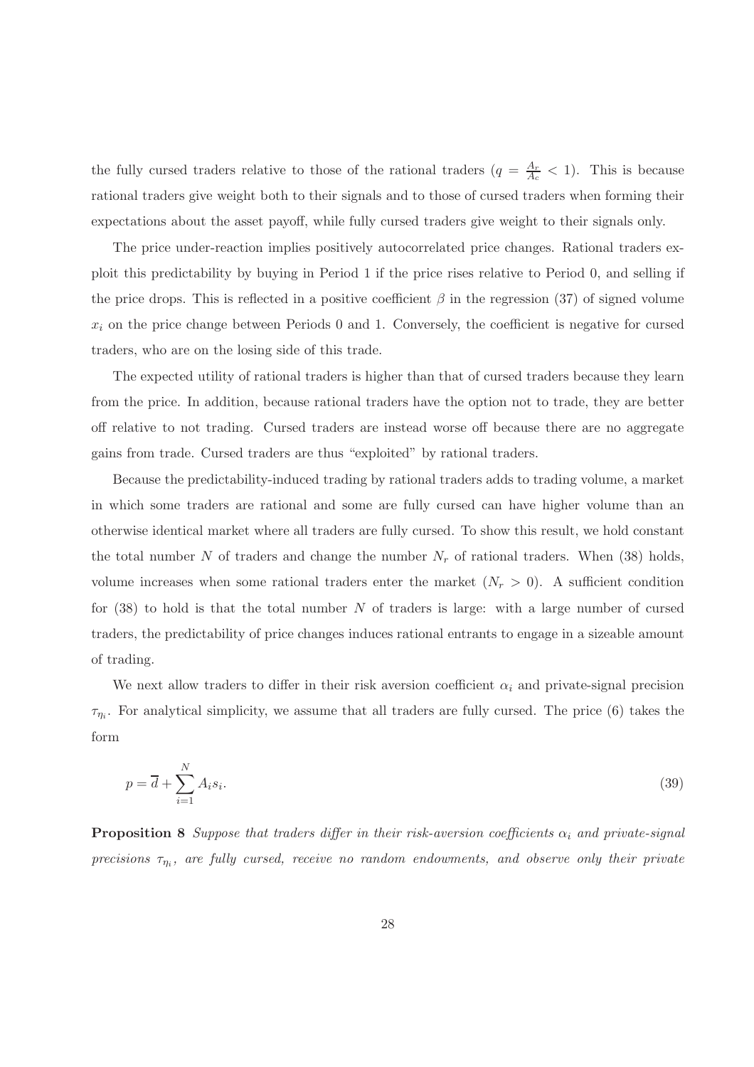the fully cursed traders relative to those of the rational traders ($q = \frac{A_r}{A_c} < 1$). This is because rational traders give weight both to their signals and to those of cursed traders when forming their expectations about the asset payoff, while fully cursed traders give weight to their signals only.

The price under-reaction implies positively autocorrelated price changes. Rational traders exploit this predictability by buying in Period 1 if the price rises relative to Period 0, and selling if the price drops. This is reflected in a positive coefficient $\beta$ in the regression (37) of signed volume $x_i$ on the price change between Periods 0 and 1. Conversely, the coefficient is negative for cursed traders, who are on the losing side of this trade.

The expected utility of rational traders is higher than that of cursed traders because they learn from the price. In addition, because rational traders have the option not to trade, they are better off relative to not trading. Cursed traders are instead worse off because there are no aggregate gains from trade. Cursed traders are thus "exploited" by rational traders.

Because the predictability-induced trading by rational traders adds to trading volume, a market in which some traders are rational and some are fully cursed can have higher volume than an otherwise identical market where all traders are fully cursed. To show this result, we hold constant the total number $N$ of traders and change the number $N_r$ of rational traders. When (38) holds, volume increases when some rational traders enter the market ($N_r > 0$). A sufficient condition for (38) to hold is that the total number $N$ of traders is large: with a large number of cursed traders, the predictability of price changes induces rational entrants to engage in a sizeable amount of trading.

We next allow traders to differ in their risk aversion coefficient $\alpha_i$ and private-signal precision $\tau_{\eta_i}$. For analytical simplicity, we assume that all traders are fully cursed. The price (6) takes the form

$$p = \overline{d} + \sum_{i=1}^{N} A_i s_i. \tag{39}$$

**Proposition 8** *Suppose that traders differ in their risk-aversion coefficients $\alpha_i$ and private-signal precisions $\tau_{\eta_i}$, are fully cursed, receive no random endowments, and observe only their private*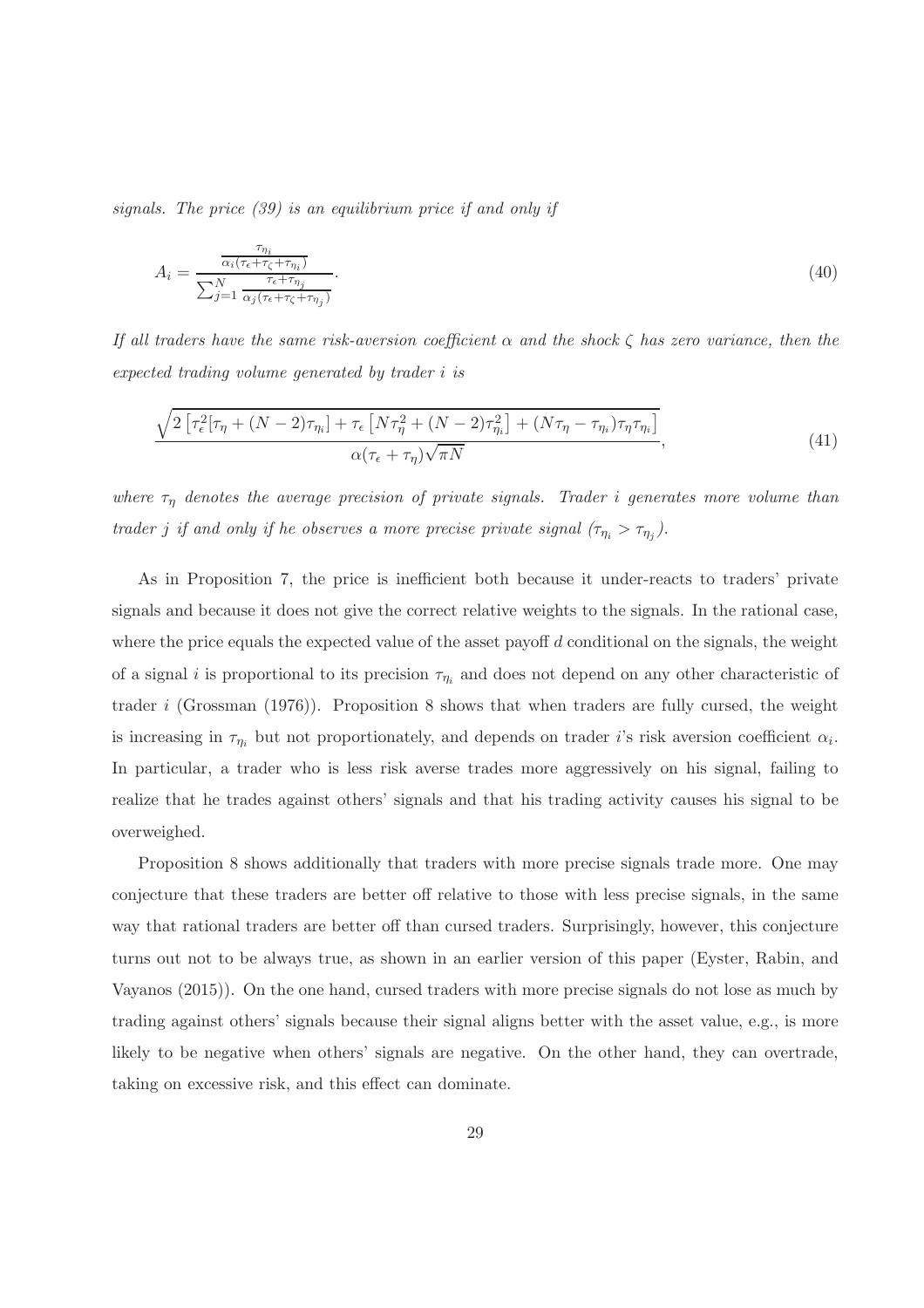*signals. The price (39) is an equilibrium price if and only if*

$$A_i = \frac{\frac{\tau_{\eta_i}}{\alpha_i(\tau_\epsilon + \tau_\zeta + \tau_{\eta_i})}}{\sum_{j=1}^{N} \frac{\tau_\epsilon + \tau_{\eta_j}}{\alpha_j(\tau_\epsilon + \tau_\zeta + \tau_{\eta_j})}}. \tag{40}$$

*If all traders have the same risk-aversion coefficient $\alpha$ and the shock $\zeta$ has zero variance, then the expected trading volume generated by trader $i$ is*

$$\frac{\sqrt{2\left[\tau_\epsilon^2[\tau_\eta + (N-2)\tau_{\eta_i}] + \tau_\epsilon\left[N\tau_\eta^2 + (N-2)\tau_{\eta_i}^2\right] + (N\tau_\eta - \tau_{\eta_i})\tau_\eta\tau_{\eta_i}\right]}}{\alpha(\tau_\epsilon + \tau_\eta)\sqrt{\pi N}}, \tag{41}$$

*where $\tau_\eta$ denotes the average precision of private signals. Trader $i$ generates more volume than trader $j$ if and only if he observes a more precise private signal ($\tau_{\eta_i} > \tau_{\eta_j}$).*

As in Proposition 7, the price is inefficient both because it under-reacts to traders' private signals and because it does not give the correct relative weights to the signals. In the rational case, where the price equals the expected value of the asset payoff $d$ conditional on the signals, the weight of a signal $i$ is proportional to its precision $\tau_{\eta_i}$ and does not depend on any other characteristic of trader $i$ (Grossman (1976)). Proposition 8 shows that when traders are fully cursed, the weight is increasing in $\tau_{\eta_i}$ but not proportionately, and depends on trader $i$'s risk aversion coefficient $\alpha_i$. In particular, a trader who is less risk averse trades more aggressively on his signal, failing to realize that he trades against others' signals and that his trading activity causes his signal to be overweighed.

Proposition 8 shows additionally that traders with more precise signals trade more. One may conjecture that these traders are better off relative to those with less precise signals, in the same way that rational traders are better off than cursed traders. Surprisingly, however, this conjecture turns out not to be always true, as shown in an earlier version of this paper (Eyster, Rabin, and Vayanos (2015)). On the one hand, cursed traders with more precise signals do not lose as much by trading against others' signals because their signal aligns better with the asset value, e.g., is more likely to be negative when others' signals are negative. On the other hand, they can overtrade, taking on excessive risk, and this effect can dominate.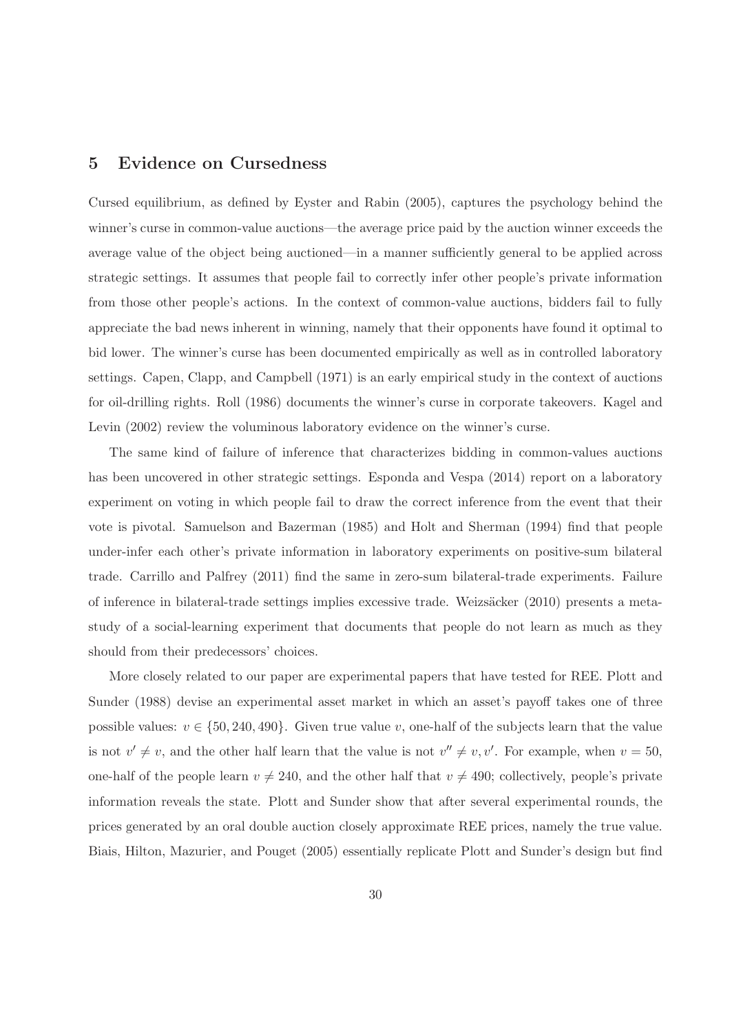## 5 Evidence on Cursedness

Cursed equilibrium, as defined by Eyster and Rabin (2005), captures the psychology behind the winner's curse in common-value auctions—the average price paid by the auction winner exceeds the average value of the object being auctioned—in a manner sufficiently general to be applied across strategic settings. It assumes that people fail to correctly infer other people's private information from those other people's actions. In the context of common-value auctions, bidders fail to fully appreciate the bad news inherent in winning, namely that their opponents have found it optimal to bid lower. The winner's curse has been documented empirically as well as in controlled laboratory settings. Capen, Clapp, and Campbell (1971) is an early empirical study in the context of auctions for oil-drilling rights. Roll (1986) documents the winner's curse in corporate takeovers. Kagel and Levin (2002) review the voluminous laboratory evidence on the winner's curse.

The same kind of failure of inference that characterizes bidding in common-values auctions has been uncovered in other strategic settings. Esponda and Vespa (2014) report on a laboratory experiment on voting in which people fail to draw the correct inference from the event that their vote is pivotal. Samuelson and Bazerman (1985) and Holt and Sherman (1994) find that people under-infer each other's private information in laboratory experiments on positive-sum bilateral trade. Carrillo and Palfrey (2011) find the same in zero-sum bilateral-trade experiments. Failure of inference in bilateral-trade settings implies excessive trade. Weizsäcker (2010) presents a meta-study of a social-learning experiment that documents that people do not learn as much as they should from their predecessors' choices.

More closely related to our paper are experimental papers that have tested for REE. Plott and Sunder (1988) devise an experimental asset market in which an asset's payoff takes one of three possible values: $v \in \{50, 240, 490\}$. Given true value $v$, one-half of the subjects learn that the value is not $v' \neq v$, and the other half learn that the value is not $v'' \neq v, v'$. For example, when $v = 50$, one-half of the people learn $v \neq 240$, and the other half that $v \neq 490$; collectively, people's private information reveals the state. Plott and Sunder show that after several experimental rounds, the prices generated by an oral double auction closely approximate REE prices, namely the true value. Biais, Hilton, Mazurier, and Pouget (2005) essentially replicate Plott and Sunder's design but find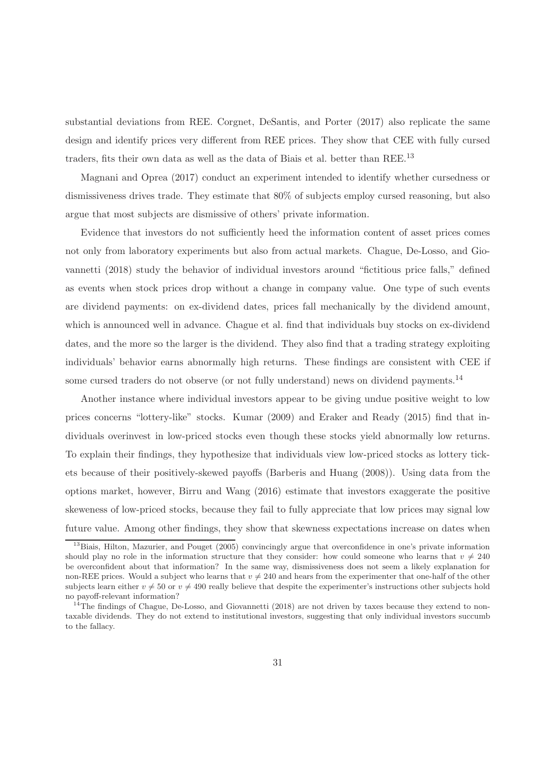substantial deviations from REE. Corgnet, DeSantis, and Porter (2017) also replicate the same design and identify prices very different from REE prices. They show that CEE with fully cursed traders, fits their own data as well as the data of Biais et al. better than REE.[13]

Magnani and Oprea (2017) conduct an experiment intended to identify whether cursedness or dismissiveness drives trade. They estimate that 80% of subjects employ cursed reasoning, but also argue that most subjects are dismissive of others' private information.

Evidence that investors do not sufficiently heed the information content of asset prices comes not only from laboratory experiments but also from actual markets. Chague, De-Losso, and Giovannetti (2018) study the behavior of individual investors around "fictitious price falls," defined as events when stock prices drop without a change in company value. One type of such events are dividend payments: on ex-dividend dates, prices fall mechanically by the dividend amount, which is announced well in advance. Chague et al. find that individuals buy stocks on ex-dividend dates, and the more so the larger is the dividend. They also find that a trading strategy exploiting individuals' behavior earns abnormally high returns. These findings are consistent with CEE if some cursed traders do not observe (or not fully understand) news on dividend payments.[14]

Another instance where individual investors appear to be giving undue positive weight to low prices concerns "lottery-like" stocks. Kumar (2009) and Eraker and Ready (2015) find that individuals overinvest in low-priced stocks even though these stocks yield abnormally low returns. To explain their findings, they hypothesize that individuals view low-priced stocks as lottery tickets because of their positively-skewed payoffs (Barberis and Huang (2008)). Using data from the options market, however, Birru and Wang (2016) estimate that investors exaggerate the positive skeweness of low-priced stocks, because they fail to fully appreciate that low prices may signal low future value. Among other findings, they show that skewness expectations increase on dates when

[13] Biais, Hilton, Mazurier, and Pouget (2005) convincingly argue that overconfidence in one's private information should play no role in the information structure that they consider: how could someone who learns that $v \neq 240$ be overconfident about that information? In the same way, dismissiveness does not seem a likely explanation for non-REE prices. Would a subject who learns that $v \neq 240$ and hears from the experimenter that one-half of the other subjects learn either $v \neq 50$ or $v \neq 490$ really believe that despite the experimenter's instructions other subjects hold no payoff-relevant information?

[14] The findings of Chague, De-Losso, and Giovannetti (2018) are not driven by taxes because they extend to non-taxable dividends. They do not extend to institutional investors, suggesting that only individual investors succumb to the fallacy.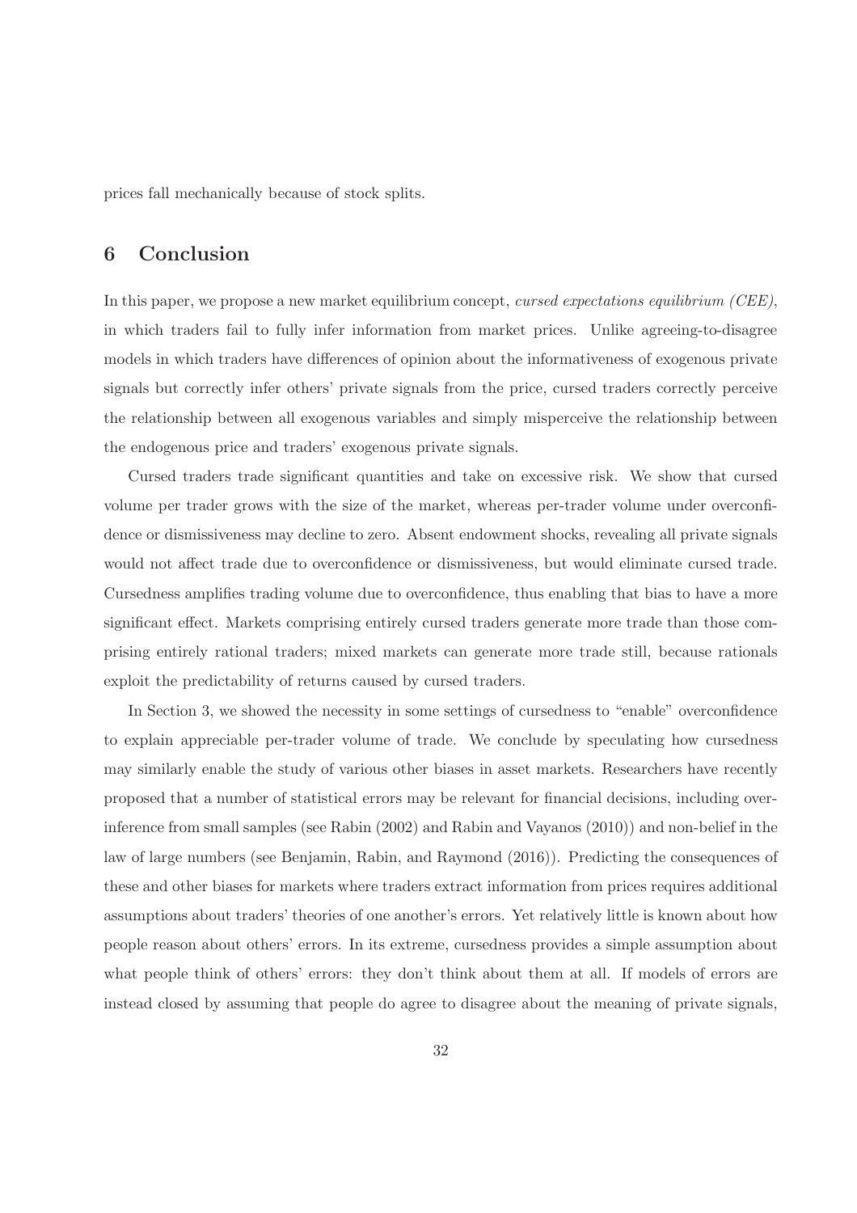prices fall mechanically because of stock splits.

## 6 Conclusion

In this paper, we propose a new market equilibrium concept, *cursed expectations equilibrium (CEE)*, in which traders fail to fully infer information from market prices. Unlike agreeing-to-disagree models in which traders have differences of opinion about the informativeness of exogenous private signals but correctly infer others' private signals from the price, cursed traders correctly perceive the relationship between all exogenous variables and simply misperceive the relationship between the endogenous price and traders' exogenous private signals.

Cursed traders trade significant quantities and take on excessive risk. We show that cursed volume per trader grows with the size of the market, whereas per-trader volume under overconfidence or dismissiveness may decline to zero. Absent endowment shocks, revealing all private signals would not affect trade due to overconfidence or dismissiveness, but would eliminate cursed trade. Cursedness amplifies trading volume due to overconfidence, thus enabling that bias to have a more significant effect. Markets comprising entirely cursed traders generate more trade than those comprising entirely rational traders; mixed markets can generate more trade still, because rationals exploit the predictability of returns caused by cursed traders.

In Section 3, we showed the necessity in some settings of cursedness to "enable" overconfidence to explain appreciable per-trader volume of trade. We conclude by speculating how cursedness may similarly enable the study of various other biases in asset markets. Researchers have recently proposed that a number of statistical errors may be relevant for financial decisions, including over-inference from small samples (see Rabin (2002) and Rabin and Vayanos (2010)) and non-belief in the law of large numbers (see Benjamin, Rabin, and Raymond (2016)). Predicting the consequences of these and other biases for markets where traders extract information from prices requires additional assumptions about traders' theories of one another's errors. Yet relatively little is known about how people reason about others' errors. In its extreme, cursedness provides a simple assumption about what people think of others' errors: they don't think about them at all. If models of errors are instead closed by assuming that people do agree to disagree about the meaning of private signals,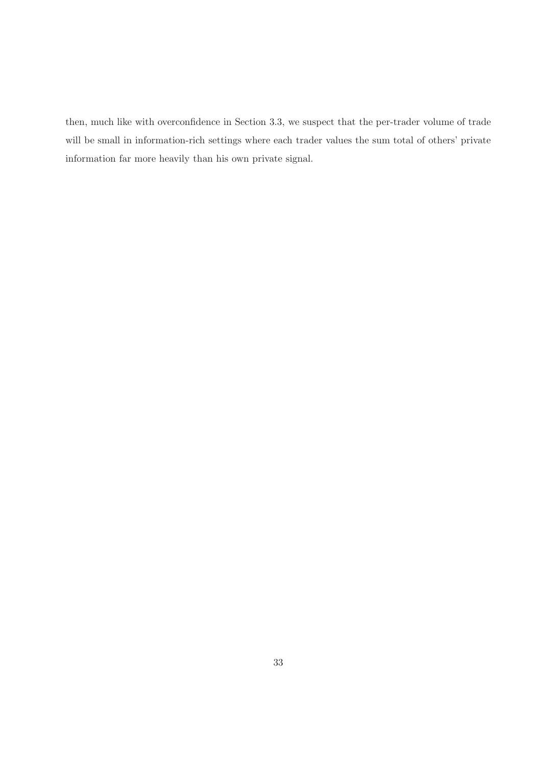then, much like with overconfidence in Section 3.3, we suspect that the per-trader volume of trade will be small in information-rich settings where each trader values the sum total of others' private information far more heavily than his own private signal.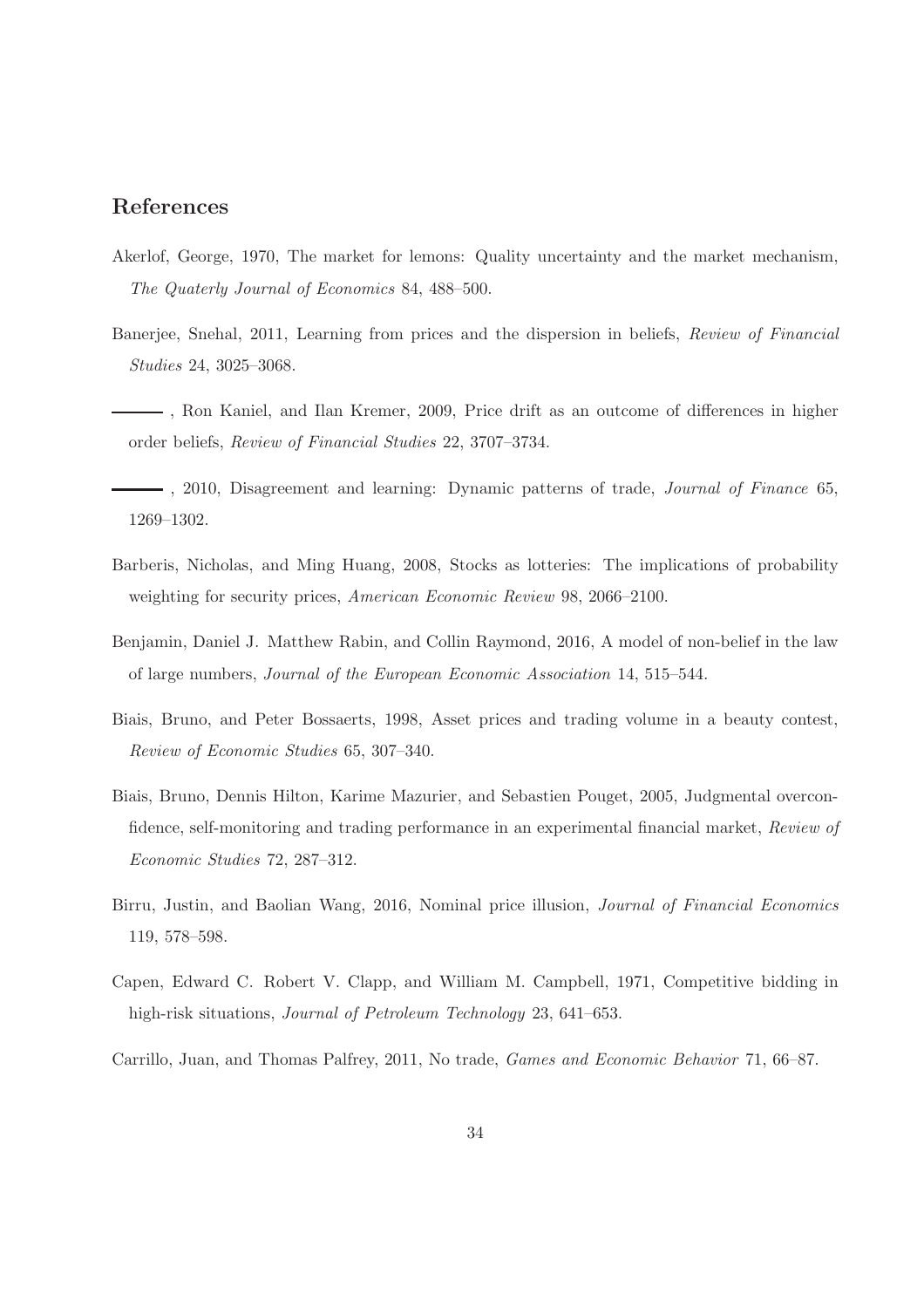## References

Akerlof, George, 1970, The market for lemons: Quality uncertainty and the market mechanism, *The Quaterly Journal of Economics* 84, 488–500.

Banerjee, Snehal, 2011, Learning from prices and the dispersion in beliefs, *Review of Financial Studies* 24, 3025–3068.

———, Ron Kaniel, and Ilan Kremer, 2009, Price drift as an outcome of differences in higher order beliefs, *Review of Financial Studies* 22, 3707–3734.

———, 2010, Disagreement and learning: Dynamic patterns of trade, *Journal of Finance* 65, 1269–1302.

Barberis, Nicholas, and Ming Huang, 2008, Stocks as lotteries: The implications of probability weighting for security prices, *American Economic Review* 98, 2066–2100.

Benjamin, Daniel J. Matthew Rabin, and Collin Raymond, 2016, A model of non-belief in the law of large numbers, *Journal of the European Economic Association* 14, 515–544.

Biais, Bruno, and Peter Bossaerts, 1998, Asset prices and trading volume in a beauty contest, *Review of Economic Studies* 65, 307–340.

Biais, Bruno, Dennis Hilton, Karime Mazurier, and Sebastien Pouget, 2005, Judgmental overconfidence, self-monitoring and trading performance in an experimental financial market, *Review of Economic Studies* 72, 287–312.

Birru, Justin, and Baolian Wang, 2016, Nominal price illusion, *Journal of Financial Economics* 119, 578–598.

Capen, Edward C. Robert V. Clapp, and William M. Campbell, 1971, Competitive bidding in high-risk situations, *Journal of Petroleum Technology* 23, 641–653.

Carrillo, Juan, and Thomas Palfrey, 2011, No trade, *Games and Economic Behavior* 71, 66–87.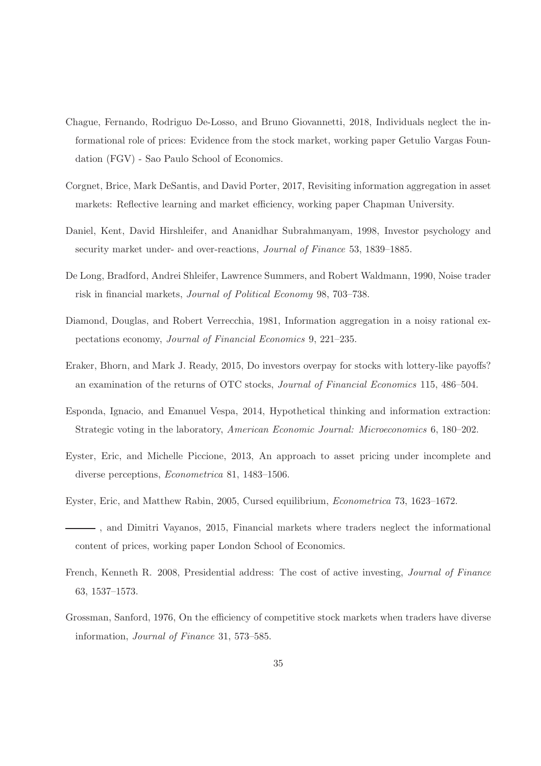Chague, Fernando, Rodriguo De-Losso, and Bruno Giovannetti, 2018, Individuals neglect the informational role of prices: Evidence from the stock market, working paper Getulio Vargas Foundation (FGV) - Sao Paulo School of Economics.

Corgnet, Brice, Mark DeSantis, and David Porter, 2017, Revisiting information aggregation in asset markets: Reflective learning and market efficiency, working paper Chapman University.

Daniel, Kent, David Hirshleifer, and Ananidhar Subrahmanyam, 1998, Investor psychology and security market under- and over-reactions, *Journal of Finance* 53, 1839–1885.

De Long, Bradford, Andrei Shleifer, Lawrence Summers, and Robert Waldmann, 1990, Noise trader risk in financial markets, *Journal of Political Economy* 98, 703–738.

Diamond, Douglas, and Robert Verrecchia, 1981, Information aggregation in a noisy rational expectations economy, *Journal of Financial Economics* 9, 221–235.

Eraker, Bhorn, and Mark J. Ready, 2015, Do investors overpay for stocks with lottery-like payoffs? an examination of the returns of OTC stocks, *Journal of Financial Economics* 115, 486–504.

Esponda, Ignacio, and Emanuel Vespa, 2014, Hypothetical thinking and information extraction: Strategic voting in the laboratory, *American Economic Journal: Microeconomics* 6, 180–202.

Eyster, Eric, and Michelle Piccione, 2013, An approach to asset pricing under incomplete and diverse perceptions, *Econometrica* 81, 1483–1506.

Eyster, Eric, and Matthew Rabin, 2005, Cursed equilibrium, *Econometrica* 73, 1623–1672.

———, and Dimitri Vayanos, 2015, Financial markets where traders neglect the informational content of prices, working paper London School of Economics.

French, Kenneth R. 2008, Presidential address: The cost of active investing, *Journal of Finance* 63, 1537–1573.

Grossman, Sanford, 1976, On the efficiency of competitive stock markets when traders have diverse information, *Journal of Finance* 31, 573–585.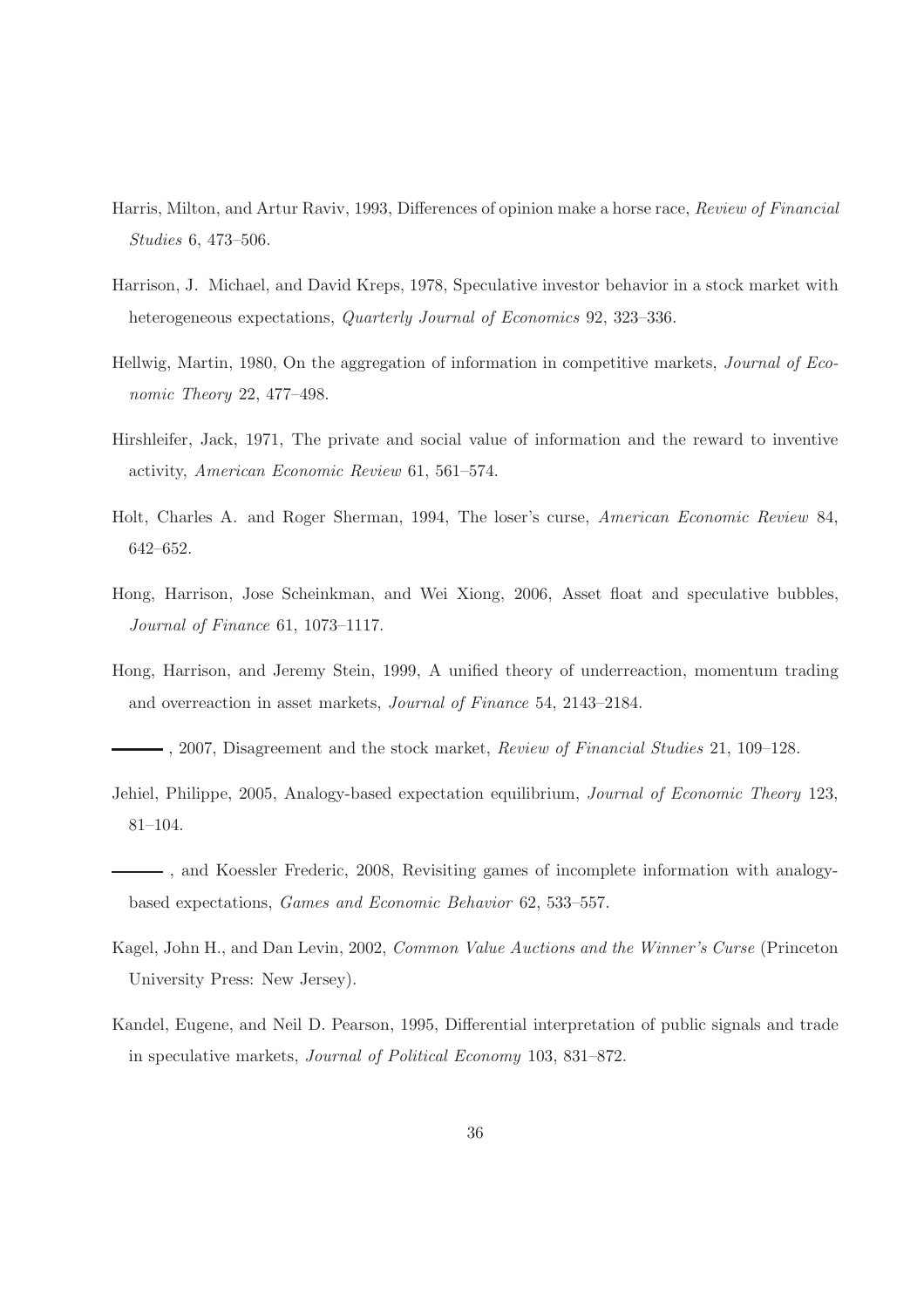Harris, Milton, and Artur Raviv, 1993, Differences of opinion make a horse race, *Review of Financial Studies* 6, 473–506.

Harrison, J. Michael, and David Kreps, 1978, Speculative investor behavior in a stock market with heterogeneous expectations, *Quarterly Journal of Economics* 92, 323–336.

Hellwig, Martin, 1980, On the aggregation of information in competitive markets, *Journal of Economic Theory* 22, 477–498.

Hirshleifer, Jack, 1971, The private and social value of information and the reward to inventive activity, *American Economic Review* 61, 561–574.

Holt, Charles A. and Roger Sherman, 1994, The loser's curse, *American Economic Review* 84, 642–652.

Hong, Harrison, Jose Scheinkman, and Wei Xiong, 2006, Asset float and speculative bubbles, *Journal of Finance* 61, 1073–1117.

Hong, Harrison, and Jeremy Stein, 1999, A unified theory of underreaction, momentum trading and overreaction in asset markets, *Journal of Finance* 54, 2143–2184.

———, 2007, Disagreement and the stock market, *Review of Financial Studies* 21, 109–128.

Jehiel, Philippe, 2005, Analogy-based expectation equilibrium, *Journal of Economic Theory* 123, 81–104.

———, and Koessler Frederic, 2008, Revisiting games of incomplete information with analogy-based expectations, *Games and Economic Behavior* 62, 533–557.

Kagel, John H., and Dan Levin, 2002, *Common Value Auctions and the Winner's Curse* (Princeton University Press: New Jersey).

Kandel, Eugene, and Neil D. Pearson, 1995, Differential interpretation of public signals and trade in speculative markets, *Journal of Political Economy* 103, 831–872.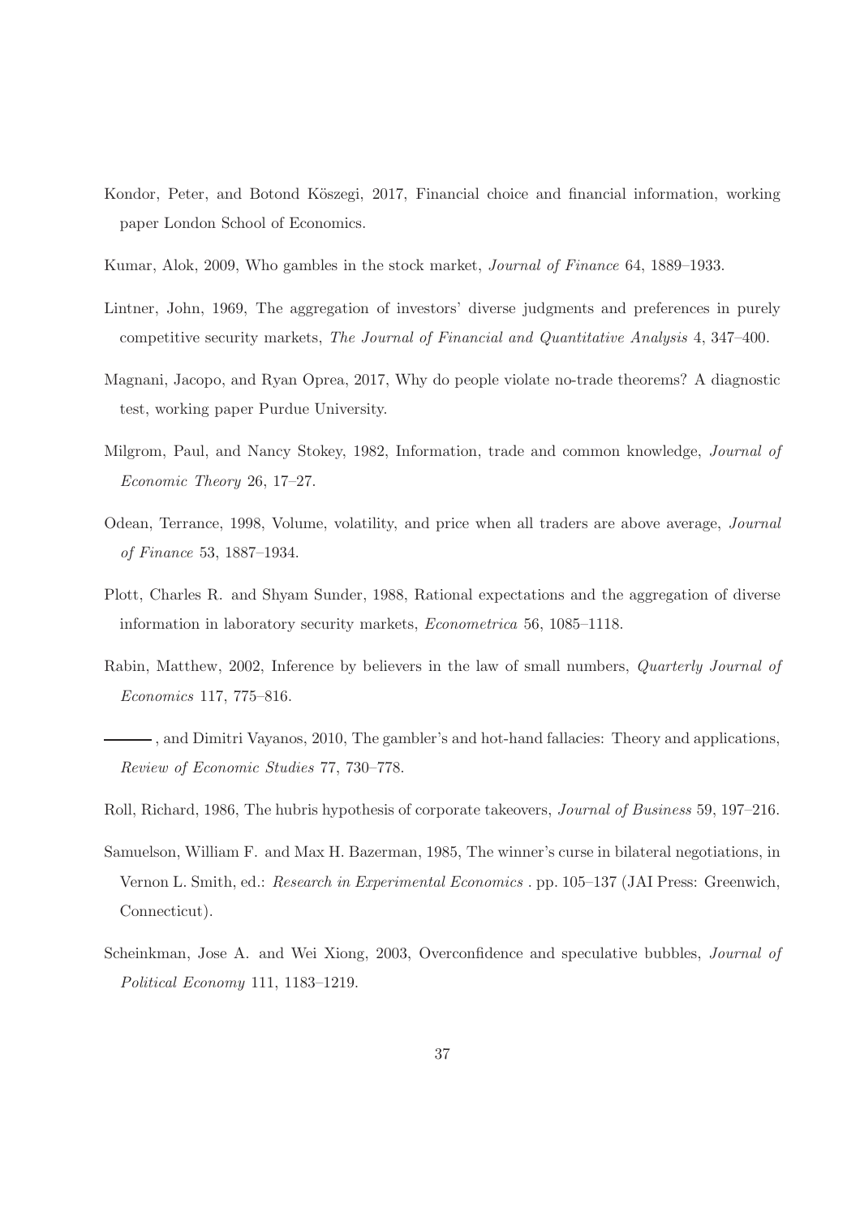Kondor, Peter, and Botond Köszegi, 2017, Financial choice and financial information, working paper London School of Economics.

Kumar, Alok, 2009, Who gambles in the stock market, *Journal of Finance* 64, 1889–1933.

Lintner, John, 1969, The aggregation of investors' diverse judgments and preferences in purely competitive security markets, *The Journal of Financial and Quantitative Analysis* 4, 347–400.

Magnani, Jacopo, and Ryan Oprea, 2017, Why do people violate no-trade theorems? A diagnostic test, working paper Purdue University.

Milgrom, Paul, and Nancy Stokey, 1982, Information, trade and common knowledge, *Journal of Economic Theory* 26, 17–27.

Odean, Terrance, 1998, Volume, volatility, and price when all traders are above average, *Journal of Finance* 53, 1887–1934.

Plott, Charles R. and Shyam Sunder, 1988, Rational expectations and the aggregation of diverse information in laboratory security markets, *Econometrica* 56, 1085–1118.

Rabin, Matthew, 2002, Inference by believers in the law of small numbers, *Quarterly Journal of Economics* 117, 775–816.

———, and Dimitri Vayanos, 2010, The gambler's and hot-hand fallacies: Theory and applications, *Review of Economic Studies* 77, 730–778.

Roll, Richard, 1986, The hubris hypothesis of corporate takeovers, *Journal of Business* 59, 197–216.

Samuelson, William F. and Max H. Bazerman, 1985, The winner's curse in bilateral negotiations, in Vernon L. Smith, ed.: *Research in Experimental Economics* . pp. 105–137 (JAI Press: Greenwich, Connecticut).

Scheinkman, Jose A. and Wei Xiong, 2003, Overconfidence and speculative bubbles, *Journal of Political Economy* 111, 1183–1219.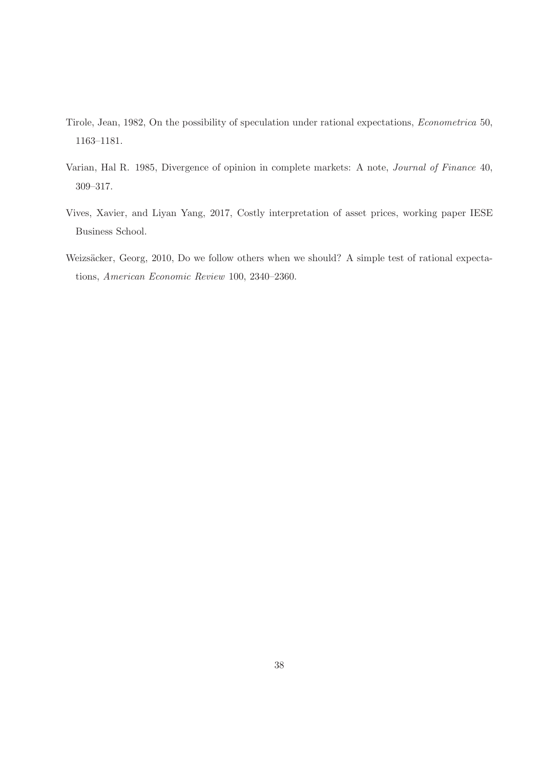Tirole, Jean, 1982, On the possibility of speculation under rational expectations, *Econometrica* 50, 1163–1181.

Varian, Hal R. 1985, Divergence of opinion in complete markets: A note, *Journal of Finance* 40, 309–317.

Vives, Xavier, and Liyan Yang, 2017, Costly interpretation of asset prices, working paper IESE Business School.

Weizsäcker, Georg, 2010, Do we follow others when we should? A simple test of rational expectations, *American Economic Review* 100, 2340–2360.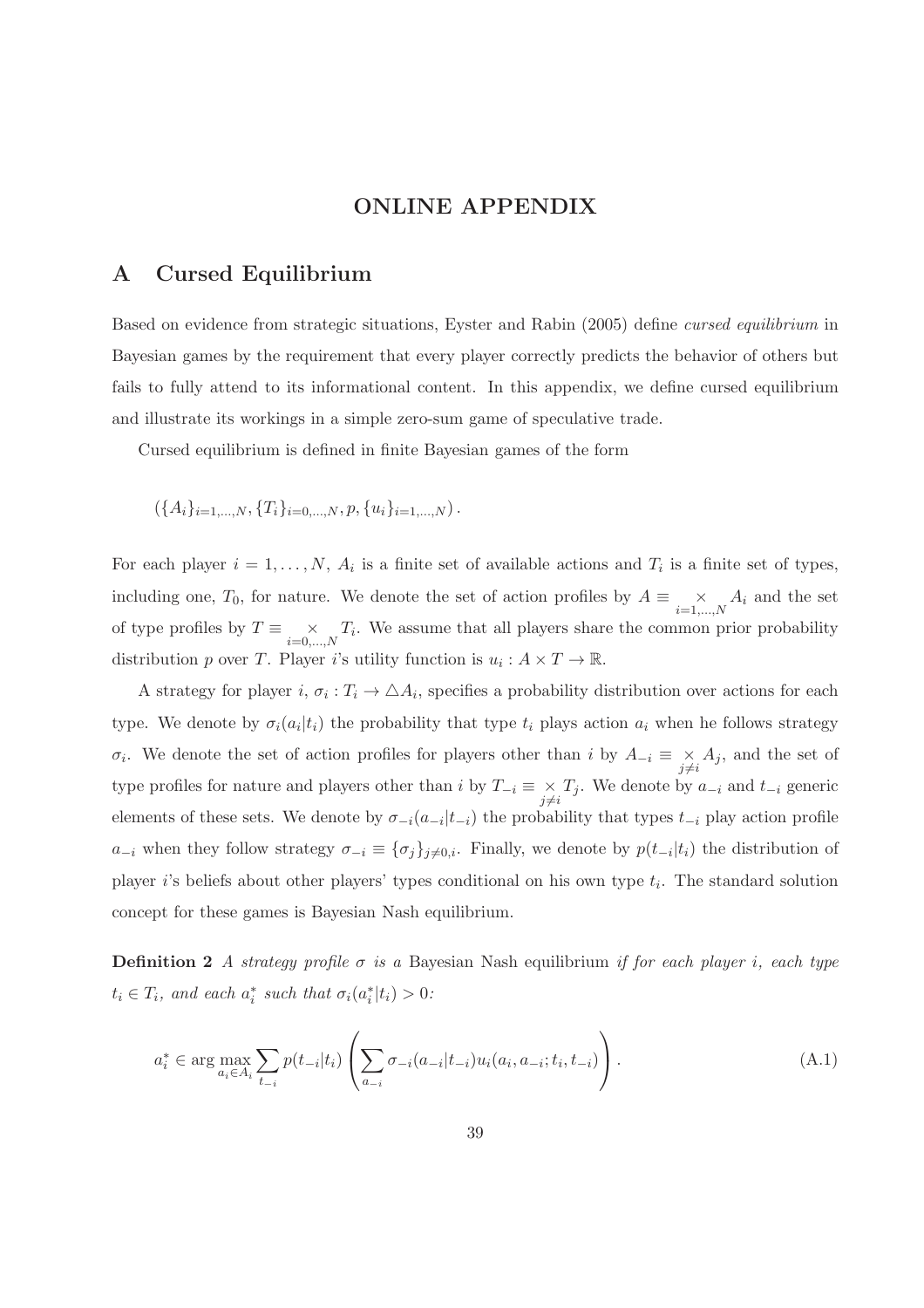# ONLINE APPENDIX

## A Cursed Equilibrium

Based on evidence from strategic situations, Eyster and Rabin (2005) define *cursed equilibrium* in Bayesian games by the requirement that every player correctly predicts the behavior of others but fails to fully attend to its informational content. In this appendix, we define cursed equilibrium and illustrate its workings in a simple zero-sum game of speculative trade.

Cursed equilibrium is defined in finite Bayesian games of the form

$$(\{A_i\}_{i=1,\ldots,N}, \{T_i\}_{i=0,\ldots,N}, p, \{u_i\}_{i=1,\ldots,N}).$$

For each player $i = 1, \ldots, N$, $A_i$ is a finite set of available actions and $T_i$ is a finite set of types, including one, $T_0$, for nature. We denote the set of action profiles by $A \equiv \underset{i=1,\ldots,N}{\times} A_i$ and the set of type profiles by $T \equiv \underset{i=0,\ldots,N}{\times} T_i$. We assume that all players share the common prior probability distribution $p$ over $T$. Player $i$'s utility function is $u_i : A \times T \to \mathbb{R}$.

A strategy for player $i$, $\sigma_i : T_i \to \triangle A_i$, specifies a probability distribution over actions for each type. We denote by $\sigma_i(a_i|t_i)$ the probability that type $t_i$ plays action $a_i$ when he follows strategy $\sigma_i$. We denote the set of action profiles for players other than $i$ by $A_{-i} \equiv \underset{j \neq i}{\times} A_j$, and the set of type profiles for nature and players other than $i$ by $T_{-i} \equiv \underset{j \neq i}{\times} T_j$. We denote by $a_{-i}$ and $t_{-i}$ generic elements of these sets. We denote by $\sigma_{-i}(a_{-i}|t_{-i})$ the probability that types $t_{-i}$ play action profile $a_{-i}$ when they follow strategy $\sigma_{-i} \equiv \{\sigma_j\}_{j \neq 0,i}$. Finally, we denote by $p(t_{-i}|t_i)$ the distribution of player $i$'s beliefs about other players' types conditional on his own type $t_i$. The standard solution concept for these games is Bayesian Nash equilibrium.

**Definition 2** *A strategy profile $\sigma$ is a* Bayesian Nash equilibrium *if for each player $i$, each type $t_i \in T_i$, and each $a_i^*$ such that $\sigma_i(a_i^*|t_i) > 0$:*

$$a_i^* \in \arg\max_{a_i \in A_i} \sum_{t_{-i}} p(t_{-i}|t_i) \left( \sum_{a_{-i}} \sigma_{-i}(a_{-i}|t_{-i}) u_i(a_i, a_{-i}; t_i, t_{-i}) \right). \tag{A.1}$$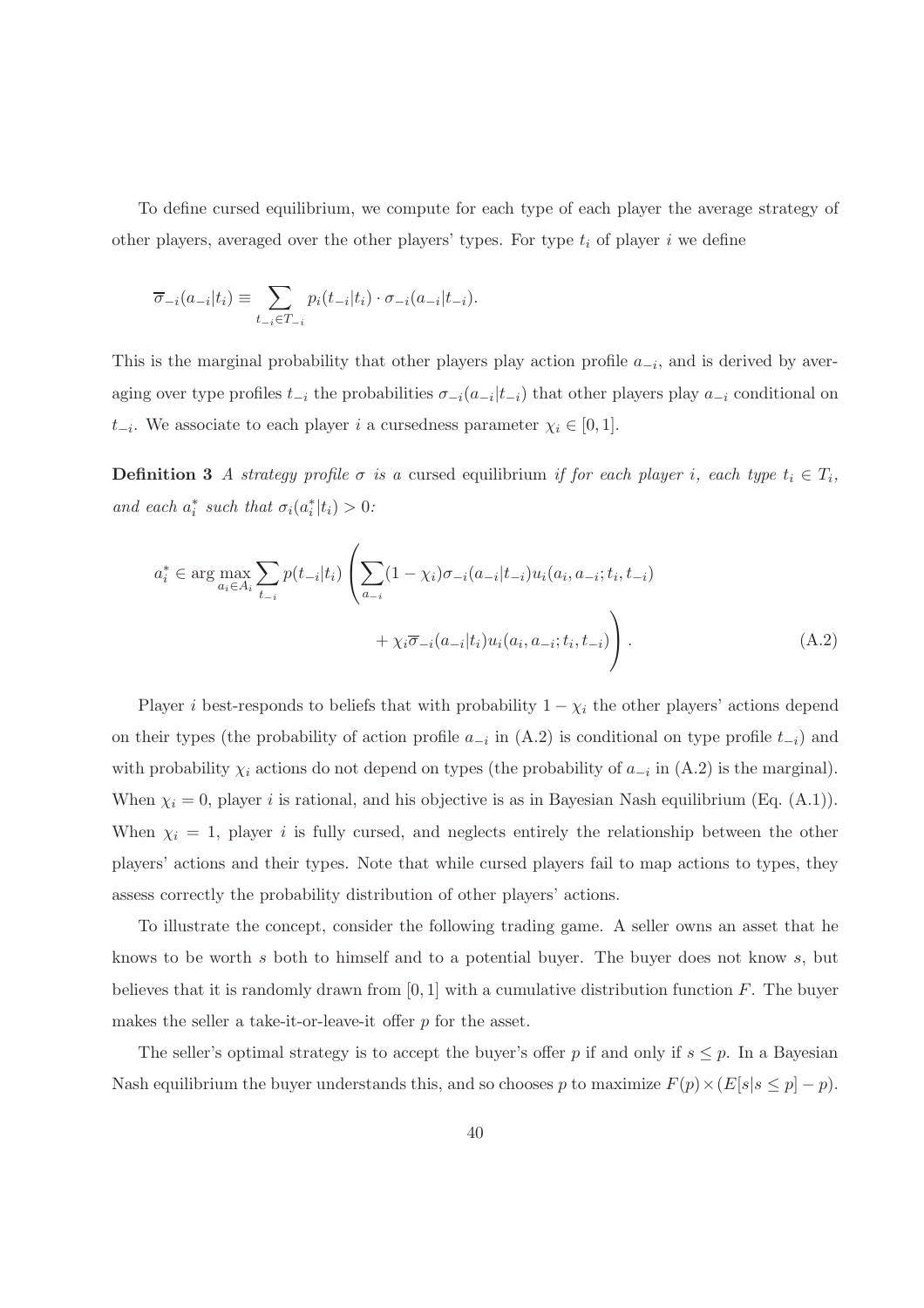To define cursed equilibrium, we compute for each type of each player the average strategy of other players, averaged over the other players' types. For type $t_i$ of player $i$ we define

$$\overline{\sigma}_{-i}(a_{-i}|t_i) \equiv \sum_{t_{-i} \in T_{-i}} p_i(t_{-i}|t_i) \cdot \sigma_{-i}(a_{-i}|t_{-i}).$$

This is the marginal probability that other players play action profile $a_{-i}$, and is derived by averaging over type profiles $t_{-i}$ the probabilities $\sigma_{-i}(a_{-i}|t_{-i})$ that other players play $a_{-i}$ conditional on $t_{-i}$. We associate to each player $i$ a cursedness parameter $\chi_i \in [0, 1]$.

**Definition 3** *A strategy profile $\sigma$ is a* cursed equilibrium *if for each player $i$, each type $t_i \in T_i$, and each $a_i^*$ such that $\sigma_i(a_i^*|t_i) > 0$:*

$$a_i^* \in \arg\max_{a_i \in A_i} \sum_{t_{-i}} p(t_{-i}|t_i) \left( \sum_{a_{-i}} (1 - \chi_i) \sigma_{-i}(a_{-i}|t_{-i}) u_i(a_i, a_{-i}; t_i, t_{-i}) + \chi_i \overline{\sigma}_{-i}(a_{-i}|t_i) u_i(a_i, a_{-i}; t_i, t_{-i}) \right). \tag{A.2}$$

Player $i$ best-responds to beliefs that with probability $1 - \chi_i$ the other players' actions depend on their types (the probability of action profile $a_{-i}$ in (A.2) is conditional on type profile $t_{-i}$) and with probability $\chi_i$ actions do not depend on types (the probability of $a_{-i}$ in (A.2) is the marginal). When $\chi_i = 0$, player $i$ is rational, and his objective is as in Bayesian Nash equilibrium (Eq. (A.1)). When $\chi_i = 1$, player $i$ is fully cursed, and neglects entirely the relationship between the other players' actions and their types. Note that while cursed players fail to map actions to types, they assess correctly the probability distribution of other players' actions.

To illustrate the concept, consider the following trading game. A seller owns an asset that he knows to be worth $s$ both to himself and to a potential buyer. The buyer does not know $s$, but believes that it is randomly drawn from $[0, 1]$ with a cumulative distribution function $F$. The buyer makes the seller a take-it-or-leave-it offer $p$ for the asset.

The seller's optimal strategy is to accept the buyer's offer $p$ if and only if $s \leq p$. In a Bayesian Nash equilibrium the buyer understands this, and so chooses $p$ to maximize $F(p) \times (E[s|s \leq p] - p)$.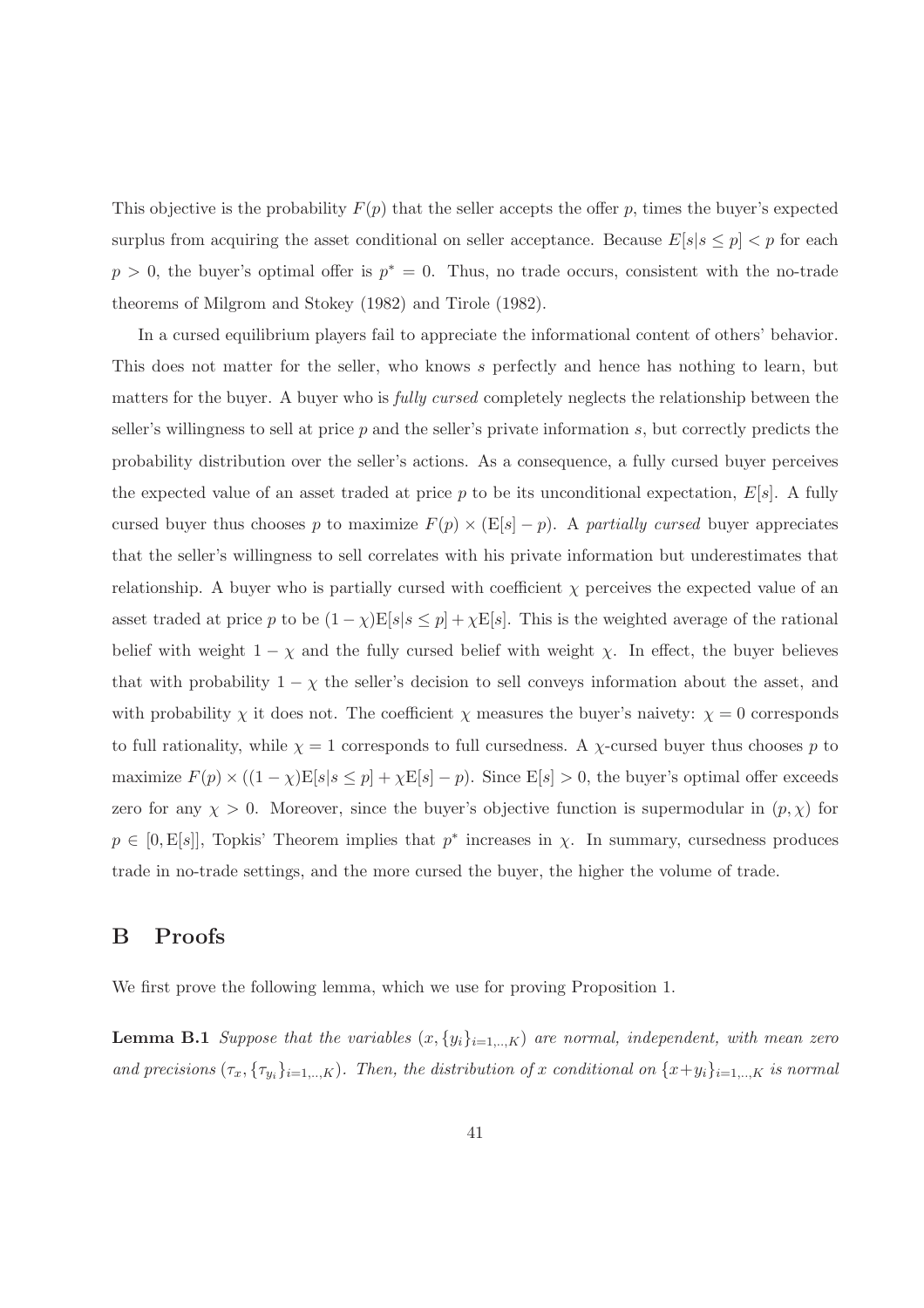This objective is the probability $F(p)$ that the seller accepts the offer $p$, times the buyer's expected surplus from acquiring the asset conditional on seller acceptance. Because $E[s|s \leq p] < p$ for each $p > 0$, the buyer's optimal offer is $p^* = 0$. Thus, no trade occurs, consistent with the no-trade theorems of Milgrom and Stokey (1982) and Tirole (1982).

In a cursed equilibrium players fail to appreciate the informational content of others' behavior. This does not matter for the seller, who knows $s$ perfectly and hence has nothing to learn, but matters for the buyer. A buyer who is *fully cursed* completely neglects the relationship between the seller's willingness to sell at price $p$ and the seller's private information $s$, but correctly predicts the probability distribution over the seller's actions. As a consequence, a fully cursed buyer perceives the expected value of an asset traded at price $p$ to be its unconditional expectation, $E[s]$. A fully cursed buyer thus chooses $p$ to maximize $F(p) \times (\mathrm{E}[s] - p)$. A *partially cursed* buyer appreciates that the seller's willingness to sell correlates with his private information but underestimates that relationship. A buyer who is partially cursed with coefficient $\chi$ perceives the expected value of an asset traded at price $p$ to be $(1-\chi)\mathrm{E}[s|s \leq p] + \chi \mathrm{E}[s]$. This is the weighted average of the rational belief with weight $1 - \chi$ and the fully cursed belief with weight $\chi$. In effect, the buyer believes that with probability $1 - \chi$ the seller's decision to sell conveys information about the asset, and with probability $\chi$ it does not. The coefficient $\chi$ measures the buyer's naivety: $\chi = 0$ corresponds to full rationality, while $\chi = 1$ corresponds to full cursedness. A $\chi$-cursed buyer thus chooses $p$ to maximize $F(p) \times ((1-\chi)\mathrm{E}[s|s \leq p] + \chi \mathrm{E}[s] - p)$. Since $\mathrm{E}[s] > 0$, the buyer's optimal offer exceeds zero for any $\chi > 0$. Moreover, since the buyer's objective function is supermodular in $(p, \chi)$ for $p \in [0, \mathrm{E}[s]]$, Topkis' Theorem implies that $p^*$ increases in $\chi$. In summary, cursedness produces trade in no-trade settings, and the more cursed the buyer, the higher the volume of trade.

# B Proofs

We first prove the following lemma, which we use for proving Proposition 1.

**Lemma B.1** *Suppose that the variables $(x, \{y_i\}_{i=1,..,K})$ are normal, independent, with mean zero and precisions $(\tau_x, \{\tau_{y_i}\}_{i=1,..,K})$. Then, the distribution of $x$ conditional on $\{x+y_i\}_{i=1,..,K}$ is normal*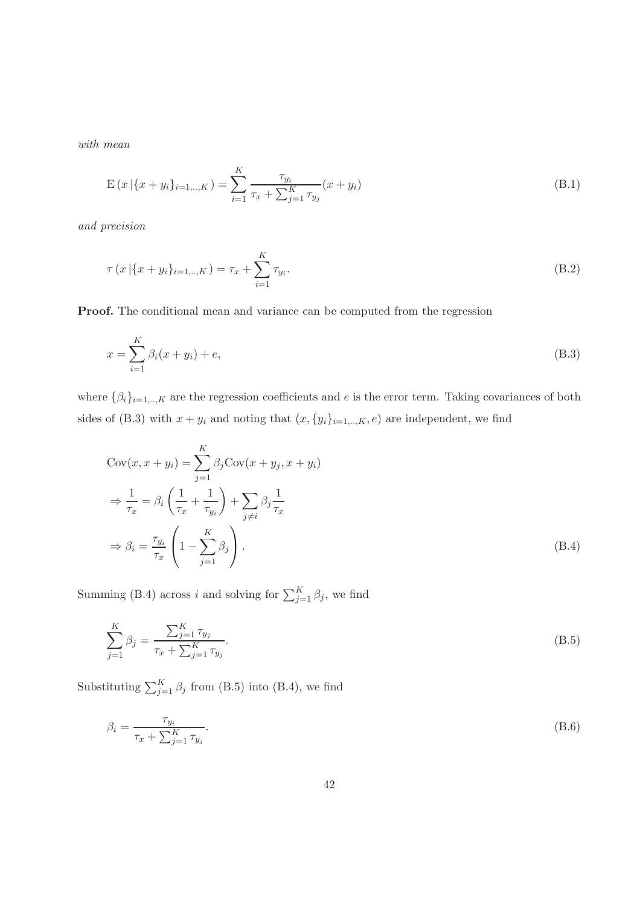*with mean*

$$\mathrm{E}\left(x\,|\{x+y_i\}_{i=1,..,K}\right) = \sum_{i=1}^{K} \frac{\tau_{y_i}}{\tau_x + \sum_{j=1}^{K} \tau_{y_j}}(x+y_i) \tag{B.1}$$

*and precision*

$$\tau\left(x\,|\{x+y_i\}_{i=1,..,K}\right) = \tau_x + \sum_{i=1}^{K} \tau_{y_i}. \tag{B.2}$$

**Proof.** The conditional mean and variance can be computed from the regression

$$x = \sum_{i=1}^{K} \beta_i (x+y_i) + e, \tag{B.3}$$

where $\{\beta_i\}_{i=1,..,K}$ are the regression coefficients and $e$ is the error term. Taking covariances of both sides of (B.3) with $x+y_i$ and noting that $(x, \{y_i\}_{i=1,..,K}, e)$ are independent, we find

$$\begin{aligned}
&\mathrm{Cov}(x, x+y_i) = \sum_{j=1}^{K} \beta_j \mathrm{Cov}(x+y_j, x+y_i) \\
&\Rightarrow \frac{1}{\tau_x} = \beta_i \left(\frac{1}{\tau_x} + \frac{1}{\tau_{y_i}}\right) + \sum_{j \neq i} \beta_j \frac{1}{\tau_x} \\
&\Rightarrow \beta_i = \frac{\tau_{y_i}}{\tau_x}\left(1 - \sum_{j=1}^{K} \beta_j\right).
\end{aligned} \tag{B.4}$$

Summing (B.4) across $i$ and solving for $\sum_{j=1}^{K} \beta_j$, we find

$$\sum_{j=1}^{K} \beta_j = \frac{\sum_{j=1}^{K} \tau_{y_j}}{\tau_x + \sum_{j=1}^{K} \tau_{y_j}}. \tag{B.5}$$

Substituting $\sum_{j=1}^{K} \beta_j$ from (B.5) into (B.4), we find

$$\beta_i = \frac{\tau_{y_i}}{\tau_x + \sum_{j=1}^{K} \tau_{y_j}}. \tag{B.6}$$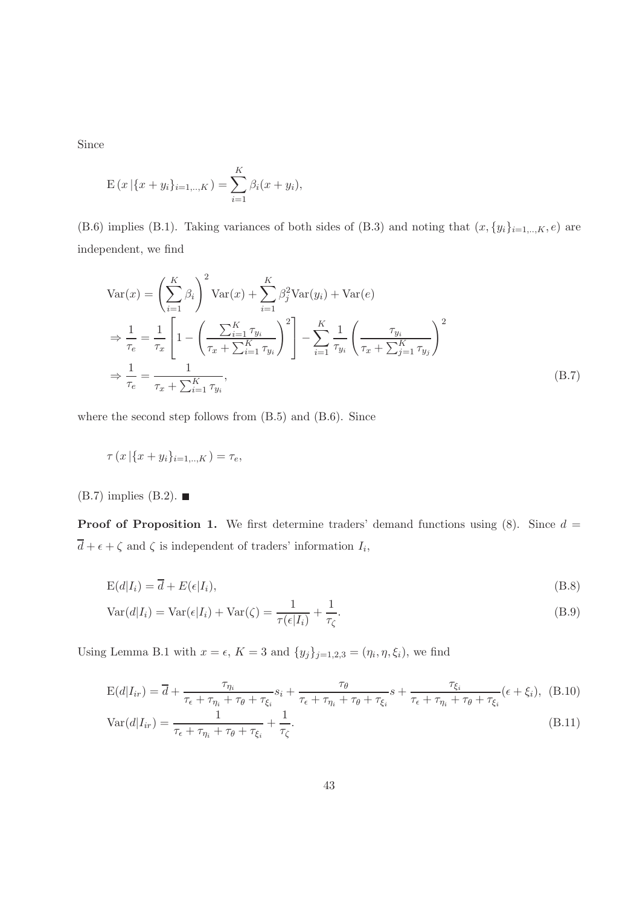Since

$$\mathrm{E}\left(x\,|\{x+y_i\}_{i=1,..,K}\right) = \sum_{i=1}^{K} \beta_i (x+y_i),$$

(B.6) implies (B.1). Taking variances of both sides of (B.3) and noting that $(x, \{y_i\}_{i=1,..,K}, e)$ are independent, we find

$$\begin{aligned}
\mathrm{Var}(x) &= \left(\sum_{i=1}^{K} \beta_i\right)^2 \mathrm{Var}(x) + \sum_{i=1}^{K} \beta_j^2 \mathrm{Var}(y_i) + \mathrm{Var}(e) \\
\Rightarrow \frac{1}{\tau_e} &= \frac{1}{\tau_x}\left[1 - \left(\frac{\sum_{i=1}^{K}\tau_{y_i}}{\tau_x + \sum_{i=1}^{K}\tau_{y_i}}\right)^2\right] - \sum_{i=1}^{K}\frac{1}{\tau_{y_i}}\left(\frac{\tau_{y_i}}{\tau_x + \sum_{j=1}^{K}\tau_{y_j}}\right)^2 \\
\Rightarrow \frac{1}{\tau_e} &= \frac{1}{\tau_x + \sum_{i=1}^{K}\tau_{y_i}},
\end{aligned} \tag{B.7}$$

where the second step follows from (B.5) and (B.6). Since

$$\tau\left(x\,|\{x+y_i\}_{i=1,..,K}\right) = \tau_e,$$

(B.7) implies (B.2). ■

**Proof of Proposition 1.** We first determine traders' demand functions using (8). Since $d = \overline{d} + \epsilon + \zeta$ and $\zeta$ is independent of traders' information $I_i$,

$$\mathrm{E}(d|I_i) = \overline{d} + E(\epsilon|I_i), \tag{B.8}$$

$$\mathrm{Var}(d|I_i) = \mathrm{Var}(\epsilon|I_i) + \mathrm{Var}(\zeta) = \frac{1}{\tau(\epsilon|I_i)} + \frac{1}{\tau_\zeta}. \tag{B.9}$$

Using Lemma B.1 with $x = \epsilon$, $K = 3$ and $\{y_j\}_{j=1,2,3} = (\eta_i, \eta, \xi_i)$, we find

$$\mathrm{E}(d|I_{ir}) = \overline{d} + \frac{\tau_{\eta_i}}{\tau_\epsilon + \tau_{\eta_i} + \tau_\theta + \tau_{\xi_i}} s_i + \frac{\tau_\theta}{\tau_\epsilon + \tau_{\eta_i} + \tau_\theta + \tau_{\xi_i}} s + \frac{\tau_{\xi_i}}{\tau_\epsilon + \tau_{\eta_i} + \tau_\theta + \tau_{\xi_i}} (\epsilon + \xi_i), \tag{B.10}$$

$$\mathrm{Var}(d|I_{ir}) = \frac{1}{\tau_\epsilon + \tau_{\eta_i} + \tau_\theta + \tau_{\xi_i}} + \frac{1}{\tau_\zeta}. \tag{B.11}$$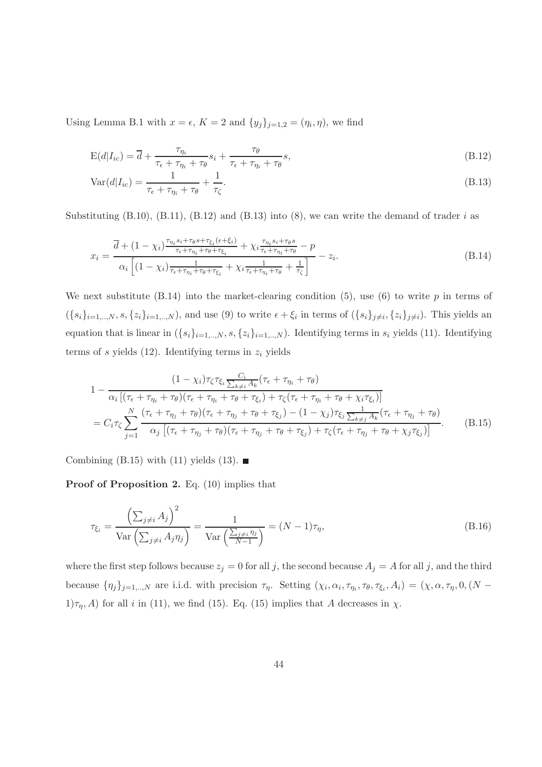Using Lemma B.1 with $x = \epsilon$, $K = 2$ and $\{y_j\}_{j=1,2} = (\eta_i, \eta)$, we find

$$\mathrm{E}(d|I_{ic}) = \overline{d} + \frac{\tau_{\eta_i}}{\tau_\epsilon + \tau_{\eta_i} + \tau_\theta} s_i + \frac{\tau_\theta}{\tau_\epsilon + \tau_{\eta_i} + \tau_\theta} s, \tag{B.12}$$

$$\mathrm{Var}(d|I_{ic}) = \frac{1}{\tau_\epsilon + \tau_{\eta_i} + \tau_\theta} + \frac{1}{\tau_\zeta}. \tag{B.13}$$

Substituting (B.10), (B.11), (B.12) and (B.13) into (8), we can write the demand of trader $i$ as

$$x_i = \frac{\overline{d} + (1-\chi_i)\frac{\tau_{\eta_i} s_i + \tau_\theta s + \tau_{\xi_i}(\epsilon + \xi_i)}{\tau_\epsilon + \tau_{\eta_i} + \tau_\theta + \tau_{\xi_i}} + \chi_i \frac{\tau_{\eta_i} s_i + \tau_\theta s}{\tau_\epsilon + \tau_{\eta_i} + \tau_\theta} - p}{\alpha_i \left[(1-\chi_i)\frac{1}{\tau_\epsilon + \tau_{\eta_i} + \tau_\theta + \tau_{\xi_i}} + \chi_i \frac{1}{\tau_\epsilon + \tau_{\eta_i} + \tau_\theta} + \frac{1}{\tau_\zeta}\right]} - z_i. \tag{B.14}$$

We next substitute (B.14) into the market-clearing condition (5), use (6) to write $p$ in terms of $(\{s_i\}_{i=1,..,N}, s, \{z_i\}_{i=1,..,N})$, and use (9) to write $\epsilon + \xi_i$ in terms of $(\{s_i\}_{j \neq i}, \{z_i\}_{j \neq i})$. This yields an equation that is linear in $(\{s_i\}_{i=1,..,N}, s, \{z_i\}_{i=1,..,N})$. Identifying terms in $s_i$ yields (11). Identifying terms of $s$ yields (12). Identifying terms in $z_i$ yields

$$\begin{aligned}
1 &- \frac{(1-\chi_i)\tau_\zeta \tau_{\xi_i} \frac{C_i}{\sum_{k \neq i} A_k}(\tau_\epsilon + \tau_{\eta_i} + \tau_\theta)}{\alpha_i \left[(\tau_\epsilon + \tau_{\eta_i} + \tau_\theta)(\tau_\epsilon + \tau_{\eta_i} + \tau_\theta + \tau_{\xi_i}) + \tau_\zeta(\tau_\epsilon + \tau_{\eta_i} + \tau_\theta + \chi_i \tau_{\xi_i})\right]} \\
&= C_i \tau_\zeta \sum_{j=1}^N \frac{(\tau_\epsilon + \tau_{\eta_j} + \tau_\theta)(\tau_\epsilon + \tau_{\eta_j} + \tau_\theta + \tau_{\xi_j}) - (1-\chi_j)\tau_{\xi_j}\frac{1}{\sum_{k \neq j} A_k}(\tau_\epsilon + \tau_{\eta_j} + \tau_\theta)}{\alpha_j \left[(\tau_\epsilon + \tau_{\eta_j} + \tau_\theta)(\tau_\epsilon + \tau_{\eta_j} + \tau_\theta + \tau_{\xi_j}) + \tau_\zeta(\tau_\epsilon + \tau_{\eta_j} + \tau_\theta + \chi_j \tau_{\xi_j})\right]}.
\end{aligned} \tag{B.15}$$

Combining (B.15) with (11) yields (13). ■

**Proof of Proposition 2.** Eq. (10) implies that

$$\tau_{\xi_i} = \frac{\left(\sum_{j \neq i} A_j\right)^2}{\mathrm{Var}\left(\sum_{j \neq i} A_j \eta_j\right)} = \frac{1}{\mathrm{Var}\left(\frac{\sum_{j \neq i} \eta_j}{N-1}\right)} = (N-1)\tau_\eta, \tag{B.16}$$

where the first step follows because $z_j = 0$ for all $j$, the second because $A_j = A$ for all $j$, and the third because $\{\eta_j\}_{j=1,..,N}$ are i.i.d. with precision $\tau_\eta$. Setting $(\chi_i, \alpha_i, \tau_{\eta_i}, \tau_\theta, \tau_{\xi_i}, A_i) = (\chi, \alpha, \tau_\eta, 0, (N-1)\tau_\eta, A)$ for all $i$ in (11), we find (15). Eq. (15) implies that $A$ decreases in $\chi$.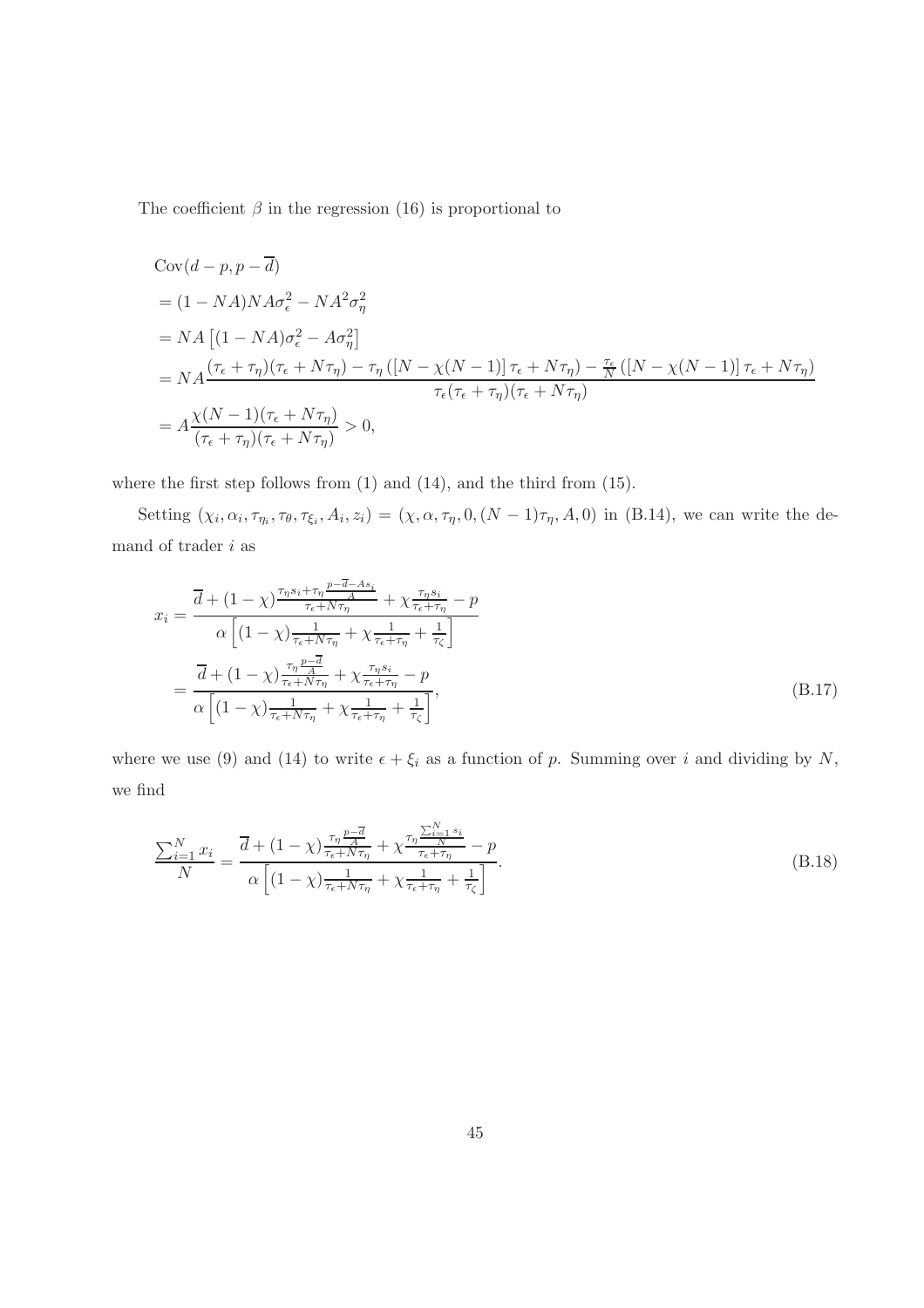The coefficient $\beta$ in the regression (16) is proportional to

$$
\begin{aligned}
&\mathrm{Cov}(d-p, p-\overline{d}) \\
&= (1-NA)NA\sigma_\epsilon^2 - NA^2\sigma_\eta^2 \\
&= NA\left[(1-NA)\sigma_\epsilon^2 - A\sigma_\eta^2\right] \\
&= NA\frac{(\tau_\epsilon+\tau_\eta)(\tau_\epsilon+N\tau_\eta) - \tau_\eta\left(\left[N-\chi(N-1)\right]\tau_\epsilon + N\tau_\eta\right) - \frac{\tau_\epsilon}{N}\left(\left[N-\chi(N-1)\right]\tau_\epsilon + N\tau_\eta\right)}{\tau_\epsilon(\tau_\epsilon+\tau_\eta)(\tau_\epsilon+N\tau_\eta)} \\
&= A\frac{\chi(N-1)(\tau_\epsilon+N\tau_\eta)}{(\tau_\epsilon+\tau_\eta)(\tau_\epsilon+N\tau_\eta)} > 0,
\end{aligned}
$$

where the first step follows from (1) and (14), and the third from (15).

Setting $(\chi_i, \alpha_i, \tau_{\eta_i}, \tau_\theta, \tau_{\xi_i}, A_i, z_i) = (\chi, \alpha, \tau_\eta, 0, (N-1)\tau_\eta, A, 0)$ in (B.14), we can write the demand of trader $i$ as

$$
\begin{aligned}
x_i &= \frac{\overline{d} + (1-\chi)\frac{\tau_\eta s_i + \tau_\eta \frac{p-\overline{d}-As_i}{A}}{\tau_\epsilon+N\tau_\eta} + \chi\frac{\tau_\eta s_i}{\tau_\epsilon+\tau_\eta} - p}{\alpha\left[(1-\chi)\frac{1}{\tau_\epsilon+N\tau_\eta} + \chi\frac{1}{\tau_\epsilon+\tau_\eta} + \frac{1}{\tau_\zeta}\right]} \\
&= \frac{\overline{d} + (1-\chi)\frac{\tau_\eta \frac{p-\overline{d}}{A}}{\tau_\epsilon+N\tau_\eta} + \chi\frac{\tau_\eta s_i}{\tau_\epsilon+\tau_\eta} - p}{\alpha\left[(1-\chi)\frac{1}{\tau_\epsilon+N\tau_\eta} + \chi\frac{1}{\tau_\epsilon+\tau_\eta} + \frac{1}{\tau_\zeta}\right]},
\end{aligned}
\tag{B.17}
$$

where we use (9) and (14) to write $\epsilon + \xi_i$ as a function of $p$. Summing over $i$ and dividing by $N$, we find

$$
\frac{\sum_{i=1}^N x_i}{N} = \frac{\overline{d} + (1-\chi)\frac{\tau_\eta \frac{p-\overline{d}}{A}}{\tau_\epsilon+N\tau_\eta} + \chi\frac{\tau_\eta \frac{\sum_{i=1}^N s_i}{N}}{\tau_\epsilon+\tau_\eta} - p}{\alpha\left[(1-\chi)\frac{1}{\tau_\epsilon+N\tau_\eta} + \chi\frac{1}{\tau_\epsilon+\tau_\eta} + \frac{1}{\tau_\zeta}\right]}.
\tag{B.18}
$$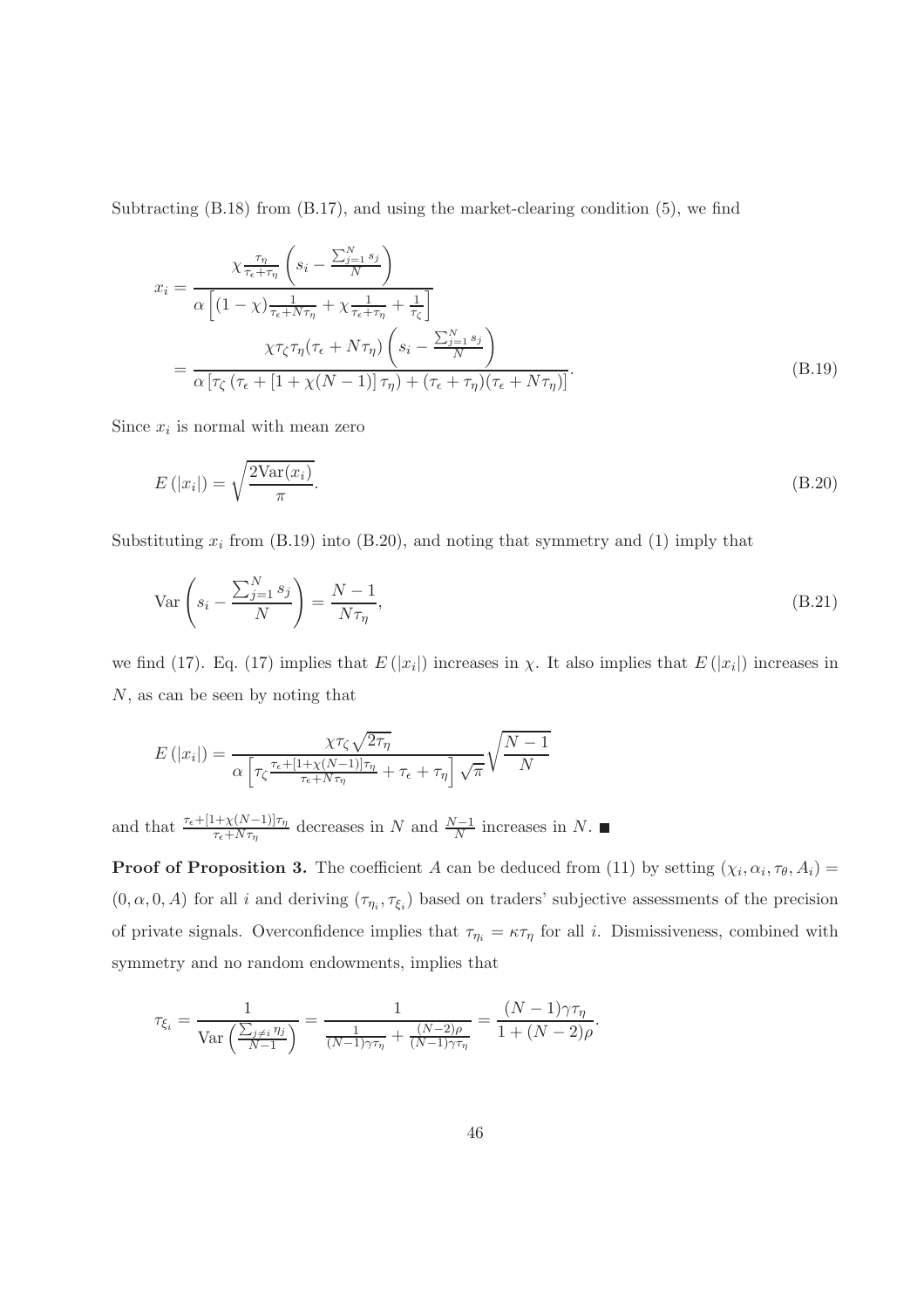Subtracting (B.18) from (B.17), and using the market-clearing condition (5), we find

$$
\begin{aligned}
x_i &= \frac{\chi \frac{\tau_\eta}{\tau_\epsilon+\tau_\eta}\left(s_i - \frac{\sum_{j=1}^N s_j}{N}\right)}{\alpha\left[(1-\chi)\frac{1}{\tau_\epsilon+N\tau_\eta} + \chi\frac{1}{\tau_\epsilon+\tau_\eta} + \frac{1}{\tau_\zeta}\right]} \\
&= \frac{\chi\tau_\zeta\tau_\eta(\tau_\epsilon+N\tau_\eta)\left(s_i - \frac{\sum_{j=1}^N s_j}{N}\right)}{\alpha\left[\tau_\zeta\left(\tau_\epsilon+[1+\chi(N-1)]\tau_\eta\right)+(\tau_\epsilon+\tau_\eta)(\tau_\epsilon+N\tau_\eta)\right]}.
\end{aligned}
\tag{B.19}
$$

Since $x_i$ is normal with mean zero

$$
E\left(|x_i|\right) = \sqrt{\frac{2\mathrm{Var}(x_i)}{\pi}}. \tag{B.20}
$$

Substituting $x_i$ from (B.19) into (B.20), and noting that symmetry and (1) imply that

$$
\mathrm{Var}\left(s_i - \frac{\sum_{j=1}^N s_j}{N}\right) = \frac{N-1}{N\tau_\eta}, \tag{B.21}
$$

we find (17). Eq. (17) implies that $E\left(|x_i|\right)$ increases in $\chi$. It also implies that $E\left(|x_i|\right)$ increases in $N$, as can be seen by noting that

$$
E\left(|x_i|\right) = \frac{\chi\tau_\zeta\sqrt{2\tau_\eta}}{\alpha\left[\tau_\zeta\frac{\tau_\epsilon+[1+\chi(N-1)]\tau_\eta}{\tau_\epsilon+N\tau_\eta}+\tau_\epsilon+\tau_\eta\right]\sqrt{\pi}}\sqrt{\frac{N-1}{N}}
$$

and that $\frac{\tau_\epsilon+[1+\chi(N-1)]\tau_\eta}{\tau_\epsilon+N\tau_\eta}$ decreases in $N$ and $\frac{N-1}{N}$ increases in $N$. ■

**Proof of Proposition 3.** The coefficient $A$ can be deduced from (11) by setting $(\chi_i, \alpha_i, \tau_\theta, A_i) = (0, \alpha, 0, A)$ for all $i$ and deriving $(\tau_{\eta_i}, \tau_{\xi_i})$ based on traders' subjective assessments of the precision of private signals. Overconfidence implies that $\tau_{\eta_i} = \kappa\tau_\eta$ for all $i$. Dismissiveness, combined with symmetry and no random endowments, implies that

$$
\tau_{\xi_i} = \frac{1}{\mathrm{Var}\left(\frac{\sum_{j\neq i}\eta_j}{N-1}\right)} = \frac{1}{\frac{1}{(N-1)\gamma\tau_\eta}+\frac{(N-2)\rho}{(N-1)\gamma\tau_\eta}} = \frac{(N-1)\gamma\tau_\eta}{1+(N-2)\rho}.
$$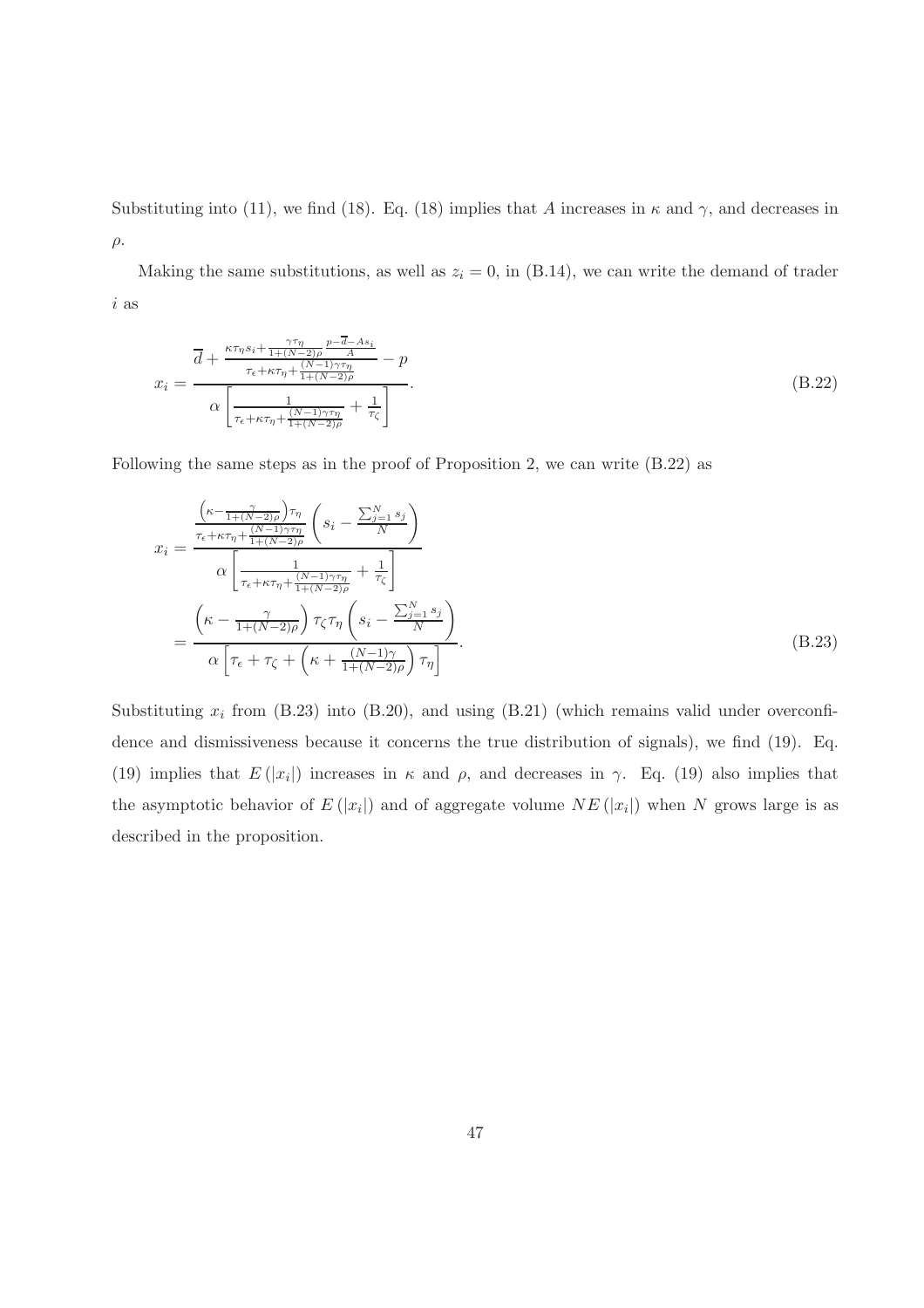Substituting into (11), we find (18). Eq. (18) implies that $A$ increases in $\kappa$ and $\gamma$, and decreases in $\rho$.

Making the same substitutions, as well as $z_i = 0$, in (B.14), we can write the demand of trader $i$ as

$$x_i = \frac{\overline{d} + \frac{\kappa\tau_\eta s_i + \frac{\gamma\tau_\eta}{1+(N-2)\rho}\frac{p-\overline{d}-As_i}{A}}{\tau_\epsilon + \kappa\tau_\eta + \frac{(N-1)\gamma\tau_\eta}{1+(N-2)\rho}} - p}{\alpha\left[\frac{1}{\tau_\epsilon + \kappa\tau_\eta + \frac{(N-1)\gamma\tau_\eta}{1+(N-2)\rho}} + \frac{1}{\tau_\zeta}\right]}. \tag{B.22}$$

Following the same steps as in the proof of Proposition 2, we can write (B.22) as

$$\begin{aligned} x_i &= \frac{\frac{\left(\kappa - \frac{\gamma}{1+(N-2)\rho}\right)\tau_\eta}{\tau_\epsilon + \kappa\tau_\eta + \frac{(N-1)\gamma\tau_\eta}{1+(N-2)\rho}}\left(s_i - \frac{\sum_{j=1}^N s_j}{N}\right)}{\alpha\left[\frac{1}{\tau_\epsilon + \kappa\tau_\eta + \frac{(N-1)\gamma\tau_\eta}{1+(N-2)\rho}} + \frac{1}{\tau_\zeta}\right]} \\ &= \frac{\left(\kappa - \frac{\gamma}{1+(N-2)\rho}\right)\tau_\zeta\tau_\eta\left(s_i - \frac{\sum_{j=1}^N s_j}{N}\right)}{\alpha\left[\tau_\epsilon + \tau_\zeta + \left(\kappa + \frac{(N-1)\gamma}{1+(N-2)\rho}\right)\tau_\eta\right]}. \end{aligned} \tag{B.23}$$

Substituting $x_i$ from (B.23) into (B.20), and using (B.21) (which remains valid under overconfidence and dismissiveness because it concerns the true distribution of signals), we find (19). Eq. (19) implies that $E(|x_i|)$ increases in $\kappa$ and $\rho$, and decreases in $\gamma$. Eq. (19) also implies that the asymptotic behavior of $E(|x_i|)$ and of aggregate volume $NE(|x_i|)$ when $N$ grows large is as described in the proposition.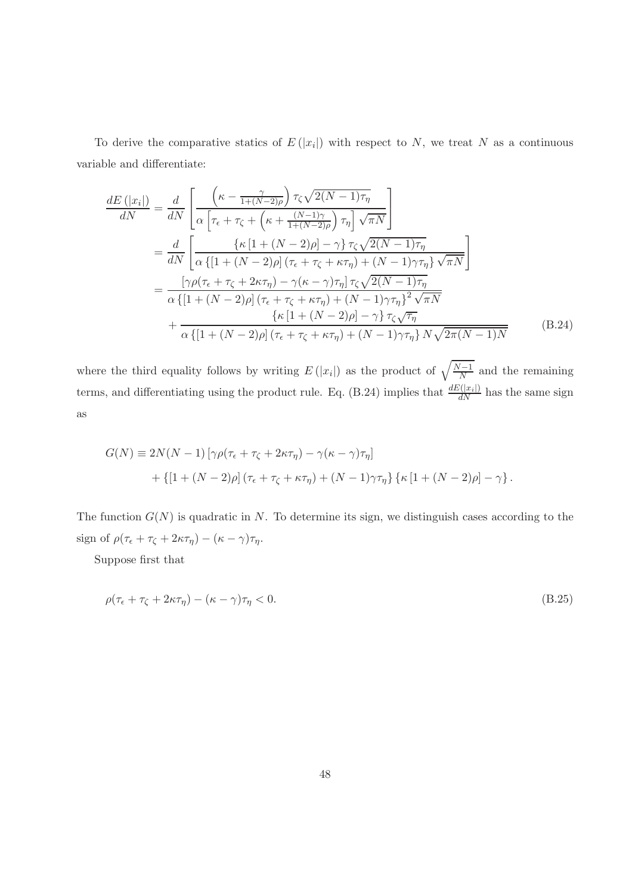To derive the comparative statics of $E(|x_i|)$ with respect to $N$, we treat $N$ as a continuous variable and differentiate:

$$
\begin{aligned}
\frac{dE(|x_i|)}{dN} &= \frac{d}{dN}\left[\frac{\left(\kappa - \frac{\gamma}{1+(N-2)\rho}\right)\tau_\zeta\sqrt{2(N-1)\tau_\eta}}{\alpha\left[\tau_\epsilon + \tau_\zeta + \left(\kappa + \frac{(N-1)\gamma}{1+(N-2)\rho}\right)\tau_\eta\right]\sqrt{\pi N}}\right] \\
&= \frac{d}{dN}\left[\frac{\{\kappa\left[1+(N-2)\rho\right]-\gamma\}\tau_\zeta\sqrt{2(N-1)\tau_\eta}}{\alpha\left\{\left[1+(N-2)\rho\right](\tau_\epsilon+\tau_\zeta+\kappa\tau_\eta)+(N-1)\gamma\tau_\eta\right\}\sqrt{\pi N}}\right] \\
&= \frac{\left[\gamma\rho(\tau_\epsilon+\tau_\zeta+2\kappa\tau_\eta)-\gamma(\kappa-\gamma)\tau_\eta\right]\tau_\zeta\sqrt{2(N-1)\tau_\eta}}{\alpha\left\{\left[1+(N-2)\rho\right](\tau_\epsilon+\tau_\zeta+\kappa\tau_\eta)+(N-1)\gamma\tau_\eta\right\}^2\sqrt{\pi N}} \\
&\quad + \frac{\{\kappa\left[1+(N-2)\rho\right]-\gamma\}\tau_\zeta\sqrt{\tau_\eta}}{\alpha\left\{\left[1+(N-2)\rho\right](\tau_\epsilon+\tau_\zeta+\kappa\tau_\eta)+(N-1)\gamma\tau_\eta\right\}N\sqrt{2\pi(N-1)N}}
\end{aligned}
\tag{B.24}
$$

where the third equality follows by writing $E(|x_i|)$ as the product of $\sqrt{\frac{N-1}{N}}$ and the remaining terms, and differentiating using the product rule. Eq. (B.24) implies that $\frac{dE(|x_i|)}{dN}$ has the same sign as

$$
\begin{aligned}
G(N) \equiv\ & 2N(N-1)\left[\gamma\rho(\tau_\epsilon+\tau_\zeta+2\kappa\tau_\eta)-\gamma(\kappa-\gamma)\tau_\eta\right] \\
& + \left\{\left[1+(N-2)\rho\right](\tau_\epsilon+\tau_\zeta+\kappa\tau_\eta)+(N-1)\gamma\tau_\eta\right\}\left\{\kappa\left[1+(N-2)\rho\right]-\gamma\right\}.
\end{aligned}
$$

The function $G(N)$ is quadratic in $N$. To determine its sign, we distinguish cases according to the sign of $\rho(\tau_\epsilon+\tau_\zeta+2\kappa\tau_\eta)-(\kappa-\gamma)\tau_\eta$.

Suppose first that

$$
\rho(\tau_\epsilon+\tau_\zeta+2\kappa\tau_\eta)-(\kappa-\gamma)\tau_\eta < 0. \tag{B.25}
$$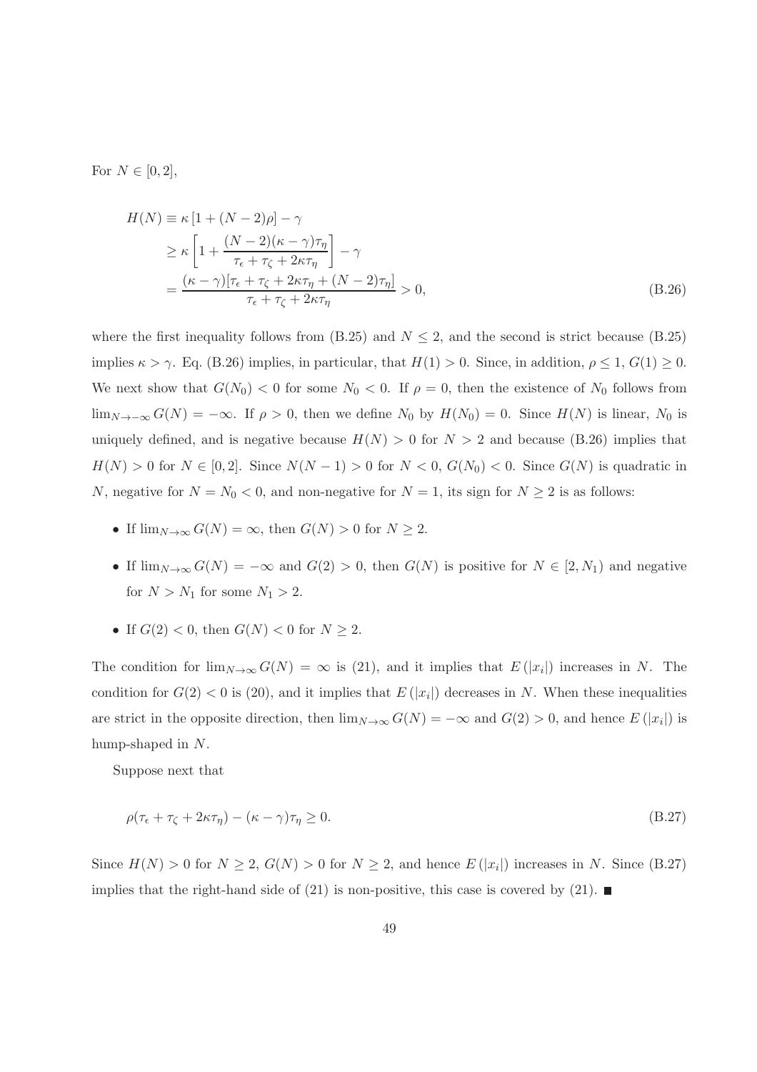For $N \in [0, 2]$,

$$
\begin{aligned}
H(N) &\equiv \kappa \left[1 + (N-2)\rho\right] - \gamma \\
&\geq \kappa \left[1 + \frac{(N-2)(\kappa - \gamma)\tau_\eta}{\tau_\epsilon + \tau_\zeta + 2\kappa\tau_\eta}\right] - \gamma \\
&= \frac{(\kappa - \gamma)[\tau_\epsilon + \tau_\zeta + 2\kappa\tau_\eta + (N-2)\tau_\eta]}{\tau_\epsilon + \tau_\zeta + 2\kappa\tau_\eta} > 0,
\end{aligned}
\tag{B.26}
$$

where the first inequality follows from (B.25) and $N \leq 2$, and the second is strict because (B.25) implies $\kappa > \gamma$. Eq. (B.26) implies, in particular, that $H(1) > 0$. Since, in addition, $\rho \leq 1$, $G(1) \geq 0$. We next show that $G(N_0) < 0$ for some $N_0 < 0$. If $\rho = 0$, then the existence of $N_0$ follows from $\lim_{N \to -\infty} G(N) = -\infty$. If $\rho > 0$, then we define $N_0$ by $H(N_0) = 0$. Since $H(N)$ is linear, $N_0$ is uniquely defined, and is negative because $H(N) > 0$ for $N > 2$ and because (B.26) implies that $H(N) > 0$ for $N \in [0, 2]$. Since $N(N-1) > 0$ for $N < 0$, $G(N_0) < 0$. Since $G(N)$ is quadratic in $N$, negative for $N = N_0 < 0$, and non-negative for $N = 1$, its sign for $N \geq 2$ is as follows:

- If $\lim_{N \to \infty} G(N) = \infty$, then $G(N) > 0$ for $N \geq 2$.
- If $\lim_{N \to \infty} G(N) = -\infty$ and $G(2) > 0$, then $G(N)$ is positive for $N \in [2, N_1)$ and negative for $N > N_1$ for some $N_1 > 2$.
- If $G(2) < 0$, then $G(N) < 0$ for $N \geq 2$.

The condition for $\lim_{N \to \infty} G(N) = \infty$ is (21), and it implies that $E(|x_i|)$ increases in $N$. The condition for $G(2) < 0$ is (20), and it implies that $E(|x_i|)$ decreases in $N$. When these inequalities are strict in the opposite direction, then $\lim_{N \to \infty} G(N) = -\infty$ and $G(2) > 0$, and hence $E(|x_i|)$ is hump-shaped in $N$.

Suppose next that

$$
\rho(\tau_\epsilon + \tau_\zeta + 2\kappa\tau_\eta) - (\kappa - \gamma)\tau_\eta \geq 0. \tag{B.27}
$$

Since $H(N) > 0$ for $N \geq 2$, $G(N) > 0$ for $N \geq 2$, and hence $E(|x_i|)$ increases in $N$. Since (B.27) implies that the right-hand side of (21) is non-positive, this case is covered by (21). ■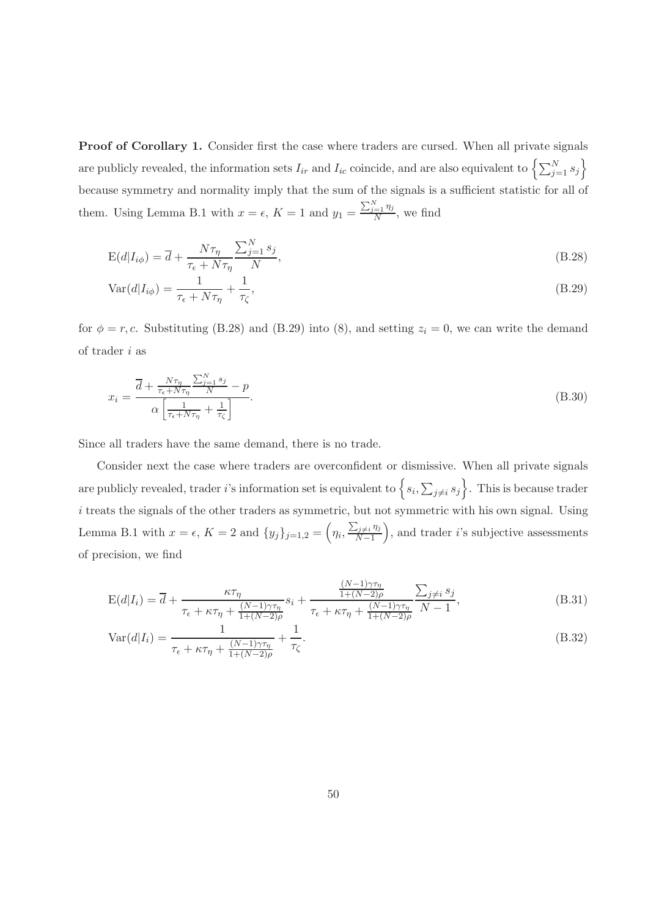**Proof of Corollary 1.** Consider first the case where traders are cursed. When all private signals are publicly revealed, the information sets $I_{ir}$ and $I_{ic}$ coincide, and are also equivalent to $\left\{\sum_{j=1}^N s_j\right\}$ because symmetry and normality imply that the sum of the signals is a sufficient statistic for all of them. Using Lemma B.1 with $x = \epsilon$, $K = 1$ and $y_1 = \frac{\sum_{j=1}^N \eta_j}{N}$, we find

$$\mathrm{E}(d|I_{i\phi}) = \overline{d} + \frac{N\tau_\eta}{\tau_\epsilon + N\tau_\eta}\frac{\sum_{j=1}^N s_j}{N}, \tag{B.28}$$

$$\mathrm{Var}(d|I_{i\phi}) = \frac{1}{\tau_\epsilon + N\tau_\eta} + \frac{1}{\tau_\zeta}, \tag{B.29}$$

for $\phi = r, c$. Substituting (B.28) and (B.29) into (8), and setting $z_i = 0$, we can write the demand of trader $i$ as

$$x_i = \frac{\overline{d} + \frac{N\tau_\eta}{\tau_\epsilon + N\tau_\eta}\frac{\sum_{j=1}^N s_j}{N} - p}{\alpha\left[\frac{1}{\tau_\epsilon + N\tau_\eta} + \frac{1}{\tau_\zeta}\right]}. \tag{B.30}$$

Since all traders have the same demand, there is no trade.

Consider next the case where traders are overconfident or dismissive. When all private signals are publicly revealed, trader $i$'s information set is equivalent to $\left\{s_i, \sum_{j\neq i} s_j\right\}$. This is because trader $i$ treats the signals of the other traders as symmetric, but not symmetric with his own signal. Using Lemma B.1 with $x = \epsilon$, $K = 2$ and $\{y_j\}_{j=1,2} = \left(\eta_i, \frac{\sum_{j\neq i}\eta_j}{N-1}\right)$, and trader $i$'s subjective assessments of precision, we find

$$\mathrm{E}(d|I_i) = \overline{d} + \frac{\kappa\tau_\eta}{\tau_\epsilon + \kappa\tau_\eta + \frac{(N-1)\gamma\tau_\eta}{1+(N-2)\rho}}s_i + \frac{\frac{(N-1)\gamma\tau_\eta}{1+(N-2)\rho}}{\tau_\epsilon + \kappa\tau_\eta + \frac{(N-1)\gamma\tau_\eta}{1+(N-2)\rho}}\frac{\sum_{j\neq i} s_j}{N-1}, \tag{B.31}$$

$$\mathrm{Var}(d|I_i) = \frac{1}{\tau_\epsilon + \kappa\tau_\eta + \frac{(N-1)\gamma\tau_\eta}{1+(N-2)\rho}} + \frac{1}{\tau_\zeta}. \tag{B.32}$$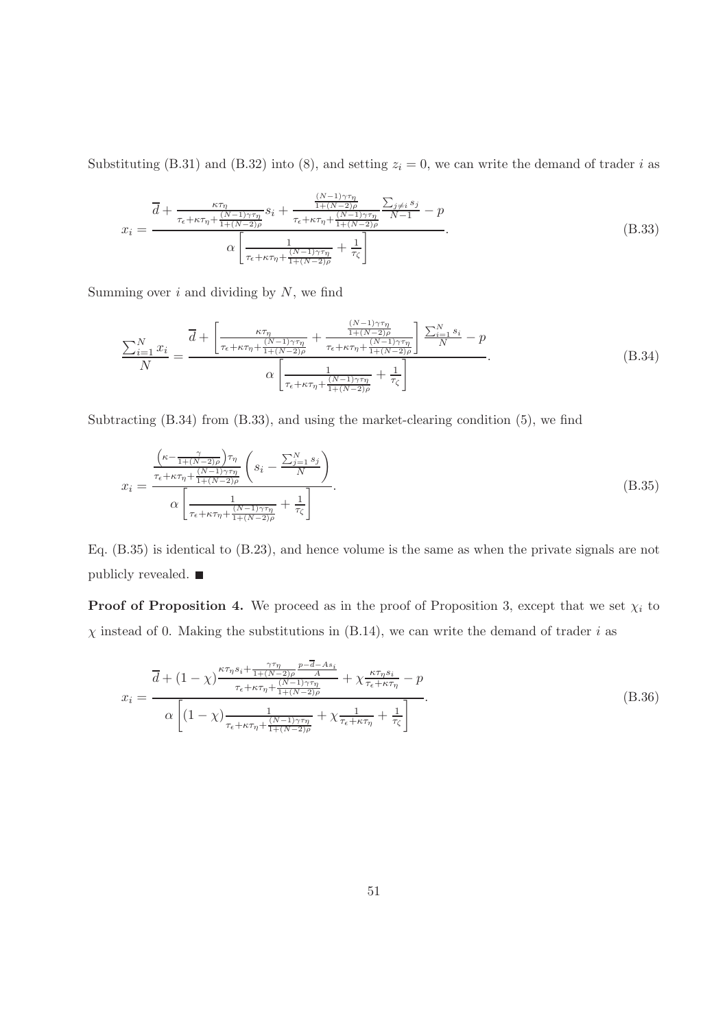Substituting (B.31) and (B.32) into (8), and setting $z_i = 0$, we can write the demand of trader $i$ as

$$x_i = \frac{\overline{d} + \frac{\kappa\tau_\eta}{\tau_\epsilon + \kappa\tau_\eta + \frac{(N-1)\gamma\tau_\eta}{1+(N-2)\rho}} s_i + \frac{\frac{(N-1)\gamma\tau_\eta}{1+(N-2)\rho}}{\tau_\epsilon + \kappa\tau_\eta + \frac{(N-1)\gamma\tau_\eta}{1+(N-2)\rho}} \frac{\sum_{j \neq i} s_j}{N-1} - p}{\alpha \left[ \frac{1}{\tau_\epsilon + \kappa\tau_\eta + \frac{(N-1)\gamma\tau_\eta}{1+(N-2)\rho}} + \frac{1}{\tau_\zeta} \right]}. \tag{B.33}$$

Summing over $i$ and dividing by $N$, we find

$$\frac{\sum_{i=1}^N x_i}{N} = \frac{\overline{d} + \left[ \frac{\kappa\tau_\eta}{\tau_\epsilon + \kappa\tau_\eta + \frac{(N-1)\gamma\tau_\eta}{1+(N-2)\rho}} + \frac{\frac{(N-1)\gamma\tau_\eta}{1+(N-2)\rho}}{\tau_\epsilon + \kappa\tau_\eta + \frac{(N-1)\gamma\tau_\eta}{1+(N-2)\rho}} \right] \frac{\sum_{i=1}^N s_i}{N} - p}{\alpha \left[ \frac{1}{\tau_\epsilon + \kappa\tau_\eta + \frac{(N-1)\gamma\tau_\eta}{1+(N-2)\rho}} + \frac{1}{\tau_\zeta} \right]}. \tag{B.34}$$

Subtracting (B.34) from (B.33), and using the market-clearing condition (5), we find

$$x_i = \frac{\frac{\left(\kappa - \frac{\gamma}{1+(N-2)\rho}\right)\tau_\eta}{\tau_\epsilon + \kappa\tau_\eta + \frac{(N-1)\gamma\tau_\eta}{1+(N-2)\rho}} \left( s_i - \frac{\sum_{j=1}^N s_j}{N} \right)}{\alpha \left[ \frac{1}{\tau_\epsilon + \kappa\tau_\eta + \frac{(N-1)\gamma\tau_\eta}{1+(N-2)\rho}} + \frac{1}{\tau_\zeta} \right]}. \tag{B.35}$$

Eq. (B.35) is identical to (B.23), and hence volume is the same as when the private signals are not publicly revealed. ■

**Proof of Proposition 4.** We proceed as in the proof of Proposition 3, except that we set $\chi_i$ to $\chi$ instead of 0. Making the substitutions in (B.14), we can write the demand of trader $i$ as

$$x_i = \frac{\overline{d} + (1-\chi) \frac{\kappa\tau_\eta s_i + \frac{\gamma\tau_\eta}{1+(N-2)\rho} \frac{p - \overline{d} - A s_i}{A}}{\tau_\epsilon + \kappa\tau_\eta + \frac{(N-1)\gamma\tau_\eta}{1+(N-2)\rho}} + \chi \frac{\kappa\tau_\eta s_i}{\tau_\epsilon + \kappa\tau_\eta} - p}{\alpha \left[ (1-\chi) \frac{1}{\tau_\epsilon + \kappa\tau_\eta + \frac{(N-1)\gamma\tau_\eta}{1+(N-2)\rho}} + \chi \frac{1}{\tau_\epsilon + \kappa\tau_\eta} + \frac{1}{\tau_\zeta} \right]}. \tag{B.36}$$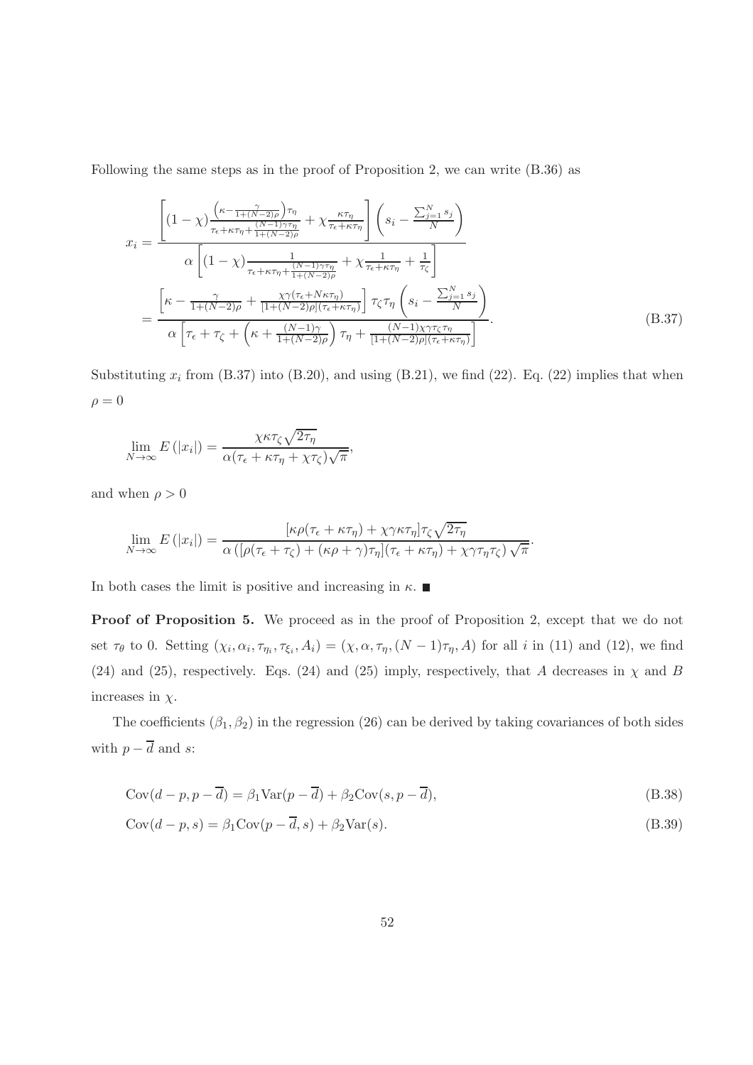Following the same steps as in the proof of Proposition 2, we can write (B.36) as

$$
\begin{aligned}
x_i &= \frac{\left[(1-\chi)\frac{\left(\kappa-\frac{\gamma}{1+(N-2)\rho}\right)\tau_\eta}{\tau_\epsilon+\kappa\tau_\eta+\frac{(N-1)\gamma\tau_\eta}{1+(N-2)\rho}}+\chi\frac{\kappa\tau_\eta}{\tau_\epsilon+\kappa\tau_\eta}\right]\left(s_i-\frac{\sum_{j=1}^N s_j}{N}\right)}{\alpha\left[(1-\chi)\frac{1}{\tau_\epsilon+\kappa\tau_\eta+\frac{(N-1)\gamma\tau_\eta}{1+(N-2)\rho}}+\chi\frac{1}{\tau_\epsilon+\kappa\tau_\eta}+\frac{1}{\tau_\zeta}\right]} \\
&= \frac{\left[\kappa-\frac{\gamma}{1+(N-2)\rho}+\frac{\chi\gamma(\tau_\epsilon+N\kappa\tau_\eta)}{[1+(N-2)\rho](\tau_\epsilon+\kappa\tau_\eta)}\right]\tau_\zeta\tau_\eta\left(s_i-\frac{\sum_{j=1}^N s_j}{N}\right)}{\alpha\left[\tau_\epsilon+\tau_\zeta+\left(\kappa+\frac{(N-1)\gamma}{1+(N-2)\rho}\right)\tau_\eta+\frac{(N-1)\chi\gamma\tau_\zeta\tau_\eta}{[1+(N-2)\rho](\tau_\epsilon+\kappa\tau_\eta)}\right]}.
\end{aligned}
\tag{B.37}
$$

Substituting $x_i$ from (B.37) into (B.20), and using (B.21), we find (22). Eq. (22) implies that when $\rho = 0$

$$
\lim_{N\to\infty} E\left(|x_i|\right) = \frac{\chi\kappa\tau_\zeta\sqrt{2\tau_\eta}}{\alpha(\tau_\epsilon+\kappa\tau_\eta+\chi\tau_\zeta)\sqrt{\pi}},
$$

and when $\rho > 0$

$$
\lim_{N\to\infty} E\left(|x_i|\right) = \frac{[\kappa\rho(\tau_\epsilon+\kappa\tau_\eta)+\chi\gamma\kappa\tau_\eta]\tau_\zeta\sqrt{2\tau_\eta}}{\alpha\left([\rho(\tau_\epsilon+\tau_\zeta)+(\kappa\rho+\gamma)\tau_\eta](\tau_\epsilon+\kappa\tau_\eta)+\chi\gamma\tau_\eta\tau_\zeta\right)\sqrt{\pi}}.
$$

In both cases the limit is positive and increasing in $\kappa$. ■

**Proof of Proposition 5.** We proceed as in the proof of Proposition 2, except that we do not set $\tau_\theta$ to 0. Setting $(\chi_i, \alpha_i, \tau_{\eta_i}, \tau_{\xi_i}, A_i) = (\chi, \alpha, \tau_\eta, (N-1)\tau_\eta, A)$ for all $i$ in (11) and (12), we find (24) and (25), respectively. Eqs. (24) and (25) imply, respectively, that $A$ decreases in $\chi$ and $B$ increases in $\chi$.

The coefficients $(\beta_1, \beta_2)$ in the regression (26) can be derived by taking covariances of both sides with $p - \overline{d}$ and $s$:

$$
\mathrm{Cov}(d-p, p-\overline{d}) = \beta_1 \mathrm{Var}(p-\overline{d}) + \beta_2 \mathrm{Cov}(s, p-\overline{d}), \tag{B.38}
$$

$$
\mathrm{Cov}(d-p, s) = \beta_1 \mathrm{Cov}(p-\overline{d}, s) + \beta_2 \mathrm{Var}(s). \tag{B.39}
$$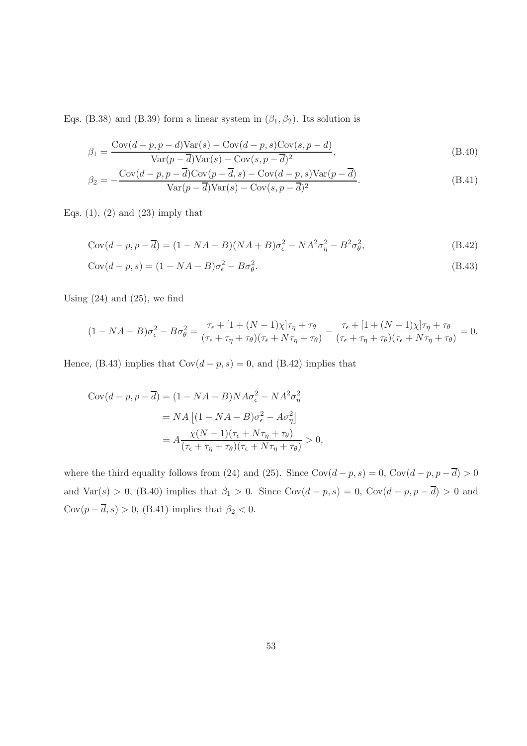Eqs. (B.38) and (B.39) form a linear system in $(\beta_1, \beta_2)$. Its solution is

$$\beta_1 = \frac{\text{Cov}(d-p, p-\overline{d})\text{Var}(s) - \text{Cov}(d-p, s)\text{Cov}(s, p-\overline{d})}{\text{Var}(p-\overline{d})\text{Var}(s) - \text{Cov}(s, p-\overline{d})^2}, \tag{B.40}$$

$$\beta_2 = -\frac{\text{Cov}(d-p, p-\overline{d})\text{Cov}(p-\overline{d}, s) - \text{Cov}(d-p, s)\text{Var}(p-\overline{d})}{\text{Var}(p-\overline{d})\text{Var}(s) - \text{Cov}(s, p-\overline{d})^2}. \tag{B.41}$$

Eqs. (1), (2) and (23) imply that

$$\text{Cov}(d-p, p-\overline{d}) = (1 - NA - B)(NA + B)\sigma_\epsilon^2 - NA^2\sigma_\eta^2 - B^2\sigma_\theta^2, \tag{B.42}$$

$$\text{Cov}(d-p, s) = (1 - NA - B)\sigma_\epsilon^2 - B\sigma_\theta^2. \tag{B.43}$$

Using (24) and (25), we find

$$(1 - NA - B)\sigma_\epsilon^2 - B\sigma_\theta^2 = \frac{\tau_\epsilon + [1 + (N-1)\chi]\tau_\eta + \tau_\theta}{(\tau_\epsilon + \tau_\eta + \tau_\theta)(\tau_\epsilon + N\tau_\eta + \tau_\theta)} - \frac{\tau_\epsilon + [1 + (N-1)\chi]\tau_\eta + \tau_\theta}{(\tau_\epsilon + \tau_\eta + \tau_\theta)(\tau_\epsilon + N\tau_\eta + \tau_\theta)} = 0.$$

Hence, (B.43) implies that $\text{Cov}(d-p, s) = 0$, and (B.42) implies that

$$\begin{aligned}
\text{Cov}(d-p, p-\overline{d}) &= (1 - NA - B)NA\sigma_\epsilon^2 - NA^2\sigma_\eta^2 \\
&= NA\left[(1 - NA - B)\sigma_\epsilon^2 - A\sigma_\eta^2\right] \\
&= A\frac{\chi(N-1)(\tau_\epsilon + N\tau_\eta + \tau_\theta)}{(\tau_\epsilon + \tau_\eta + \tau_\theta)(\tau_\epsilon + N\tau_\eta + \tau_\theta)} > 0,
\end{aligned}$$

where the third equality follows from (24) and (25). Since $\text{Cov}(d-p, s) = 0$, $\text{Cov}(d-p, p-\overline{d}) > 0$ and $\text{Var}(s) > 0$, (B.40) implies that $\beta_1 > 0$. Since $\text{Cov}(d-p, s) = 0$, $\text{Cov}(d-p, p-\overline{d}) > 0$ and $\text{Cov}(p-\overline{d}, s) > 0$, (B.41) implies that $\beta_2 < 0$.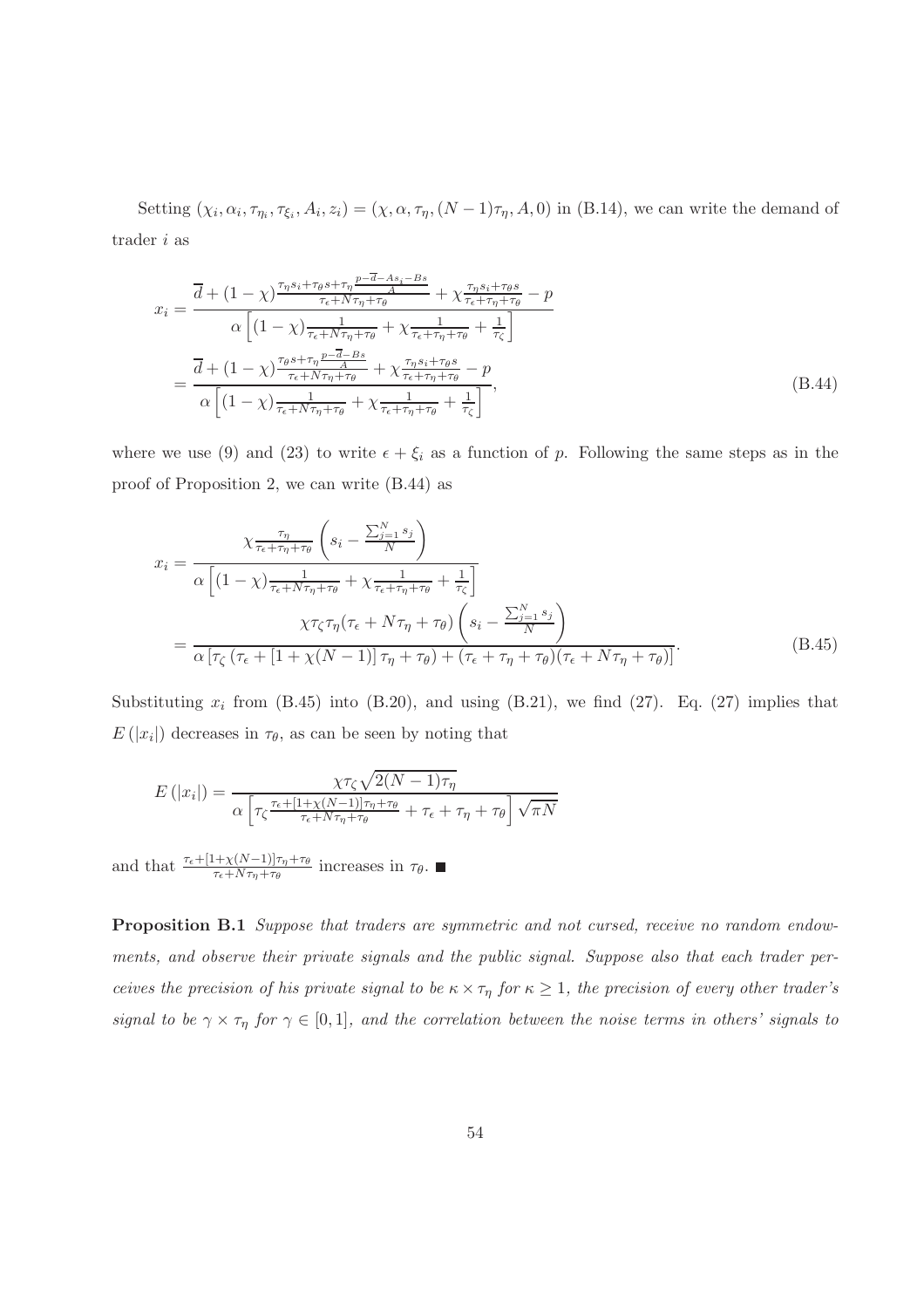Setting $(\chi_i, \alpha_i, \tau_{\eta_i}, \tau_{\xi_i}, A_i, z_i) = (\chi, \alpha, \tau_\eta, (N-1)\tau_\eta, A, 0)$ in (B.14), we can write the demand of trader $i$ as

$$
\begin{aligned}
x_i &= \frac{\overline{d} + (1-\chi)\frac{\tau_\eta s_i + \tau_\theta s + \tau_\eta \frac{p - \overline{d} - A s_i - B s}{A}}{\tau_\epsilon + N\tau_\eta + \tau_\theta} + \chi \frac{\tau_\eta s_i + \tau_\theta s}{\tau_\epsilon + \tau_\eta + \tau_\theta} - p}{\alpha\left[(1-\chi)\frac{1}{\tau_\epsilon + N\tau_\eta + \tau_\theta} + \chi\frac{1}{\tau_\epsilon + \tau_\eta + \tau_\theta} + \frac{1}{\tau_\zeta}\right]} \\
&= \frac{\overline{d} + (1-\chi)\frac{\tau_\theta s + \tau_\eta \frac{p - \overline{d} - B s}{A}}{\tau_\epsilon + N\tau_\eta + \tau_\theta} + \chi \frac{\tau_\eta s_i + \tau_\theta s}{\tau_\epsilon + \tau_\eta + \tau_\theta} - p}{\alpha\left[(1-\chi)\frac{1}{\tau_\epsilon + N\tau_\eta + \tau_\theta} + \chi\frac{1}{\tau_\epsilon + \tau_\eta + \tau_\theta} + \frac{1}{\tau_\zeta}\right]},
\end{aligned}
\tag{B.44}
$$

where we use (9) and (23) to write $\epsilon + \xi_i$ as a function of $p$. Following the same steps as in the proof of Proposition 2, we can write (B.44) as

$$
\begin{aligned}
x_i &= \frac{\chi \frac{\tau_\eta}{\tau_\epsilon + \tau_\eta + \tau_\theta}\left(s_i - \frac{\sum_{j=1}^N s_j}{N}\right)}{\alpha\left[(1-\chi)\frac{1}{\tau_\epsilon + N\tau_\eta + \tau_\theta} + \chi\frac{1}{\tau_\epsilon + \tau_\eta + \tau_\theta} + \frac{1}{\tau_\zeta}\right]} \\
&= \frac{\chi \tau_\zeta \tau_\eta (\tau_\epsilon + N\tau_\eta + \tau_\theta)\left(s_i - \frac{\sum_{j=1}^N s_j}{N}\right)}{\alpha\left[\tau_\zeta\left(\tau_\epsilon + [1 + \chi(N-1)]\tau_\eta + \tau_\theta\right) + (\tau_\epsilon + \tau_\eta + \tau_\theta)(\tau_\epsilon + N\tau_\eta + \tau_\theta)\right]}.
\end{aligned}
\tag{B.45}
$$

Substituting $x_i$ from (B.45) into (B.20), and using (B.21), we find (27). Eq. (27) implies that $E(|x_i|)$ decreases in $\tau_\theta$, as can be seen by noting that

$$
E(|x_i|) = \frac{\chi \tau_\zeta \sqrt{2(N-1)\tau_\eta}}{\alpha\left[\tau_\zeta \frac{\tau_\epsilon + [1+\chi(N-1)]\tau_\eta + \tau_\theta}{\tau_\epsilon + N\tau_\eta + \tau_\theta} + \tau_\epsilon + \tau_\eta + \tau_\theta\right]\sqrt{\pi N}}
$$

and that $\frac{\tau_\epsilon + [1+\chi(N-1)]\tau_\eta + \tau_\theta}{\tau_\epsilon + N\tau_\eta + \tau_\theta}$ increases in $\tau_\theta$. ■

**Proposition B.1** *Suppose that traders are symmetric and not cursed, receive no random endowments, and observe their private signals and the public signal. Suppose also that each trader perceives the precision of his private signal to be $\kappa \times \tau_\eta$ for $\kappa \geq 1$, the precision of every other trader's signal to be $\gamma \times \tau_\eta$ for $\gamma \in [0, 1]$, and the correlation between the noise terms in others' signals to*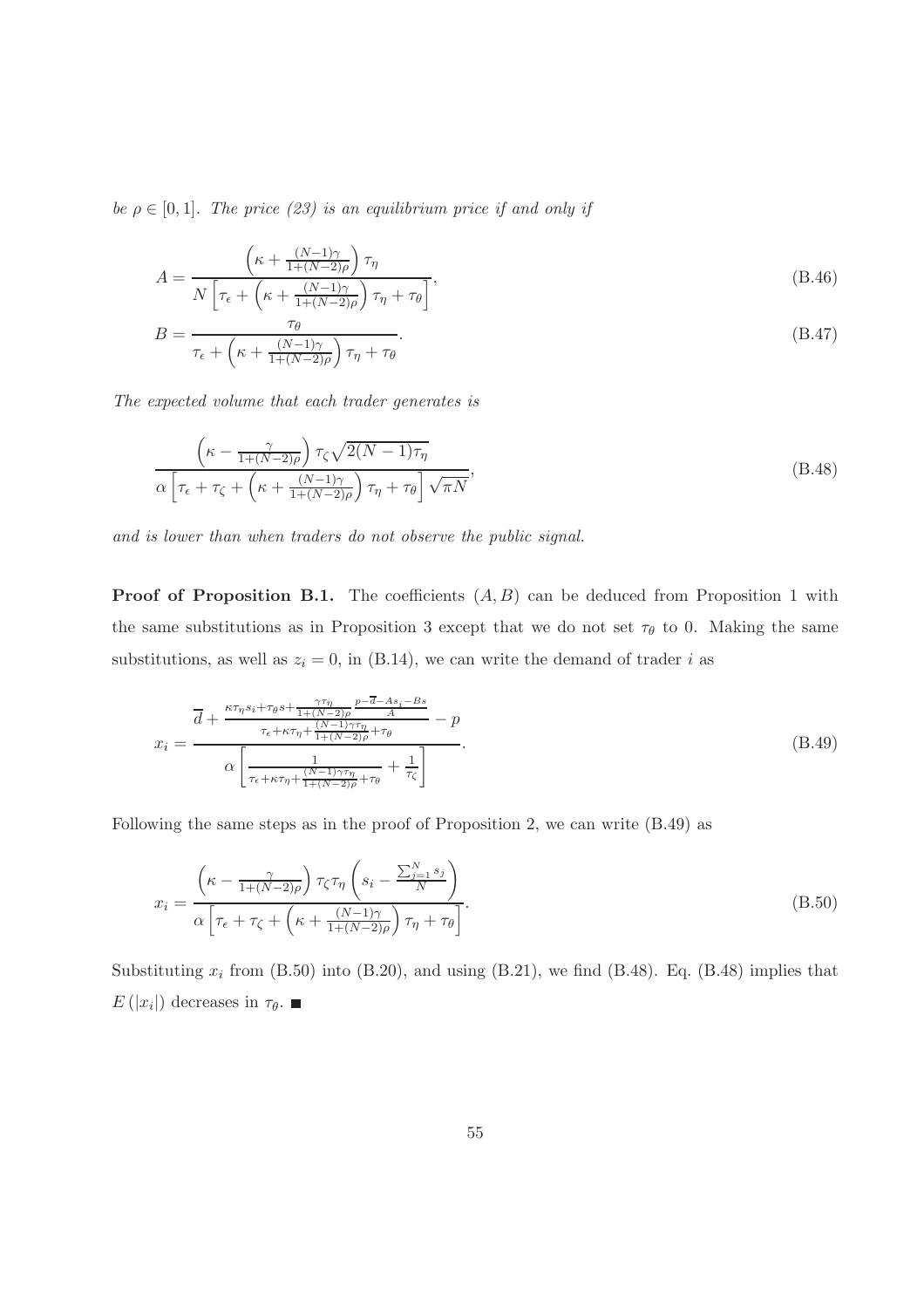*be $\rho \in [0,1]$. The price (23) is an equilibrium price if and only if*

$$A = \frac{\left(\kappa + \frac{(N-1)\gamma}{1+(N-2)\rho}\right)\tau_\eta}{N\left[\tau_\epsilon + \left(\kappa + \frac{(N-1)\gamma}{1+(N-2)\rho}\right)\tau_\eta + \tau_\theta\right]}, \tag{B.46}$$

$$B = \frac{\tau_\theta}{\tau_\epsilon + \left(\kappa + \frac{(N-1)\gamma}{1+(N-2)\rho}\right)\tau_\eta + \tau_\theta}. \tag{B.47}$$

*The expected volume that each trader generates is*

$$\frac{\left(\kappa - \frac{\gamma}{1+(N-2)\rho}\right)\tau_\zeta\sqrt{2(N-1)\tau_\eta}}{\alpha\left[\tau_\epsilon + \tau_\zeta + \left(\kappa + \frac{(N-1)\gamma}{1+(N-2)\rho}\right)\tau_\eta + \tau_\theta\right]\sqrt{\pi N}}, \tag{B.48}$$

*and is lower than when traders do not observe the public signal.*

**Proof of Proposition B.1.** The coefficients $(A, B)$ can be deduced from Proposition 1 with the same substitutions as in Proposition 3 except that we do not set $\tau_\theta$ to 0. Making the same substitutions, as well as $z_i = 0$, in (B.14), we can write the demand of trader $i$ as

$$x_i = \frac{\overline{d} + \frac{\kappa\tau_\eta s_i + \tau_\theta s + \frac{\gamma\tau_\eta}{1+(N-2)\rho}\frac{p-\overline{d}-As_i-Bs}{A}}{\tau_\epsilon + \kappa\tau_\eta + \frac{(N-1)\gamma\tau_\eta}{1+(N-2)\rho} + \tau_\theta} - p}{\alpha\left[\frac{1}{\tau_\epsilon + \kappa\tau_\eta + \frac{(N-1)\gamma\tau_\eta}{1+(N-2)\rho} + \tau_\theta} + \frac{1}{\tau_\zeta}\right]}. \tag{B.49}$$

Following the same steps as in the proof of Proposition 2, we can write (B.49) as

$$x_i = \frac{\left(\kappa - \frac{\gamma}{1+(N-2)\rho}\right)\tau_\zeta\tau_\eta\left(s_i - \frac{\sum_{j=1}^N s_j}{N}\right)}{\alpha\left[\tau_\epsilon + \tau_\zeta + \left(\kappa + \frac{(N-1)\gamma}{1+(N-2)\rho}\right)\tau_\eta + \tau_\theta\right]}. \tag{B.50}$$

Substituting $x_i$ from (B.50) into (B.20), and using (B.21), we find (B.48). Eq. (B.48) implies that $E(|x_i|)$ decreases in $\tau_\theta$. ■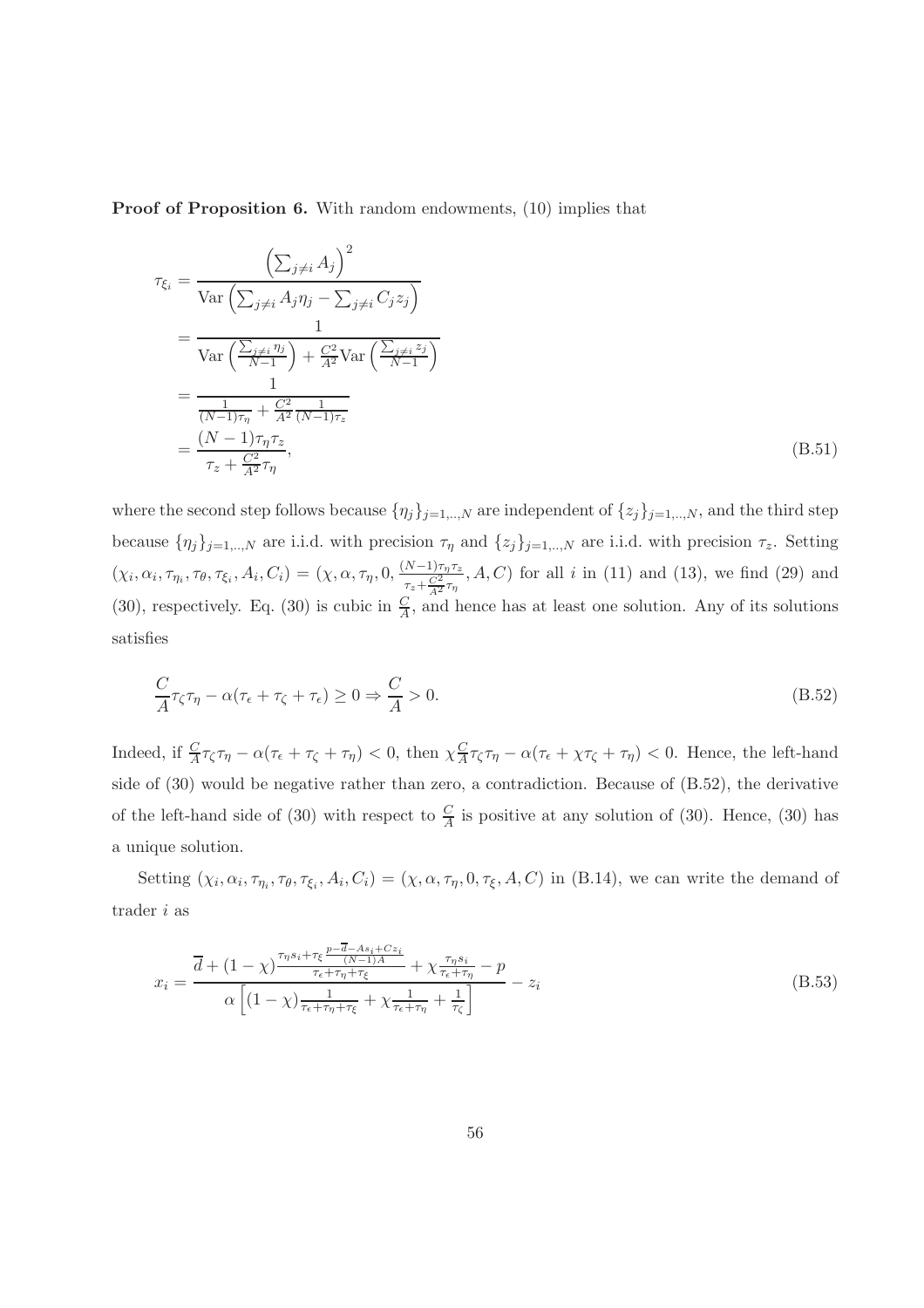**Proof of Proposition 6.** With random endowments, (10) implies that

$$
\begin{aligned}
\tau_{\xi_i} &= \frac{\left(\sum_{j\neq i} A_j\right)^2}{\text{Var}\left(\sum_{j\neq i} A_j \eta_j - \sum_{j\neq i} C_j z_j\right)} \\
&= \frac{1}{\text{Var}\left(\frac{\sum_{j\neq i}\eta_j}{N-1}\right) + \frac{C^2}{A^2}\text{Var}\left(\frac{\sum_{j\neq i} z_j}{N-1}\right)} \\
&= \frac{1}{\frac{1}{(N-1)\tau_\eta} + \frac{C^2}{A^2}\frac{1}{(N-1)\tau_z}} \\
&= \frac{(N-1)\tau_\eta\tau_z}{\tau_z + \frac{C^2}{A^2}\tau_\eta},
\end{aligned}
\tag{B.51}
$$

where the second step follows because $\{\eta_j\}_{j=1,..,N}$ are independent of $\{z_j\}_{j=1,..,N}$, and the third step because $\{\eta_j\}_{j=1,..,N}$ are i.i.d. with precision $\tau_\eta$ and $\{z_j\}_{j=1,..,N}$ are i.i.d. with precision $\tau_z$. Setting $(\chi_i, \alpha_i, \tau_{\eta_i}, \tau_\theta, \tau_{\xi_i}, A_i, C_i) = (\chi, \alpha, \tau_\eta, 0, \frac{(N-1)\tau_\eta\tau_z}{\tau_z + \frac{C^2}{A^2}\tau_\eta}, A, C)$ for all $i$ in (11) and (13), we find (29) and (30), respectively. Eq. (30) is cubic in $\frac{C}{A}$, and hence has at least one solution. Any of its solutions satisfies

$$
\frac{C}{A}\tau_\zeta\tau_\eta - \alpha(\tau_\epsilon + \tau_\zeta + \tau_\epsilon) \geq 0 \Rightarrow \frac{C}{A} > 0. \tag{B.52}
$$

Indeed, if $\frac{C}{A}\tau_\zeta\tau_\eta - \alpha(\tau_\epsilon + \tau_\zeta + \tau_\eta) < 0$, then $\chi\frac{C}{A}\tau_\zeta\tau_\eta - \alpha(\tau_\epsilon + \chi\tau_\zeta + \tau_\eta) < 0$. Hence, the left-hand side of (30) would be negative rather than zero, a contradiction. Because of (B.52), the derivative of the left-hand side of (30) with respect to $\frac{C}{A}$ is positive at any solution of (30). Hence, (30) has a unique solution.

Setting $(\chi_i, \alpha_i, \tau_{\eta_i}, \tau_\theta, \tau_{\xi_i}, A_i, C_i) = (\chi, \alpha, \tau_\eta, 0, \tau_\xi, A, C)$ in (B.14), we can write the demand of trader $i$ as

$$
x_i = \frac{\overline{d} + (1-\chi)\frac{\tau_\eta s_i + \tau_\xi \frac{p - \overline{d} - As_i + Cz_i}{(N-1)A}}{\tau_\epsilon + \tau_\eta + \tau_\xi} + \chi\frac{\tau_\eta s_i}{\tau_\epsilon + \tau_\eta} - p}{\alpha\left[(1-\chi)\frac{1}{\tau_\epsilon + \tau_\eta + \tau_\xi} + \chi\frac{1}{\tau_\epsilon + \tau_\eta} + \frac{1}{\tau_\zeta}\right]} - z_i \tag{B.53}
$$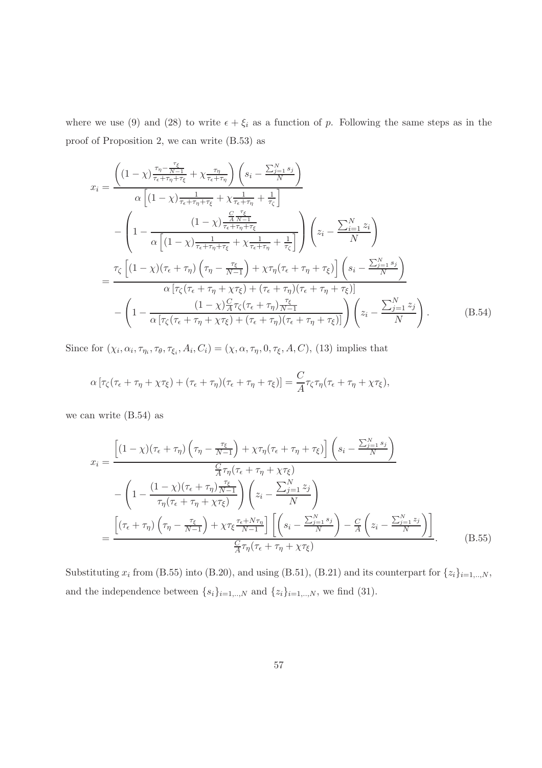where we use (9) and (28) to write $\epsilon + \xi_i$ as a function of $p$. Following the same steps as in the proof of Proposition 2, we can write (B.53) as

$$
\begin{aligned}
x_i =& \frac{\left((1-\chi)\frac{\tau_\eta - \frac{\tau_\xi}{N-1}}{\tau_\epsilon+\tau_\eta+\tau_\xi} + \chi\frac{\tau_\eta}{\tau_\epsilon+\tau_\eta}\right)\left(s_i - \frac{\sum_{j=1}^N s_j}{N}\right)}{\alpha\left[(1-\chi)\frac{1}{\tau_\epsilon+\tau_\eta+\tau_\xi} + \chi\frac{1}{\tau_\epsilon+\tau_\eta} + \frac{1}{\tau_\zeta}\right]} \\
&- \left(1 - \frac{(1-\chi)\frac{\frac{C}{A}\frac{\tau_\xi}{N-1}}{\tau_\epsilon+\tau_\eta+\tau_\xi}}{\alpha\left[(1-\chi)\frac{1}{\tau_\epsilon+\tau_\eta+\tau_\xi} + \chi\frac{1}{\tau_\epsilon+\tau_\eta} + \frac{1}{\tau_\zeta}\right]}\right)\left(z_i - \frac{\sum_{i=1}^N z_i}{N}\right) \\
=& \frac{\tau_\zeta\left[(1-\chi)(\tau_\epsilon+\tau_\eta)\left(\tau_\eta - \frac{\tau_\xi}{N-1}\right) + \chi\tau_\eta(\tau_\epsilon+\tau_\eta+\tau_\xi)\right]\left(s_i - \frac{\sum_{j=1}^N s_j}{N}\right)}{\alpha\left[\tau_\zeta(\tau_\epsilon+\tau_\eta+\chi\tau_\xi) + (\tau_\epsilon+\tau_\eta)(\tau_\epsilon+\tau_\eta+\tau_\xi)\right]} \\
&- \left(1 - \frac{(1-\chi)\frac{C}{A}\tau_\zeta(\tau_\epsilon+\tau_\eta)\frac{\tau_\xi}{N-1}}{\alpha\left[\tau_\zeta(\tau_\epsilon+\tau_\eta+\chi\tau_\xi) + (\tau_\epsilon+\tau_\eta)(\tau_\epsilon+\tau_\eta+\tau_\xi)\right]}\right)\left(z_i - \frac{\sum_{j=1}^N z_j}{N}\right). \qquad \text{(B.54)}
\end{aligned}
$$

Since for $(\chi_i, \alpha_i, \tau_{\eta_i}, \tau_\theta, \tau_{\xi_i}, A_i, C_i) = (\chi, \alpha, \tau_\eta, 0, \tau_\xi, A, C)$, (13) implies that

$$
\alpha\left[\tau_\zeta(\tau_\epsilon+\tau_\eta+\chi\tau_\xi) + (\tau_\epsilon+\tau_\eta)(\tau_\epsilon+\tau_\eta+\tau_\xi)\right] = \frac{C}{A}\tau_\zeta\tau_\eta(\tau_\epsilon+\tau_\eta+\chi\tau_\xi),
$$

we can write (B.54) as

$$
\begin{aligned}
x_i =& \frac{\left[(1-\chi)(\tau_\epsilon+\tau_\eta)\left(\tau_\eta - \frac{\tau_\xi}{N-1}\right) + \chi\tau_\eta(\tau_\epsilon+\tau_\eta+\tau_\xi)\right]\left(s_i - \frac{\sum_{j=1}^N s_j}{N}\right)}{\frac{C}{A}\tau_\eta(\tau_\epsilon+\tau_\eta+\chi\tau_\xi)} \\
&- \left(1 - \frac{(1-\chi)(\tau_\epsilon+\tau_\eta)\frac{\tau_\xi}{N-1}}{\tau_\eta(\tau_\epsilon+\tau_\eta+\chi\tau_\xi)}\right)\left(z_i - \frac{\sum_{j=1}^N z_j}{N}\right) \\
=& \frac{\left[(\tau_\epsilon+\tau_\eta)\left(\tau_\eta - \frac{\tau_\xi}{N-1}\right) + \chi\tau_\xi\frac{\tau_\epsilon+N\tau_\eta}{N-1}\right]\left[\left(s_i - \frac{\sum_{j=1}^N s_j}{N}\right) - \frac{C}{A}\left(z_i - \frac{\sum_{j=1}^N z_j}{N}\right)\right]}{\frac{C}{A}\tau_\eta(\tau_\epsilon+\tau_\eta+\chi\tau_\xi)}. \qquad \text{(B.55)}
\end{aligned}
$$

Substituting $x_i$ from (B.55) into (B.20), and using (B.51), (B.21) and its counterpart for $\{z_i\}_{i=1,..,N}$, and the independence between $\{s_i\}_{i=1,..,N}$ and $\{z_i\}_{i=1,..,N}$, we find (31).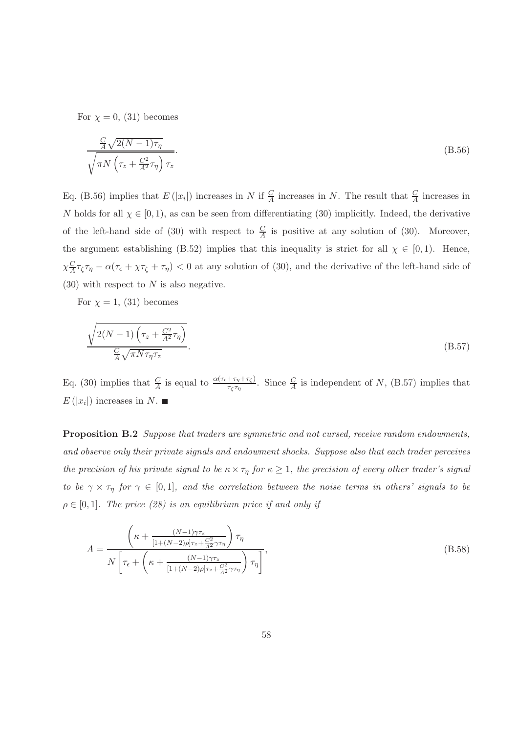For $\chi = 0$, (31) becomes

$$\frac{\frac{C}{A}\sqrt{2(N-1)\tau_\eta}}{\sqrt{\pi N\left(\tau_z + \frac{C^2}{A^2}\tau_\eta\right)\tau_z}}. \tag{B.56}$$

Eq. (B.56) implies that $E(|x_i|)$ increases in $N$ if $\frac{C}{A}$ increases in $N$. The result that $\frac{C}{A}$ increases in $N$ holds for all $\chi \in [0,1)$, as can be seen from differentiating (30) implicitly. Indeed, the derivative of the left-hand side of (30) with respect to $\frac{C}{A}$ is positive at any solution of (30). Moreover, the argument establishing (B.52) implies that this inequality is strict for all $\chi \in [0,1)$. Hence, $\chi\frac{C}{A}\tau_\zeta\tau_\eta - \alpha(\tau_\epsilon + \chi\tau_\zeta + \tau_\eta) < 0$ at any solution of (30), and the derivative of the left-hand side of (30) with respect to $N$ is also negative.

For $\chi = 1$, (31) becomes

$$\frac{\sqrt{2(N-1)\left(\tau_z + \frac{C^2}{A^2}\tau_\eta\right)}}{\frac{C}{A}\sqrt{\pi N\tau_\eta\tau_z}}. \tag{B.57}$$

Eq. (30) implies that $\frac{C}{A}$ is equal to $\frac{\alpha(\tau_\epsilon+\tau_\eta+\tau_\zeta)}{\tau_\zeta\tau_\eta}$. Since $\frac{C}{A}$ is independent of $N$, (B.57) implies that $E(|x_i|)$ increases in $N$. ■

**Proposition B.2** *Suppose that traders are symmetric and not cursed, receive random endowments, and observe only their private signals and endowment shocks. Suppose also that each trader perceives the precision of his private signal to be $\kappa \times \tau_\eta$ for $\kappa \geq 1$, the precision of every other trader's signal to be $\gamma \times \tau_\eta$ for $\gamma \in [0,1]$, and the correlation between the noise terms in others' signals to be $\rho \in [0,1]$. The price (28) is an equilibrium price if and only if*

$$A = \frac{\left(\kappa + \frac{(N-1)\gamma\tau_z}{[1+(N-2)\rho]\tau_z + \frac{C^2}{A^2}\gamma\tau_\eta}\right)\tau_\eta}{N\left[\tau_\epsilon + \left(\kappa + \frac{(N-1)\gamma\tau_z}{[1+(N-2)\rho]\tau_z + \frac{C^2}{A^2}\gamma\tau_\eta}\right)\tau_\eta\right]}, \tag{B.58}$$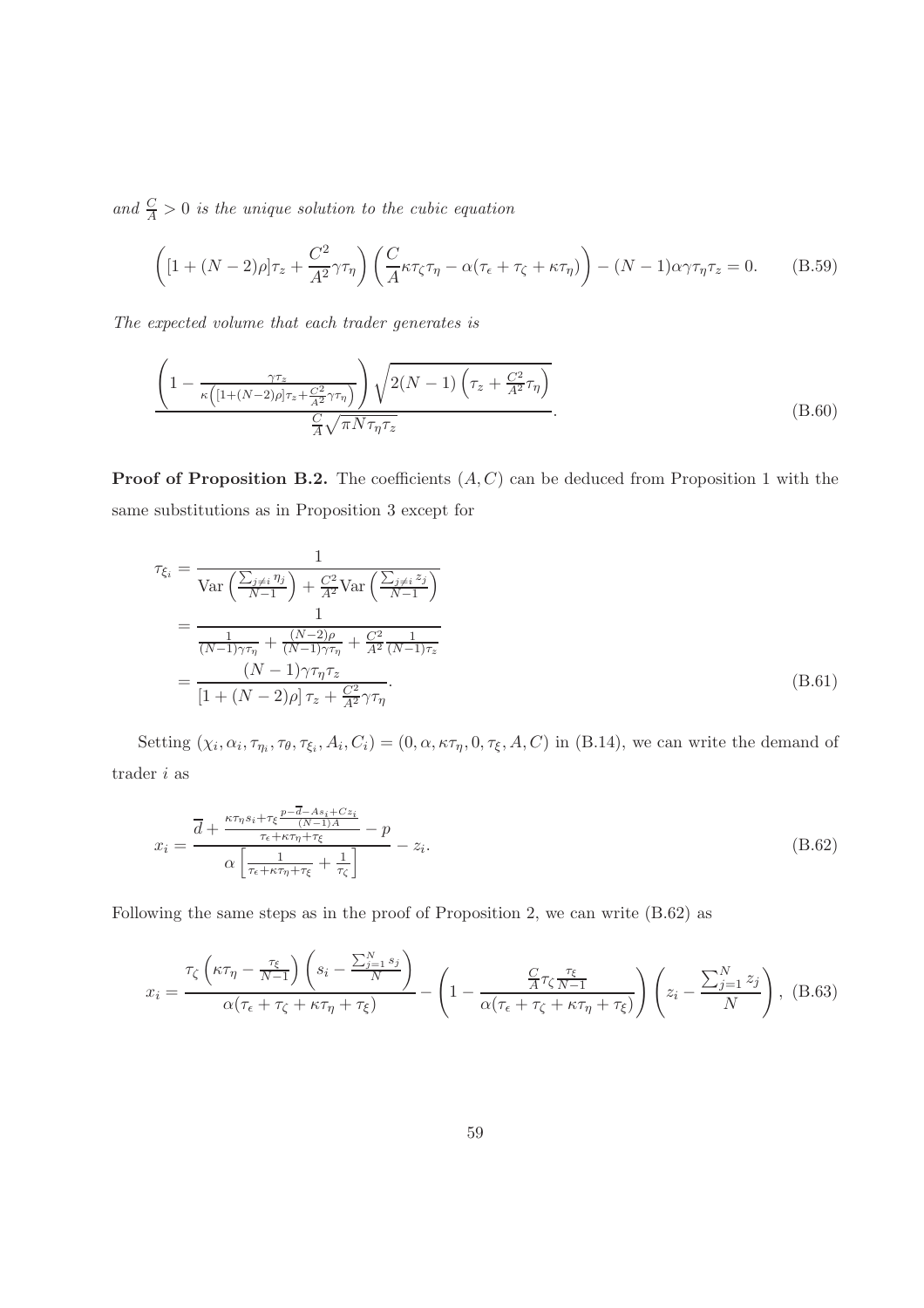*and* $\frac{C}{A} > 0$ *is the unique solution to the cubic equation*

$$\left([1+(N-2)\rho]\tau_z + \frac{C^2}{A^2}\gamma\tau_\eta\right)\left(\frac{C}{A}\kappa\tau_\zeta\tau_\eta - \alpha(\tau_\epsilon + \tau_\zeta + \kappa\tau_\eta)\right) - (N-1)\alpha\gamma\tau_\eta\tau_z = 0. \tag{B.59}$$

*The expected volume that each trader generates is*

$$\frac{\left(1 - \frac{\gamma\tau_z}{\kappa\left([1+(N-2)\rho]\tau_z + \frac{C^2}{A^2}\gamma\tau_\eta\right)}\right)\sqrt{2(N-1)\left(\tau_z + \frac{C^2}{A^2}\tau_\eta\right)}}{\frac{C}{A}\sqrt{\pi N\tau_\eta\tau_z}}. \tag{B.60}$$

**Proof of Proposition B.2.** The coefficients $(A, C)$ can be deduced from Proposition 1 with the same substitutions as in Proposition 3 except for

$$\begin{aligned}
\tau_{\xi_i} &= \frac{1}{\mathrm{Var}\left(\frac{\sum_{j\neq i}\eta_j}{N-1}\right) + \frac{C^2}{A^2}\mathrm{Var}\left(\frac{\sum_{j\neq i}z_j}{N-1}\right)} \\
&= \frac{1}{\frac{1}{(N-1)\gamma\tau_\eta} + \frac{(N-2)\rho}{(N-1)\gamma\tau_\eta} + \frac{C^2}{A^2}\frac{1}{(N-1)\tau_z}} \\
&= \frac{(N-1)\gamma\tau_\eta\tau_z}{[1+(N-2)\rho]\,\tau_z + \frac{C^2}{A^2}\gamma\tau_\eta}.
\end{aligned} \tag{B.61}$$

Setting $(\chi_i, \alpha_i, \tau_{\eta_i}, \tau_\theta, \tau_{\xi_i}, A_i, C_i) = (0, \alpha, \kappa\tau_\eta, 0, \tau_\xi, A, C)$ in (B.14), we can write the demand of trader $i$ as

$$x_i = \frac{\overline{d} + \frac{\kappa\tau_\eta s_i + \tau_\xi\frac{p - \overline{d} - As_i + Cz_i}{(N-1)A}}{\tau_\epsilon + \kappa\tau_\eta + \tau_\xi} - p}{\alpha\left[\frac{1}{\tau_\epsilon + \kappa\tau_\eta + \tau_\xi} + \frac{1}{\tau_\zeta}\right]} - z_i. \tag{B.62}$$

Following the same steps as in the proof of Proposition 2, we can write (B.62) as

$$x_i = \frac{\tau_\zeta\left(\kappa\tau_\eta - \frac{\tau_\xi}{N-1}\right)\left(s_i - \frac{\sum_{j=1}^N s_j}{N}\right)}{\alpha(\tau_\epsilon + \tau_\zeta + \kappa\tau_\eta + \tau_\xi)} - \left(1 - \frac{\frac{C}{A}\tau_\zeta\frac{\tau_\xi}{N-1}}{\alpha(\tau_\epsilon + \tau_\zeta + \kappa\tau_\eta + \tau_\xi)}\right)\left(z_i - \frac{\sum_{j=1}^N z_j}{N}\right), \tag{B.63}$$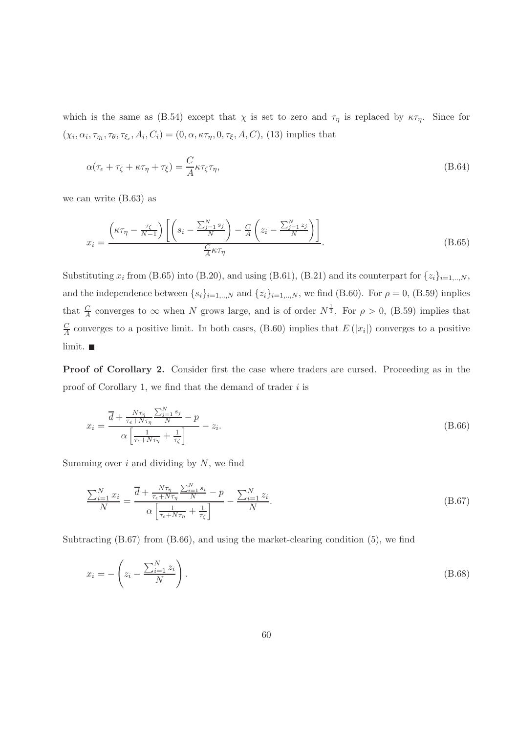which is the same as (B.54) except that $\chi$ is set to zero and $\tau_\eta$ is replaced by $\kappa\tau_\eta$. Since for $(\chi_i, \alpha_i, \tau_{\eta_i}, \tau_\theta, \tau_{\xi_i}, A_i, C_i) = (0, \alpha, \kappa\tau_\eta, 0, \tau_\xi, A, C)$, (13) implies that

$$\alpha(\tau_\epsilon + \tau_\zeta + \kappa\tau_\eta + \tau_\xi) = \frac{C}{A}\kappa\tau_\zeta\tau_\eta, \tag{B.64}$$

we can write (B.63) as

$$x_i = \frac{\left(\kappa\tau_\eta - \frac{\tau_\xi}{N-1}\right)\left[\left(s_i - \frac{\sum_{j=1}^N s_j}{N}\right) - \frac{C}{A}\left(z_i - \frac{\sum_{j=1}^N z_j}{N}\right)\right]}{\frac{C}{A}\kappa\tau_\eta}. \tag{B.65}$$

Substituting $x_i$ from (B.65) into (B.20), and using (B.61), (B.21) and its counterpart for $\{z_i\}_{i=1,..,N}$, and the independence between $\{s_i\}_{i=1,..,N}$ and $\{z_i\}_{i=1,..,N}$, we find (B.60). For $\rho = 0$, (B.59) implies that $\frac{C}{A}$ converges to $\infty$ when $N$ grows large, and is of order $N^{\frac{1}{3}}$. For $\rho > 0$, (B.59) implies that $\frac{C}{A}$ converges to a positive limit. In both cases, (B.60) implies that $E(|x_i|)$ converges to a positive limit. ∎

**Proof of Corollary 2.** Consider first the case where traders are cursed. Proceeding as in the proof of Corollary 1, we find that the demand of trader $i$ is

$$x_i = \frac{\overline{d} + \frac{N\tau_\eta}{\tau_\epsilon + N\tau_\eta}\frac{\sum_{j=1}^N s_j}{N} - p}{\alpha\left[\frac{1}{\tau_\epsilon + N\tau_\eta} + \frac{1}{\tau_\zeta}\right]} - z_i. \tag{B.66}$$

Summing over $i$ and dividing by $N$, we find

$$\frac{\sum_{i=1}^N x_i}{N} = \frac{\overline{d} + \frac{N\tau_\eta}{\tau_\epsilon + N\tau_\eta}\frac{\sum_{i=1}^N s_i}{N} - p}{\alpha\left[\frac{1}{\tau_\epsilon + N\tau_\eta} + \frac{1}{\tau_\zeta}\right]} - \frac{\sum_{i=1}^N z_i}{N}. \tag{B.67}$$

Subtracting (B.67) from (B.66), and using the market-clearing condition (5), we find

$$x_i = -\left(z_i - \frac{\sum_{i=1}^N z_i}{N}\right). \tag{B.68}$$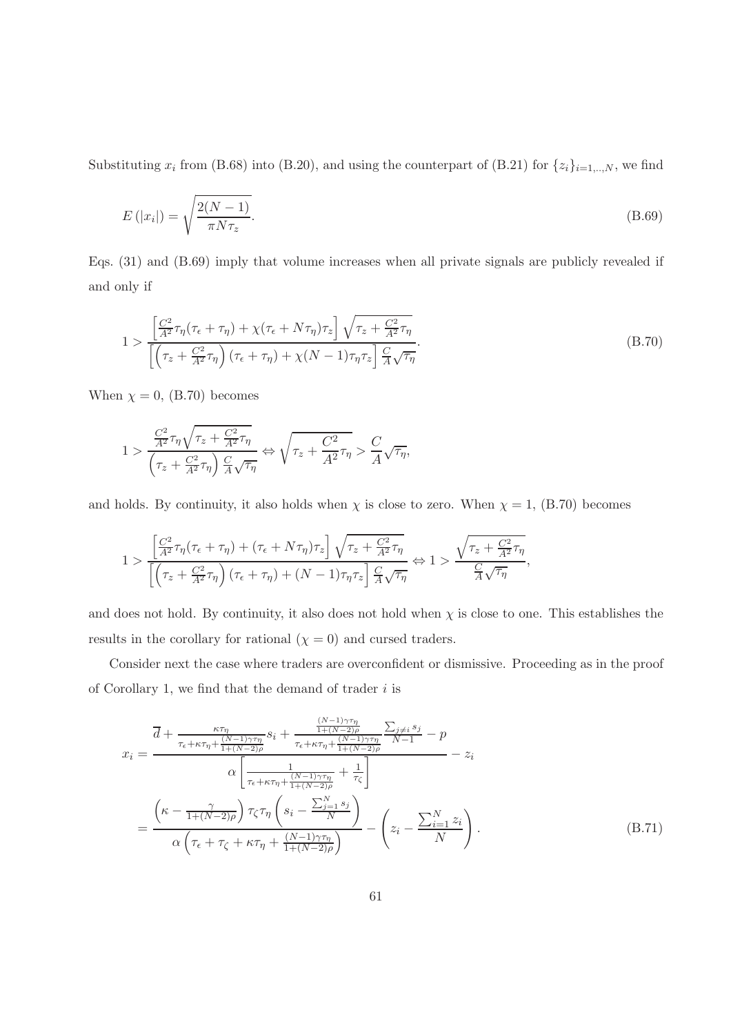Substituting $x_i$ from (B.68) into (B.20), and using the counterpart of (B.21) for $\{z_i\}_{i=1,..,N}$, we find

$$E\left(|x_i|\right) = \sqrt{\frac{2(N-1)}{\pi N \tau_z}}. \tag{B.69}$$

Eqs. (31) and (B.69) imply that volume increases when all private signals are publicly revealed if and only if

$$1 > \frac{\left[\frac{C^2}{A^2}\tau_\eta(\tau_\epsilon + \tau_\eta) + \chi(\tau_\epsilon + N\tau_\eta)\tau_z\right]\sqrt{\tau_z + \frac{C^2}{A^2}\tau_\eta}}{\left[\left(\tau_z + \frac{C^2}{A^2}\tau_\eta\right)(\tau_\epsilon + \tau_\eta) + \chi(N-1)\tau_\eta\tau_z\right]\frac{C}{A}\sqrt{\tau_\eta}}. \tag{B.70}$$

When $\chi = 0$, (B.70) becomes

$$1 > \frac{\frac{C^2}{A^2}\tau_\eta\sqrt{\tau_z + \frac{C^2}{A^2}\tau_\eta}}{\left(\tau_z + \frac{C^2}{A^2}\tau_\eta\right)\frac{C}{A}\sqrt{\tau_\eta}} \Leftrightarrow \sqrt{\tau_z + \frac{C^2}{A^2}\tau_\eta} > \frac{C}{A}\sqrt{\tau_\eta},$$

and holds. By continuity, it also holds when $\chi$ is close to zero. When $\chi = 1$, (B.70) becomes

$$1 > \frac{\left[\frac{C^2}{A^2}\tau_\eta(\tau_\epsilon + \tau_\eta) + (\tau_\epsilon + N\tau_\eta)\tau_z\right]\sqrt{\tau_z + \frac{C^2}{A^2}\tau_\eta}}{\left[\left(\tau_z + \frac{C^2}{A^2}\tau_\eta\right)(\tau_\epsilon + \tau_\eta) + (N-1)\tau_\eta\tau_z\right]\frac{C}{A}\sqrt{\tau_\eta}} \Leftrightarrow 1 > \frac{\sqrt{\tau_z + \frac{C^2}{A^2}\tau_\eta}}{\frac{C}{A}\sqrt{\tau_\eta}},$$

and does not hold. By continuity, it also does not hold when $\chi$ is close to one. This establishes the results in the corollary for rational ($\chi = 0$) and cursed traders.

Consider next the case where traders are overconfident or dismissive. Proceeding as in the proof of Corollary 1, we find that the demand of trader $i$ is

$$\begin{aligned}
x_i &= \frac{\overline{d} + \frac{\kappa\tau_\eta}{\tau_\epsilon + \kappa\tau_\eta + \frac{(N-1)\gamma\tau_\eta}{1+(N-2)\rho}}s_i + \frac{\frac{(N-1)\gamma\tau_\eta}{1+(N-2)\rho}}{\tau_\epsilon + \kappa\tau_\eta + \frac{(N-1)\gamma\tau_\eta}{1+(N-2)\rho}}\frac{\sum_{j\neq i}s_j}{N-1} - p}{\alpha\left[\frac{1}{\tau_\epsilon + \kappa\tau_\eta + \frac{(N-1)\gamma\tau_\eta}{1+(N-2)\rho}} + \frac{1}{\tau_\zeta}\right]} - z_i \\
&= \frac{\left(\kappa - \frac{\gamma}{1+(N-2)\rho}\right)\tau_\zeta\tau_\eta\left(s_i - \frac{\sum_{j=1}^N s_j}{N}\right)}{\alpha\left(\tau_\epsilon + \tau_\zeta + \kappa\tau_\eta + \frac{(N-1)\gamma\tau_\eta}{1+(N-2)\rho}\right)} - \left(z_i - \frac{\sum_{i=1}^N z_i}{N}\right).
\end{aligned} \tag{B.71}$$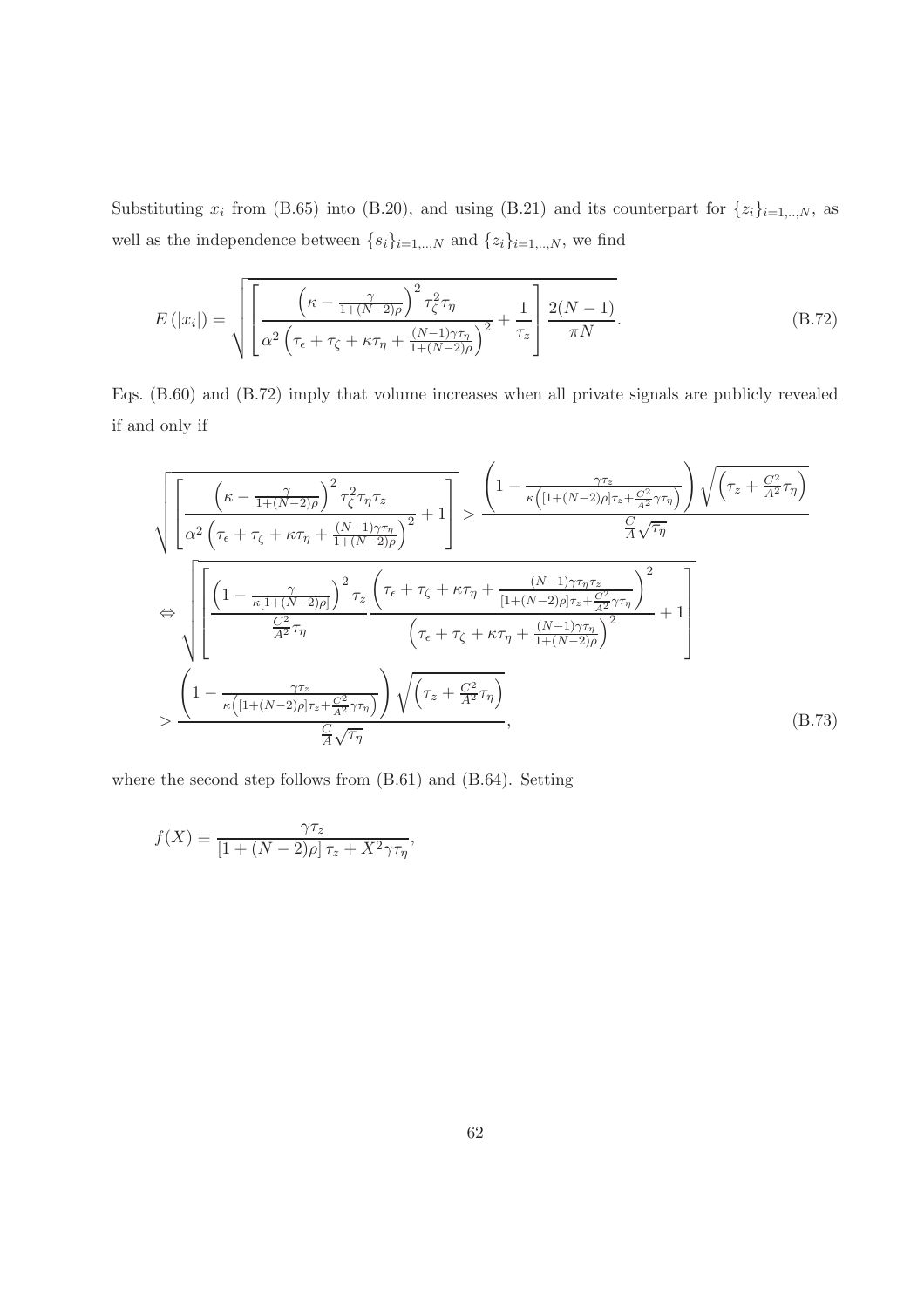Substituting $x_i$ from (B.65) into (B.20), and using (B.21) and its counterpart for $\{z_i\}_{i=1,..,N}$, as well as the independence between $\{s_i\}_{i=1,..,N}$ and $\{z_i\}_{i=1,..,N}$, we find

$$E\left(|x_i|\right) = \sqrt{\left[\frac{\left(\kappa - \frac{\gamma}{1+(N-2)\rho}\right)^2 \tau_\zeta^2 \tau_\eta}{\alpha^2 \left(\tau_\epsilon + \tau_\zeta + \kappa\tau_\eta + \frac{(N-1)\gamma\tau_\eta}{1+(N-2)\rho}\right)^2} + \frac{1}{\tau_z}\right] \frac{2(N-1)}{\pi N}}. \tag{B.72}$$

Eqs. (B.60) and (B.72) imply that volume increases when all private signals are publicly revealed if and only if

$$\begin{aligned}
&\sqrt{\left[\frac{\left(\kappa - \frac{\gamma}{1+(N-2)\rho}\right)^2 \tau_\zeta^2 \tau_\eta \tau_z}{\alpha^2 \left(\tau_\epsilon + \tau_\zeta + \kappa\tau_\eta + \frac{(N-1)\gamma\tau_\eta}{1+(N-2)\rho}\right)^2} + 1\right]} > \frac{\left(1 - \frac{\gamma\tau_z}{\kappa\left([1+(N-2)\rho]\tau_z + \frac{C^2}{A^2}\gamma\tau_\eta\right)}\right)\sqrt{\left(\tau_z + \frac{C^2}{A^2}\tau_\eta\right)}}{\frac{C}{A}\sqrt{\tau_\eta}} \\
&\Leftrightarrow \sqrt{\left[\frac{\left(1 - \frac{\gamma}{\kappa[1+(N-2)\rho]}\right)^2 \tau_z}{\frac{C^2}{A^2}\tau_\eta} \frac{\left(\tau_\epsilon + \tau_\zeta + \kappa\tau_\eta + \frac{(N-1)\gamma\tau_\eta\tau_z}{[1+(N-2)\rho]\tau_z + \frac{C^2}{A^2}\gamma\tau_\eta}\right)^2}{\left(\tau_\epsilon + \tau_\zeta + \kappa\tau_\eta + \frac{(N-1)\gamma\tau_\eta}{1+(N-2)\rho}\right)^2} + 1\right]} \\
&> \frac{\left(1 - \frac{\gamma\tau_z}{\kappa\left([1+(N-2)\rho]\tau_z + \frac{C^2}{A^2}\gamma\tau_\eta\right)}\right)\sqrt{\left(\tau_z + \frac{C^2}{A^2}\tau_\eta\right)}}{\frac{C}{A}\sqrt{\tau_\eta}},
\end{aligned} \tag{B.73}$$

where the second step follows from (B.61) and (B.64). Setting

$$f(X) \equiv \frac{\gamma\tau_z}{\left[1+(N-2)\rho\right]\tau_z + X^2\gamma\tau_\eta},$$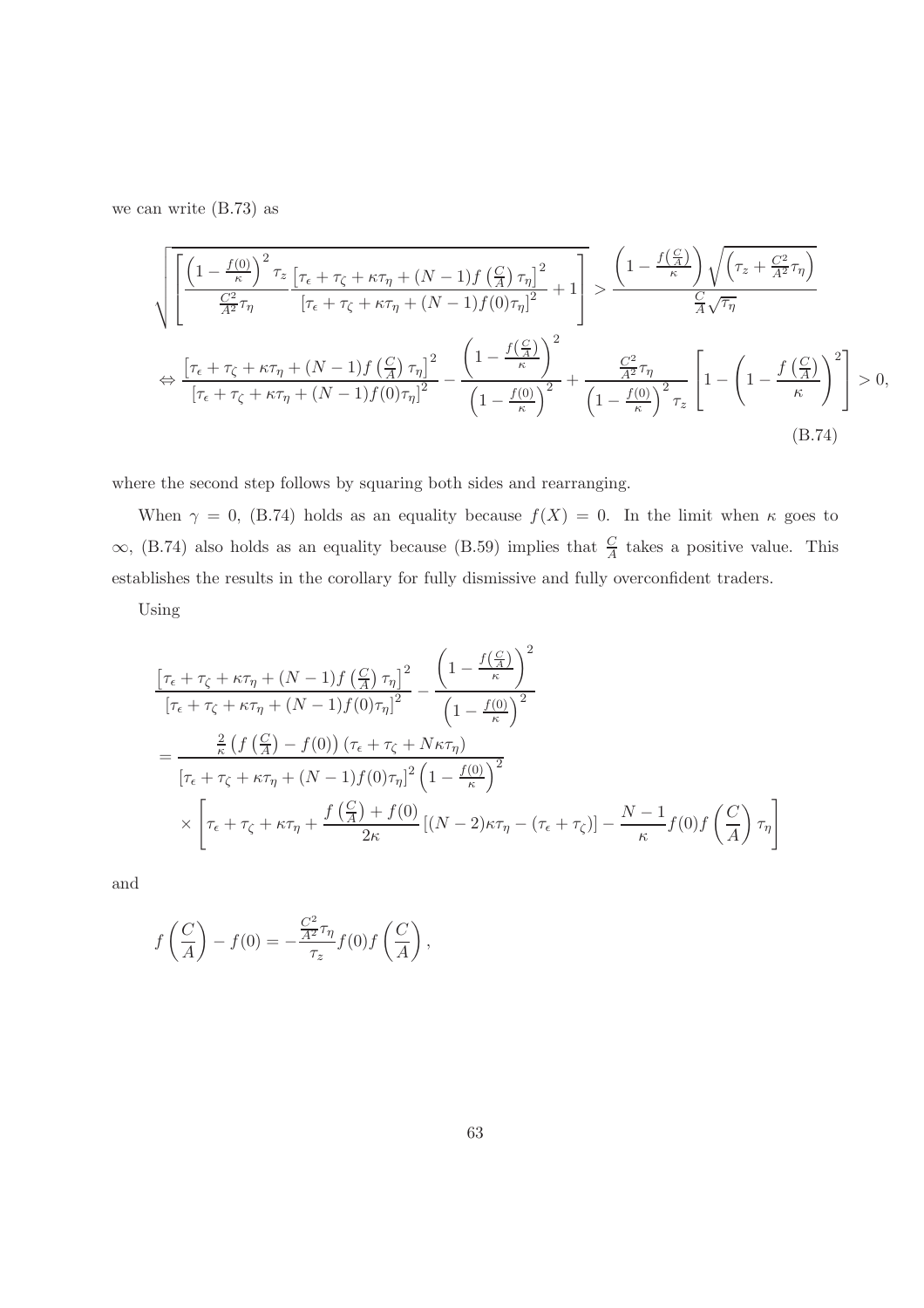we can write (B.73) as

$$
\sqrt{\left[\frac{\left(1-\frac{f(0)}{\kappa}\right)^2\tau_z}{\frac{C^2}{A^2}\tau_\eta}\frac{\left[\tau_\epsilon+\tau_\zeta+\kappa\tau_\eta+(N-1)f\left(\frac{C}{A}\right)\tau_\eta\right]^2}{\left[\tau_\epsilon+\tau_\zeta+\kappa\tau_\eta+(N-1)f(0)\tau_\eta\right]^2}+1\right]} > \frac{\left(1-\frac{f\left(\frac{C}{A}\right)}{\kappa}\right)\sqrt{\left(\tau_z+\frac{C^2}{A^2}\tau_\eta\right)}}{\frac{C}{A}\sqrt{\tau_\eta}}
$$

$$
\Leftrightarrow \frac{\left[\tau_\epsilon+\tau_\zeta+\kappa\tau_\eta+(N-1)f\left(\frac{C}{A}\right)\tau_\eta\right]^2}{\left[\tau_\epsilon+\tau_\zeta+\kappa\tau_\eta+(N-1)f(0)\tau_\eta\right]^2} - \frac{\left(1-\frac{f\left(\frac{C}{A}\right)}{\kappa}\right)^2}{\left(1-\frac{f(0)}{\kappa}\right)^2} + \frac{\frac{C^2}{A^2}\tau_\eta}{\left(1-\frac{f(0)}{\kappa}\right)^2\tau_z}\left[1-\left(1-\frac{f\left(\frac{C}{A}\right)}{\kappa}\right)^2\right] > 0, \tag{B.74}
$$

where the second step follows by squaring both sides and rearranging.

When $\gamma = 0$, (B.74) holds as an equality because $f(X) = 0$. In the limit when $\kappa$ goes to $\infty$, (B.74) also holds as an equality because (B.59) implies that $\frac{C}{A}$ takes a positive value. This establishes the results in the corollary for fully dismissive and fully overconfident traders.

Using

$$
\begin{aligned}
&\frac{\left[\tau_\epsilon+\tau_\zeta+\kappa\tau_\eta+(N-1)f\left(\frac{C}{A}\right)\tau_\eta\right]^2}{\left[\tau_\epsilon+\tau_\zeta+\kappa\tau_\eta+(N-1)f(0)\tau_\eta\right]^2} - \frac{\left(1-\frac{f\left(\frac{C}{A}\right)}{\kappa}\right)^2}{\left(1-\frac{f(0)}{\kappa}\right)^2} \\
&= \frac{\frac{2}{\kappa}\left(f\left(\frac{C}{A}\right)-f(0)\right)\left(\tau_\epsilon+\tau_\zeta+N\kappa\tau_\eta\right)}{\left[\tau_\epsilon+\tau_\zeta+\kappa\tau_\eta+(N-1)f(0)\tau_\eta\right]^2\left(1-\frac{f(0)}{\kappa}\right)^2} \\
&\quad \times \left[\tau_\epsilon+\tau_\zeta+\kappa\tau_\eta+\frac{f\left(\frac{C}{A}\right)+f(0)}{2\kappa}\left[(N-2)\kappa\tau_\eta-(\tau_\epsilon+\tau_\zeta)\right]-\frac{N-1}{\kappa}f(0)f\left(\frac{C}{A}\right)\tau_\eta\right]
\end{aligned}
$$

and

$$
f\left(\frac{C}{A}\right) - f(0) = -\frac{\frac{C^2}{A^2}\tau_\eta}{\tau_z}f(0)f\left(\frac{C}{A}\right),
$$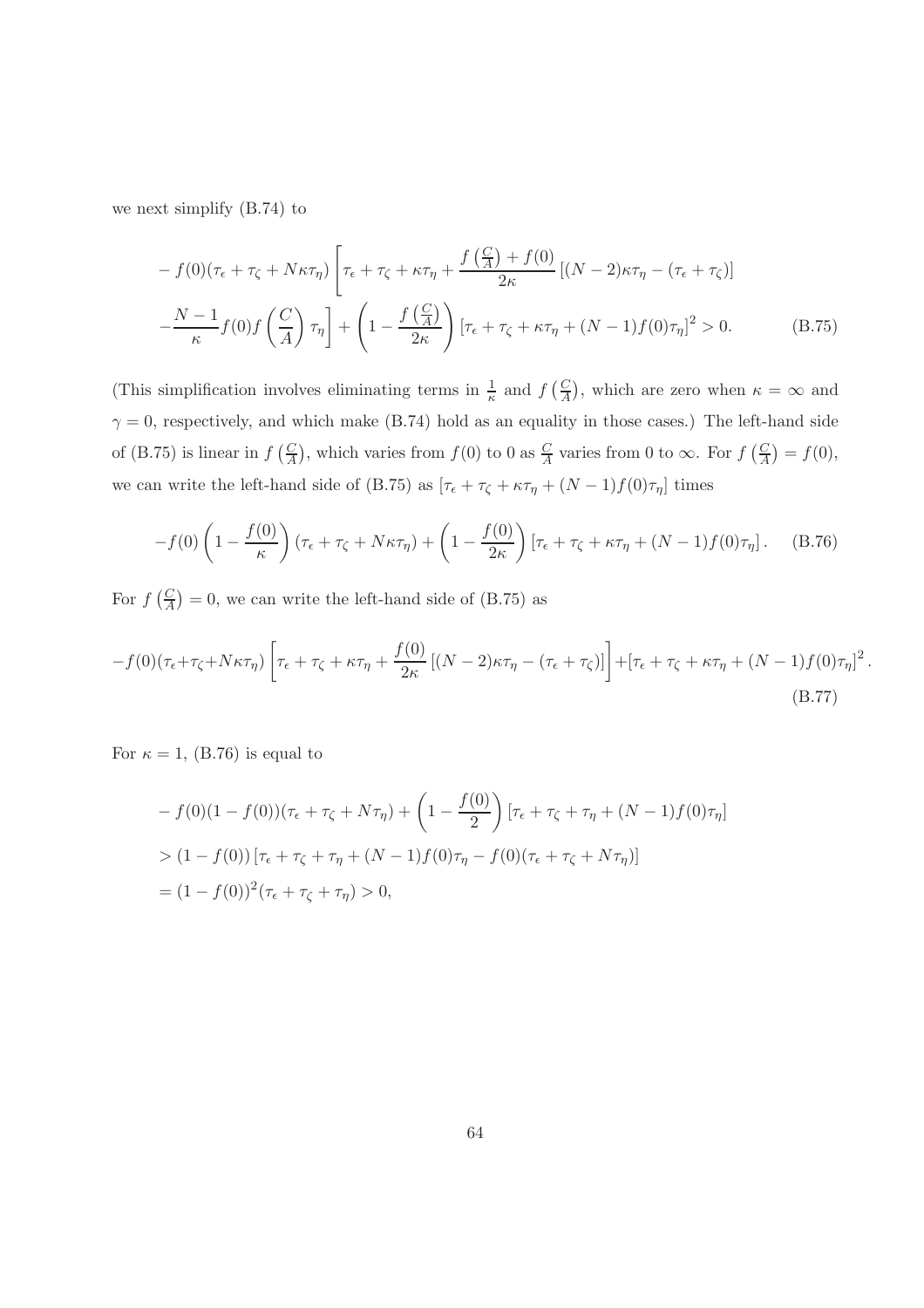we next simplify (B.74) to

$$
\begin{aligned}
& -f(0)(\tau_\epsilon+\tau_\zeta+N\kappa\tau_\eta)\left[\tau_\epsilon+\tau_\zeta+\kappa\tau_\eta+\frac{f\left(\frac{C}{A}\right)+f(0)}{2\kappa}\left[(N-2)\kappa\tau_\eta-(\tau_\epsilon+\tau_\zeta)\right]\right. \\
& \left.-\frac{N-1}{\kappa}f(0)f\left(\frac{C}{A}\right)\tau_\eta\right]+\left(1-\frac{f\left(\frac{C}{A}\right)}{2\kappa}\right)\left[\tau_\epsilon+\tau_\zeta+\kappa\tau_\eta+(N-1)f(0)\tau_\eta\right]^2>0. \qquad \text{(B.75)}
\end{aligned}
$$

(This simplification involves eliminating terms in $\frac{1}{\kappa}$ and $f\left(\frac{C}{A}\right)$, which are zero when $\kappa=\infty$ and $\gamma=0$, respectively, and which make (B.74) hold as an equality in those cases.) The left-hand side of (B.75) is linear in $f\left(\frac{C}{A}\right)$, which varies from $f(0)$ to 0 as $\frac{C}{A}$ varies from 0 to $\infty$. For $f\left(\frac{C}{A}\right)=f(0)$, we can write the left-hand side of (B.75) as $[\tau_\epsilon+\tau_\zeta+\kappa\tau_\eta+(N-1)f(0)\tau_\eta]$ times

$$
-f(0)\left(1-\frac{f(0)}{\kappa}\right)(\tau_\epsilon+\tau_\zeta+N\kappa\tau_\eta)+\left(1-\frac{f(0)}{2\kappa}\right)\left[\tau_\epsilon+\tau_\zeta+\kappa\tau_\eta+(N-1)f(0)\tau_\eta\right]. \qquad \text{(B.76)}
$$

For $f\left(\frac{C}{A}\right)=0$, we can write the left-hand side of (B.75) as

$$
-f(0)(\tau_\epsilon+\tau_\zeta+N\kappa\tau_\eta)\left[\tau_\epsilon+\tau_\zeta+\kappa\tau_\eta+\frac{f(0)}{2\kappa}\left[(N-2)\kappa\tau_\eta-(\tau_\epsilon+\tau_\zeta)\right]\right]+\left[\tau_\epsilon+\tau_\zeta+\kappa\tau_\eta+(N-1)f(0)\tau_\eta\right]^2. \qquad \text{(B.77)}
$$

For $\kappa=1$, (B.76) is equal to

$$
\begin{aligned}
& -f(0)(1-f(0))(\tau_\epsilon+\tau_\zeta+N\tau_\eta)+\left(1-\frac{f(0)}{2}\right)\left[\tau_\epsilon+\tau_\zeta+\tau_\eta+(N-1)f(0)\tau_\eta\right] \\
& >(1-f(0))\left[\tau_\epsilon+\tau_\zeta+\tau_\eta+(N-1)f(0)\tau_\eta-f(0)(\tau_\epsilon+\tau_\zeta+N\tau_\eta)\right] \\
& =(1-f(0))^2(\tau_\epsilon+\tau_\zeta+\tau_\eta)>0,
\end{aligned}
$$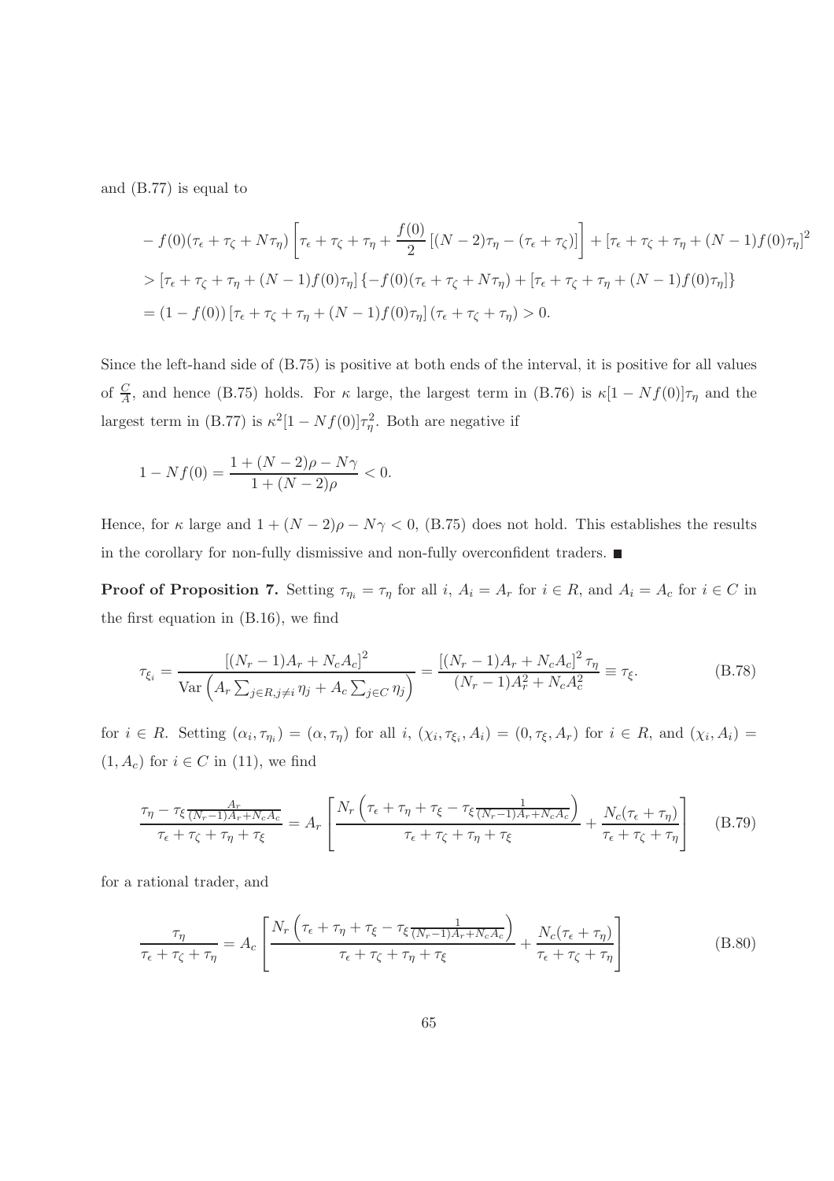and (B.77) is equal to

$$
\begin{aligned}
&-f(0)(\tau_\epsilon+\tau_\zeta+N\tau_\eta)\left[\tau_\epsilon+\tau_\zeta+\tau_\eta+\frac{f(0)}{2}\left[(N-2)\tau_\eta-(\tau_\epsilon+\tau_\zeta)\right]\right]+\left[\tau_\epsilon+\tau_\zeta+\tau_\eta+(N-1)f(0)\tau_\eta\right]^2\\
&>\left[\tau_\epsilon+\tau_\zeta+\tau_\eta+(N-1)f(0)\tau_\eta\right]\left\{-f(0)(\tau_\epsilon+\tau_\zeta+N\tau_\eta)+\left[\tau_\epsilon+\tau_\zeta+\tau_\eta+(N-1)f(0)\tau_\eta\right]\right\}\\
&=(1-f(0))\left[\tau_\epsilon+\tau_\zeta+\tau_\eta+(N-1)f(0)\tau_\eta\right](\tau_\epsilon+\tau_\zeta+\tau_\eta)>0.
\end{aligned}
$$

Since the left-hand side of (B.75) is positive at both ends of the interval, it is positive for all values of $\frac{C}{A}$, and hence (B.75) holds. For $\kappa$ large, the largest term in (B.76) is $\kappa[1-Nf(0)]\tau_\eta$ and the largest term in (B.77) is $\kappa^2[1-Nf(0)]\tau_\eta^2$. Both are negative if

$$
1-Nf(0)=\frac{1+(N-2)\rho-N\gamma}{1+(N-2)\rho}<0.
$$

Hence, for $\kappa$ large and $1+(N-2)\rho-N\gamma<0$, (B.75) does not hold. This establishes the results in the corollary for non-fully dismissive and non-fully overconfident traders. ■

**Proof of Proposition 7.** Setting $\tau_{\eta_i}=\tau_\eta$ for all $i$, $A_i=A_r$ for $i\in R$, and $A_i=A_c$ for $i\in C$ in the first equation in (B.16), we find

$$
\tau_{\xi_i}=\frac{\left[(N_r-1)A_r+N_cA_c\right]^2}{\mathrm{Var}\left(A_r\sum_{j\in R,j\neq i}\eta_j+A_c\sum_{j\in C}\eta_j\right)}=\frac{\left[(N_r-1)A_r+N_cA_c\right]^2\tau_\eta}{(N_r-1)A_r^2+N_cA_c^2}\equiv\tau_\xi. \tag{B.78}
$$

for $i\in R$. Setting $(\alpha_i,\tau_{\eta_i})=(\alpha,\tau_\eta)$ for all $i$, $(\chi_i,\tau_{\xi_i},A_i)=(0,\tau_\xi,A_r)$ for $i\in R$, and $(\chi_i,A_i)=(1,A_c)$ for $i\in C$ in (11), we find

$$
\frac{\tau_\eta-\tau_\xi\frac{A_r}{(N_r-1)A_r+N_cA_c}}{\tau_\epsilon+\tau_\zeta+\tau_\eta+\tau_\xi}=A_r\left[\frac{N_r\left(\tau_\epsilon+\tau_\eta+\tau_\xi-\tau_\xi\frac{1}{(N_r-1)A_r+N_cA_c}\right)}{\tau_\epsilon+\tau_\zeta+\tau_\eta+\tau_\xi}+\frac{N_c(\tau_\epsilon+\tau_\eta)}{\tau_\epsilon+\tau_\zeta+\tau_\eta}\right] \tag{B.79}
$$

for a rational trader, and

$$
\frac{\tau_\eta}{\tau_\epsilon+\tau_\zeta+\tau_\eta}=A_c\left[\frac{N_r\left(\tau_\epsilon+\tau_\eta+\tau_\xi-\tau_\xi\frac{1}{(N_r-1)A_r+N_cA_c}\right)}{\tau_\epsilon+\tau_\zeta+\tau_\eta+\tau_\xi}+\frac{N_c(\tau_\epsilon+\tau_\eta)}{\tau_\epsilon+\tau_\zeta+\tau_\eta}\right] \tag{B.80}
$$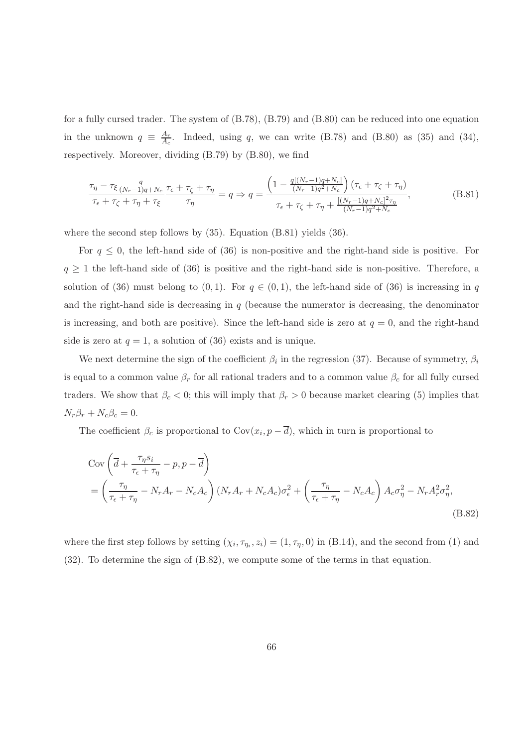for a fully cursed trader. The system of (B.78), (B.79) and (B.80) can be reduced into one equation in the unknown $q \equiv \frac{A_r}{A_c}$. Indeed, using $q$, we can write (B.78) and (B.80) as (35) and (34), respectively. Moreover, dividing (B.79) by (B.80), we find

$$
\frac{\tau_\eta - \tau_\xi \frac{q}{(N_r-1)q+N_c}}{\tau_\epsilon + \tau_\zeta + \tau_\eta + \tau_\xi} \frac{\tau_\epsilon + \tau_\zeta + \tau_\eta}{\tau_\eta} = q \Rightarrow q = \frac{\left(1 - \frac{q[(N_r-1)q+N_c]}{(N_r-1)q^2+N_c}\right)(\tau_\epsilon + \tau_\zeta + \tau_\eta)}{\tau_\epsilon + \tau_\zeta + \tau_\eta + \frac{[(N_r-1)q+N_c]^2 \tau_\eta}{(N_r-1)q^2+N_c}}, \tag{B.81}
$$

where the second step follows by (35). Equation (B.81) yields (36).

For $q \leq 0$, the left-hand side of (36) is non-positive and the right-hand side is positive. For $q \geq 1$ the left-hand side of (36) is positive and the right-hand side is non-positive. Therefore, a solution of (36) must belong to $(0,1)$. For $q \in (0,1)$, the left-hand side of (36) is increasing in $q$ and the right-hand side is decreasing in $q$ (because the numerator is decreasing, the denominator is increasing, and both are positive). Since the left-hand side is zero at $q = 0$, and the right-hand side is zero at $q = 1$, a solution of (36) exists and is unique.

We next determine the sign of the coefficient $\beta_i$ in the regression (37). Because of symmetry, $\beta_i$ is equal to a common value $\beta_r$ for all rational traders and to a common value $\beta_c$ for all fully cursed traders. We show that $\beta_c < 0$; this will imply that $\beta_r > 0$ because market clearing (5) implies that $N_r \beta_r + N_c \beta_c = 0$.

The coefficient $\beta_c$ is proportional to $\text{Cov}(x_i, p - \overline{d})$, which in turn is proportional to

$$
\begin{aligned}
&\text{Cov}\left(\overline{d} + \frac{\tau_\eta s_i}{\tau_\epsilon + \tau_\eta} - p, p - \overline{d}\right) \\
&= \left(\frac{\tau_\eta}{\tau_\epsilon + \tau_\eta} - N_r A_r - N_c A_c\right)(N_r A_r + N_c A_c)\sigma_\epsilon^2 + \left(\frac{\tau_\eta}{\tau_\epsilon + \tau_\eta} - N_c A_c\right) A_c \sigma_\eta^2 - N_r A_r^2 \sigma_\eta^2,
\end{aligned} \tag{B.82}
$$

where the first step follows by setting $(\chi_i, \tau_{\eta_i}, z_i) = (1, \tau_\eta, 0)$ in (B.14), and the second from (1) and (32). To determine the sign of (B.82), we compute some of the terms in that equation.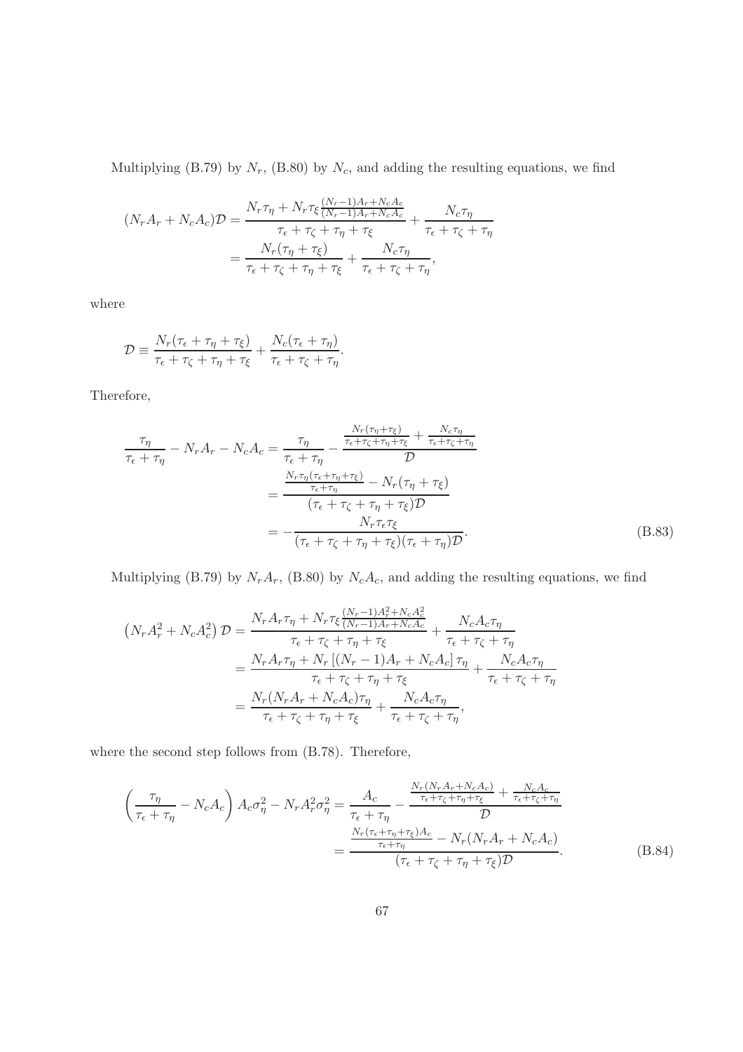Multiplying (B.79) by $N_r$, (B.80) by $N_c$, and adding the resulting equations, we find

$$
\begin{aligned}
(N_r A_r + N_c A_c)\mathcal{D} &= \frac{N_r \tau_\eta + N_r \tau_\xi \frac{(N_r-1)A_r + N_c A_c}{(N_r-1)A_r + N_c A_c}}{\tau_\epsilon + \tau_\zeta + \tau_\eta + \tau_\xi} + \frac{N_c \tau_\eta}{\tau_\epsilon + \tau_\zeta + \tau_\eta} \\
&= \frac{N_r(\tau_\eta + \tau_\xi)}{\tau_\epsilon + \tau_\zeta + \tau_\eta + \tau_\xi} + \frac{N_c \tau_\eta}{\tau_\epsilon + \tau_\zeta + \tau_\eta},
\end{aligned}
$$

where

$$
\mathcal{D} \equiv \frac{N_r(\tau_\epsilon + \tau_\eta + \tau_\xi)}{\tau_\epsilon + \tau_\zeta + \tau_\eta + \tau_\xi} + \frac{N_c(\tau_\epsilon + \tau_\eta)}{\tau_\epsilon + \tau_\zeta + \tau_\eta}.
$$

Therefore,

$$
\begin{aligned}
\frac{\tau_\eta}{\tau_\epsilon + \tau_\eta} - N_r A_r - N_c A_c &= \frac{\tau_\eta}{\tau_\epsilon + \tau_\eta} - \frac{\frac{N_r(\tau_\eta + \tau_\xi)}{\tau_\epsilon + \tau_\zeta + \tau_\eta + \tau_\xi} + \frac{N_c \tau_\eta}{\tau_\epsilon + \tau_\zeta + \tau_\eta}}{\mathcal{D}} \\
&= \frac{\frac{N_r \tau_\eta(\tau_\epsilon + \tau_\eta + \tau_\xi)}{\tau_\epsilon + \tau_\eta} - N_r(\tau_\eta + \tau_\xi)}{(\tau_\epsilon + \tau_\zeta + \tau_\eta + \tau_\xi)\mathcal{D}} \\
&= -\frac{N_r \tau_\epsilon \tau_\xi}{(\tau_\epsilon + \tau_\zeta + \tau_\eta + \tau_\xi)(\tau_\epsilon + \tau_\eta)\mathcal{D}}.
\end{aligned}
\tag{B.83}
$$

Multiplying (B.79) by $N_r A_r$, (B.80) by $N_c A_c$, and adding the resulting equations, we find

$$
\begin{aligned}
\left(N_r A_r^2 + N_c A_c^2\right)\mathcal{D} &= \frac{N_r A_r \tau_\eta + N_r \tau_\xi \frac{(N_r-1)A_r^2 + N_c A_c^2}{(N_r-1)A_r + N_c A_c}}{\tau_\epsilon + \tau_\zeta + \tau_\eta + \tau_\xi} + \frac{N_c A_c \tau_\eta}{\tau_\epsilon + \tau_\zeta + \tau_\eta} \\
&= \frac{N_r A_r \tau_\eta + N_r\left[(N_r-1)A_r + N_c A_c\right]\tau_\eta}{\tau_\epsilon + \tau_\zeta + \tau_\eta + \tau_\xi} + \frac{N_c A_c \tau_\eta}{\tau_\epsilon + \tau_\zeta + \tau_\eta} \\
&= \frac{N_r(N_r A_r + N_c A_c)\tau_\eta}{\tau_\epsilon + \tau_\zeta + \tau_\eta + \tau_\xi} + \frac{N_c A_c \tau_\eta}{\tau_\epsilon + \tau_\zeta + \tau_\eta},
\end{aligned}
$$

where the second step follows from (B.78). Therefore,

$$
\begin{aligned}
\left(\frac{\tau_\eta}{\tau_\epsilon + \tau_\eta} - N_c A_c\right) A_c \sigma_\eta^2 - N_r A_r^2 \sigma_\eta^2 &= \frac{A_c}{\tau_\epsilon + \tau_\eta} - \frac{\frac{N_r(N_r A_r + N_c A_c)}{\tau_\epsilon + \tau_\zeta + \tau_\eta + \tau_\xi} + \frac{N_c A_c}{\tau_\epsilon + \tau_\zeta + \tau_\eta}}{\mathcal{D}} \\
&= \frac{\frac{N_r(\tau_\epsilon + \tau_\eta + \tau_\xi)A_c}{\tau_\epsilon + \tau_\eta} - N_r(N_r A_r + N_c A_c)}{(\tau_\epsilon + \tau_\zeta + \tau_\eta + \tau_\xi)\mathcal{D}}.
\end{aligned}
\tag{B.84}
$$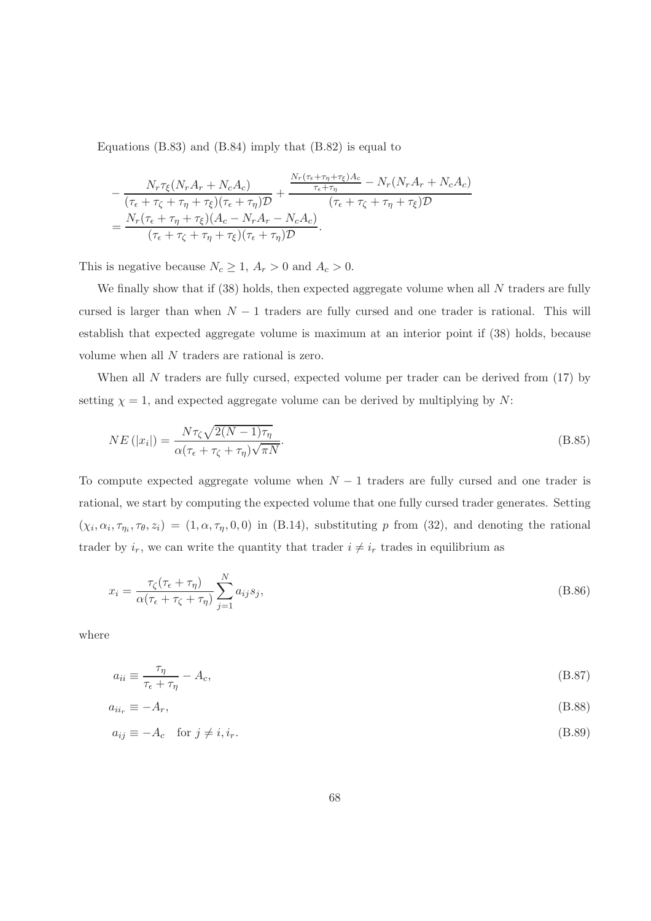Equations (B.83) and (B.84) imply that (B.82) is equal to

$$
\begin{aligned}
&-\frac{N_r \tau_\xi (N_r A_r + N_c A_c)}{(\tau_\epsilon + \tau_\zeta + \tau_\eta + \tau_\xi)(\tau_\epsilon + \tau_\eta)\mathcal{D}} + \frac{\frac{N_r(\tau_\epsilon+\tau_\eta+\tau_\xi)A_c}{\tau_\epsilon+\tau_\eta} - N_r(N_r A_r + N_c A_c)}{(\tau_\epsilon + \tau_\zeta + \tau_\eta + \tau_\xi)\mathcal{D}} \\
&= \frac{N_r(\tau_\epsilon + \tau_\eta + \tau_\xi)(A_c - N_r A_r - N_c A_c)}{(\tau_\epsilon + \tau_\zeta + \tau_\eta + \tau_\xi)(\tau_\epsilon + \tau_\eta)\mathcal{D}}.
\end{aligned}
$$

This is negative because $N_c \geq 1$, $A_r > 0$ and $A_c > 0$.

We finally show that if (38) holds, then expected aggregate volume when all $N$ traders are fully cursed is larger than when $N-1$ traders are fully cursed and one trader is rational. This will establish that expected aggregate volume is maximum at an interior point if (38) holds, because volume when all $N$ traders are rational is zero.

When all $N$ traders are fully cursed, expected volume per trader can be derived from (17) by setting $\chi = 1$, and expected aggregate volume can be derived by multiplying by $N$:

$$
NE\left(|x_i|\right) = \frac{N\tau_\zeta \sqrt{2(N-1)\tau_\eta}}{\alpha(\tau_\epsilon + \tau_\zeta + \tau_\eta)\sqrt{\pi N}}. \tag{B.85}
$$

To compute expected aggregate volume when $N-1$ traders are fully cursed and one trader is rational, we start by computing the expected volume that one fully cursed trader generates. Setting $(\chi_i, \alpha_i, \tau_{\eta_i}, \tau_\theta, z_i) = (1, \alpha, \tau_\eta, 0, 0)$ in (B.14), substituting $p$ from (32), and denoting the rational trader by $i_r$, we can write the quantity that trader $i \neq i_r$ trades in equilibrium as

$$
x_i = \frac{\tau_\zeta(\tau_\epsilon + \tau_\eta)}{\alpha(\tau_\epsilon + \tau_\zeta + \tau_\eta)} \sum_{j=1}^{N} a_{ij} s_j, \tag{B.86}
$$

where

$$
a_{ii} \equiv \frac{\tau_\eta}{\tau_\epsilon + \tau_\eta} - A_c, \tag{B.87}
$$

$$
a_{ii_r} \equiv -A_r, \tag{B.88}
$$

$$
a_{ij} \equiv -A_c \quad \text{for } j \neq i, i_r. \tag{B.89}
$$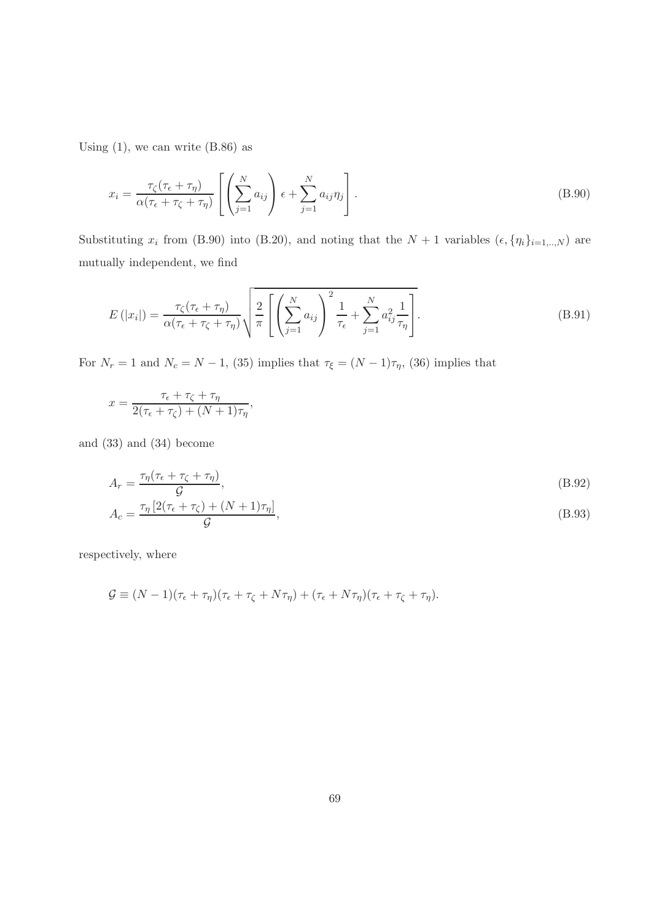Using (1), we can write (B.86) as

$$x_i = \frac{\tau_\zeta(\tau_\epsilon + \tau_\eta)}{\alpha(\tau_\epsilon + \tau_\zeta + \tau_\eta)} \left[ \left( \sum_{j=1}^{N} a_{ij} \right) \epsilon + \sum_{j=1}^{N} a_{ij} \eta_j \right]. \tag{B.90}$$

Substituting $x_i$ from (B.90) into (B.20), and noting that the $N+1$ variables $(\epsilon, \{\eta_i\}_{i=1,..,N})$ are mutually independent, we find

$$E\left(|x_i|\right) = \frac{\tau_\zeta(\tau_\epsilon + \tau_\eta)}{\alpha(\tau_\epsilon + \tau_\zeta + \tau_\eta)} \sqrt{\frac{2}{\pi} \left[ \left( \sum_{j=1}^{N} a_{ij} \right)^2 \frac{1}{\tau_\epsilon} + \sum_{j=1}^{N} a_{ij}^2 \frac{1}{\tau_\eta} \right]}. \tag{B.91}$$

For $N_r = 1$ and $N_c = N-1$, (35) implies that $\tau_\xi = (N-1)\tau_\eta$, (36) implies that

$$x = \frac{\tau_\epsilon + \tau_\zeta + \tau_\eta}{2(\tau_\epsilon + \tau_\zeta) + (N+1)\tau_\eta},$$

and (33) and (34) become

$$A_r = \frac{\tau_\eta(\tau_\epsilon + \tau_\zeta + \tau_\eta)}{\mathcal{G}}, \tag{B.92}$$

$$A_c = \frac{\tau_\eta \left[2(\tau_\epsilon + \tau_\zeta) + (N+1)\tau_\eta\right]}{\mathcal{G}}, \tag{B.93}$$

respectively, where

$$\mathcal{G} \equiv (N-1)(\tau_\epsilon + \tau_\eta)(\tau_\epsilon + \tau_\zeta + N\tau_\eta) + (\tau_\epsilon + N\tau_\eta)(\tau_\epsilon + \tau_\zeta + \tau_\eta).$$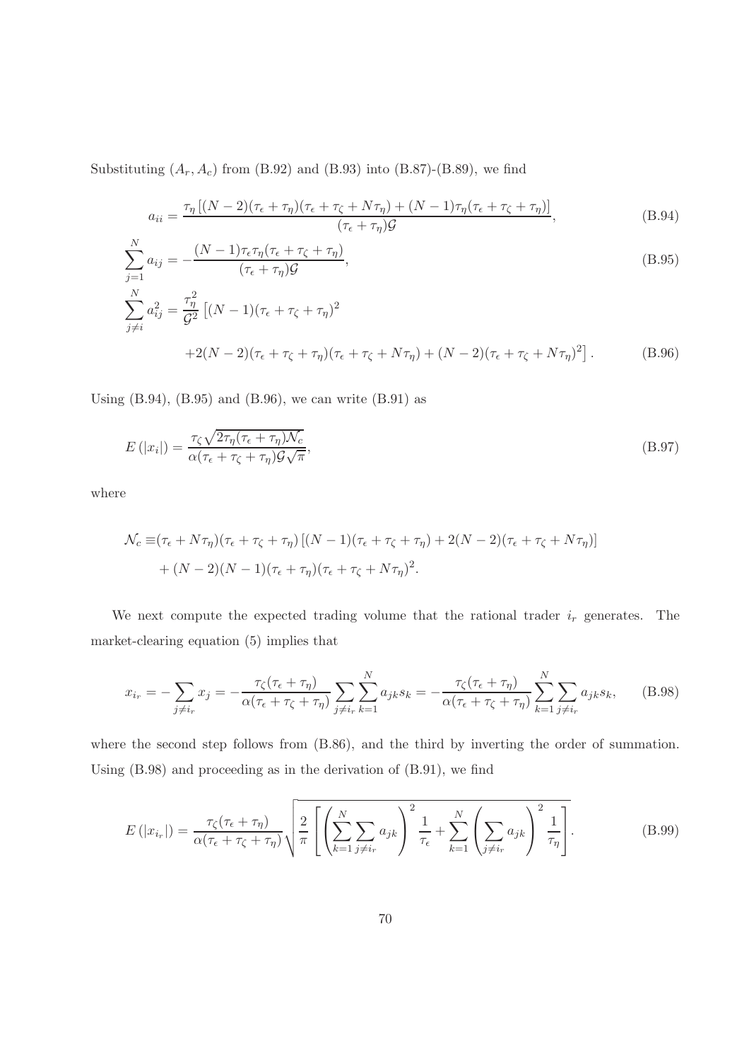Substituting $(A_r, A_c)$ from (B.92) and (B.93) into (B.87)-(B.89), we find

$$a_{ii} = \frac{\tau_\eta \left[(N-2)(\tau_\epsilon + \tau_\eta)(\tau_\epsilon + \tau_\zeta + N\tau_\eta) + (N-1)\tau_\eta(\tau_\epsilon + \tau_\zeta + \tau_\eta)\right]}{(\tau_\epsilon + \tau_\eta)\mathcal{G}}, \tag{B.94}$$

$$\sum_{j=1}^{N} a_{ij} = -\frac{(N-1)\tau_\epsilon \tau_\eta(\tau_\epsilon + \tau_\zeta + \tau_\eta)}{(\tau_\epsilon + \tau_\eta)\mathcal{G}}, \tag{B.95}$$

$$\begin{aligned}\sum_{j\neq i}^{N} a_{ij}^2 = \frac{\tau_\eta^2}{\mathcal{G}^2} & \left[(N-1)(\tau_\epsilon + \tau_\zeta + \tau_\eta)^2 \right. \\ & \left. +2(N-2)(\tau_\epsilon + \tau_\zeta + \tau_\eta)(\tau_\epsilon + \tau_\zeta + N\tau_\eta) + (N-2)(\tau_\epsilon + \tau_\zeta + N\tau_\eta)^2\right].\end{aligned} \tag{B.96}$$

Using (B.94), (B.95) and (B.96), we can write (B.91) as

$$E\left(|x_i|\right) = \frac{\tau_\zeta \sqrt{2\tau_\eta(\tau_\epsilon + \tau_\eta)\mathcal{N}_c}}{\alpha(\tau_\epsilon + \tau_\zeta + \tau_\eta)\mathcal{G}\sqrt{\pi}}, \tag{B.97}$$

where

$$\begin{aligned}\mathcal{N}_c \equiv & (\tau_\epsilon + N\tau_\eta)(\tau_\epsilon + \tau_\zeta + \tau_\eta)\left[(N-1)(\tau_\epsilon + \tau_\zeta + \tau_\eta) + 2(N-2)(\tau_\epsilon + \tau_\zeta + N\tau_\eta)\right] \\ & + (N-2)(N-1)(\tau_\epsilon + \tau_\eta)(\tau_\epsilon + \tau_\zeta + N\tau_\eta)^2.\end{aligned}$$

We next compute the expected trading volume that the rational trader $i_r$ generates. The market-clearing equation (5) implies that

$$x_{i_r} = -\sum_{j\neq i_r} x_j = -\frac{\tau_\zeta(\tau_\epsilon + \tau_\eta)}{\alpha(\tau_\epsilon + \tau_\zeta + \tau_\eta)}\sum_{j\neq i_r}\sum_{k=1}^{N} a_{jk}s_k = -\frac{\tau_\zeta(\tau_\epsilon + \tau_\eta)}{\alpha(\tau_\epsilon + \tau_\zeta + \tau_\eta)}\sum_{k=1}^{N}\sum_{j\neq i_r} a_{jk}s_k, \tag{B.98}$$

where the second step follows from (B.86), and the third by inverting the order of summation. Using (B.98) and proceeding as in the derivation of (B.91), we find

$$E\left(|x_{i_r}|\right) = \frac{\tau_\zeta(\tau_\epsilon + \tau_\eta)}{\alpha(\tau_\epsilon + \tau_\zeta + \tau_\eta)}\sqrt{\frac{2}{\pi}\left[\left(\sum_{k=1}^{N}\sum_{j\neq i_r} a_{jk}\right)^2 \frac{1}{\tau_\epsilon} + \sum_{k=1}^{N}\left(\sum_{j\neq i_r} a_{jk}\right)^2 \frac{1}{\tau_\eta}\right]}. \tag{B.99}$$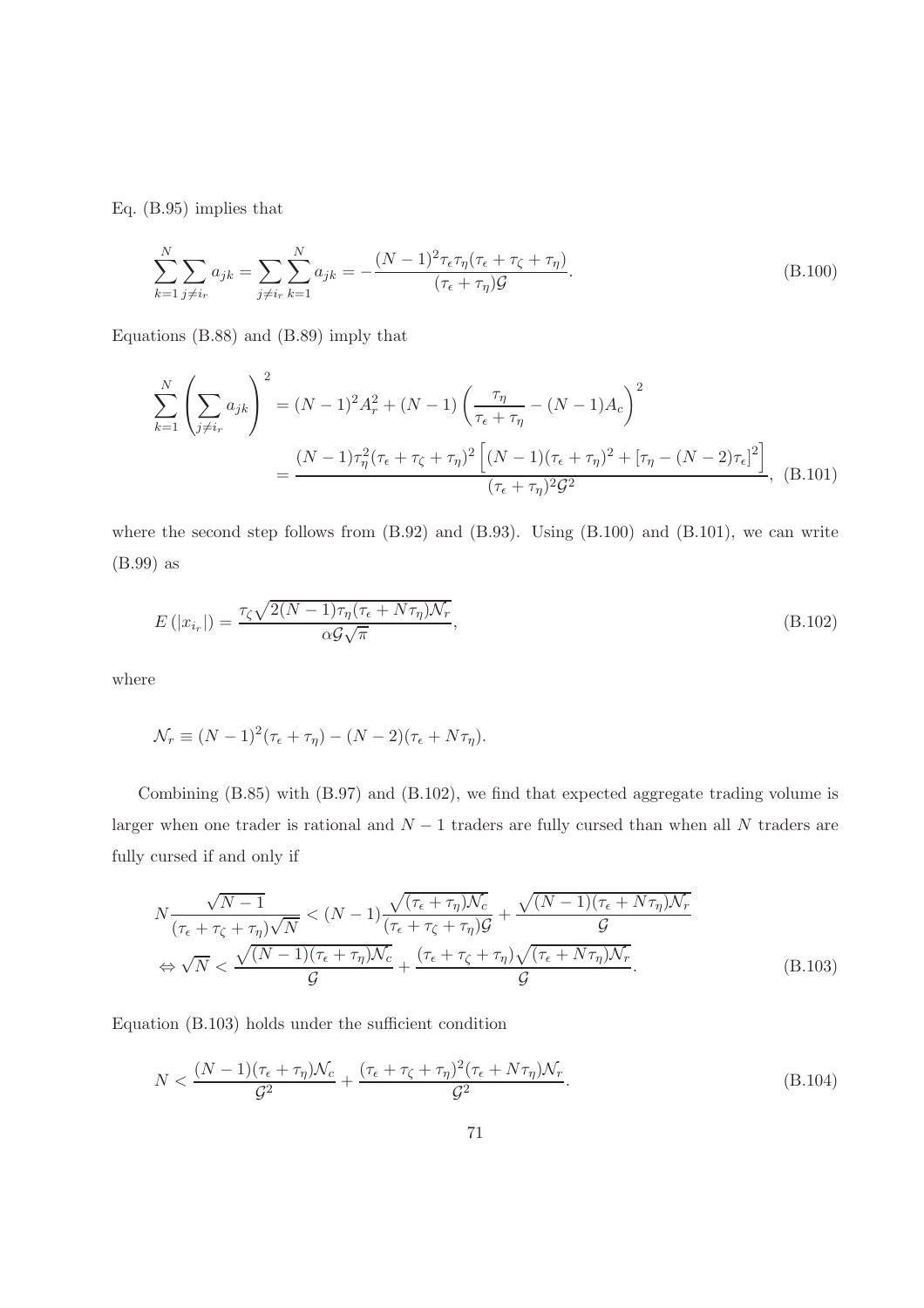Eq. (B.95) implies that

$$\sum_{k=1}^{N} \sum_{j \neq i_r} a_{jk} = \sum_{j \neq i_r} \sum_{k=1}^{N} a_{jk} = -\frac{(N-1)^2 \tau_\epsilon \tau_\eta (\tau_\epsilon + \tau_\zeta + \tau_\eta)}{(\tau_\epsilon + \tau_\eta)\mathcal{G}}. \tag{B.100}$$

Equations (B.88) and (B.89) imply that

$$\begin{aligned} \sum_{k=1}^{N} \left( \sum_{j \neq i_r} a_{jk} \right)^2 &= (N-1)^2 A_r^2 + (N-1) \left( \frac{\tau_\eta}{\tau_\epsilon + \tau_\eta} - (N-1) A_c \right)^2 \\ &= \frac{(N-1)\tau_\eta^2 (\tau_\epsilon + \tau_\zeta + \tau_\eta)^2 \left[ (N-1)(\tau_\epsilon + \tau_\eta)^2 + \left[\tau_\eta - (N-2)\tau_\epsilon\right]^2 \right]}{(\tau_\epsilon + \tau_\eta)^2 \mathcal{G}^2}, \end{aligned} \tag{B.101}$$

where the second step follows from (B.92) and (B.93). Using (B.100) and (B.101), we can write (B.99) as

$$E\left(|x_{i_r}|\right) = \frac{\tau_\zeta \sqrt{2(N-1)\tau_\eta (\tau_\epsilon + N\tau_\eta)\mathcal{N}_r}}{\alpha \mathcal{G} \sqrt{\pi}}, \tag{B.102}$$

where

$$\mathcal{N}_r \equiv (N-1)^2 (\tau_\epsilon + \tau_\eta) - (N-2)(\tau_\epsilon + N\tau_\eta).$$

Combining (B.85) with (B.97) and (B.102), we find that expected aggregate trading volume is larger when one trader is rational and $N-1$ traders are fully cursed than when all $N$ traders are fully cursed if and only if

$$\begin{aligned} & N \frac{\sqrt{N-1}}{(\tau_\epsilon + \tau_\zeta + \tau_\eta)\sqrt{N}} < (N-1) \frac{\sqrt{(\tau_\epsilon + \tau_\eta)\mathcal{N}_c}}{(\tau_\epsilon + \tau_\zeta + \tau_\eta)\mathcal{G}} + \frac{\sqrt{(N-1)(\tau_\epsilon + N\tau_\eta)\mathcal{N}_r}}{\mathcal{G}} \\ \Leftrightarrow & \sqrt{N} < \frac{\sqrt{(N-1)(\tau_\epsilon + \tau_\eta)\mathcal{N}_c}}{\mathcal{G}} + \frac{(\tau_\epsilon + \tau_\zeta + \tau_\eta)\sqrt{(\tau_\epsilon + N\tau_\eta)\mathcal{N}_r}}{\mathcal{G}}. \end{aligned} \tag{B.103}$$

Equation (B.103) holds under the sufficient condition

$$N < \frac{(N-1)(\tau_\epsilon + \tau_\eta)\mathcal{N}_c}{\mathcal{G}^2} + \frac{(\tau_\epsilon + \tau_\zeta + \tau_\eta)^2 (\tau_\epsilon + N\tau_\eta)\mathcal{N}_r}{\mathcal{G}^2}. \tag{B.104}$$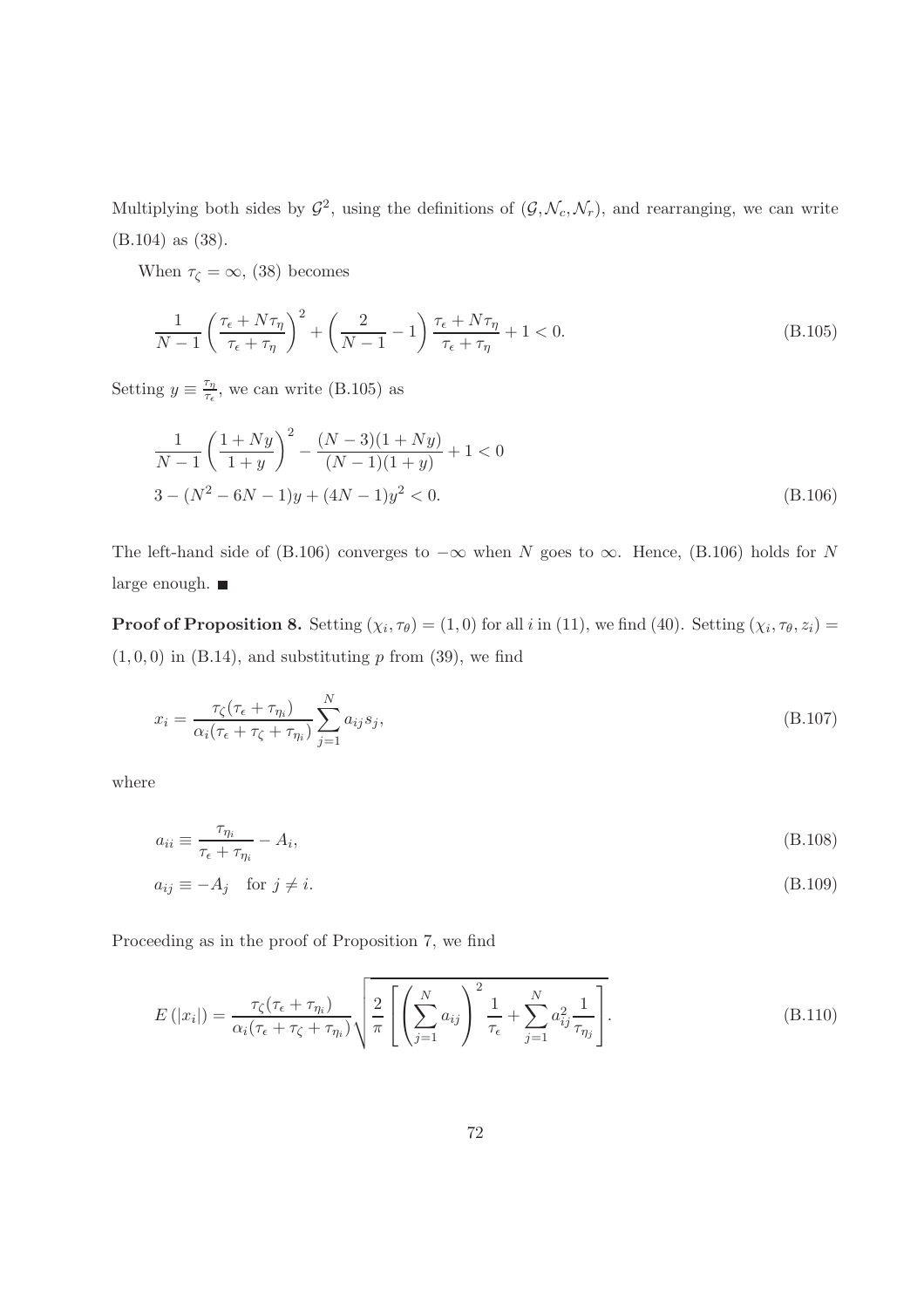Multiplying both sides by $\mathcal{G}^2$, using the definitions of $(\mathcal{G}, \mathcal{N}_c, \mathcal{N}_r)$, and rearranging, we can write (B.104) as (38).

When $\tau_\zeta = \infty$, (38) becomes

$$\frac{1}{N-1}\left(\frac{\tau_\epsilon + N\tau_\eta}{\tau_\epsilon + \tau_\eta}\right)^2 + \left(\frac{2}{N-1} - 1\right)\frac{\tau_\epsilon + N\tau_\eta}{\tau_\epsilon + \tau_\eta} + 1 < 0. \tag{B.105}$$

Setting $y \equiv \frac{\tau_\eta}{\tau_\epsilon}$, we can write (B.105) as

$$\frac{1}{N-1}\left(\frac{1+Ny}{1+y}\right)^2 - \frac{(N-3)(1+Ny)}{(N-1)(1+y)} + 1 < 0$$
$$3 - (N^2 - 6N - 1)y + (4N-1)y^2 < 0. \tag{B.106}$$

The left-hand side of (B.106) converges to $-\infty$ when $N$ goes to $\infty$. Hence, (B.106) holds for $N$ large enough. ■

**Proof of Proposition 8.** Setting $(\chi_i, \tau_\theta) = (1, 0)$ for all $i$ in (11), we find (40). Setting $(\chi_i, \tau_\theta, z_i) = (1, 0, 0)$ in (B.14), and substituting $p$ from (39), we find

$$x_i = \frac{\tau_\zeta(\tau_\epsilon + \tau_{\eta_i})}{\alpha_i(\tau_\epsilon + \tau_\zeta + \tau_{\eta_i})} \sum_{j=1}^N a_{ij} s_j, \tag{B.107}$$

where

$$a_{ii} \equiv \frac{\tau_{\eta_i}}{\tau_\epsilon + \tau_{\eta_i}} - A_i, \tag{B.108}$$

$$a_{ij} \equiv -A_j \quad \text{for } j \neq i. \tag{B.109}$$

Proceeding as in the proof of Proposition 7, we find

$$E\left(|x_i|\right) = \frac{\tau_\zeta(\tau_\epsilon + \tau_{\eta_i})}{\alpha_i(\tau_\epsilon + \tau_\zeta + \tau_{\eta_i})} \sqrt{\frac{2}{\pi}\left[\left(\sum_{j=1}^N a_{ij}\right)^2 \frac{1}{\tau_\epsilon} + \sum_{j=1}^N a_{ij}^2 \frac{1}{\tau_{\eta_j}}\right]}. \tag{B.110}$$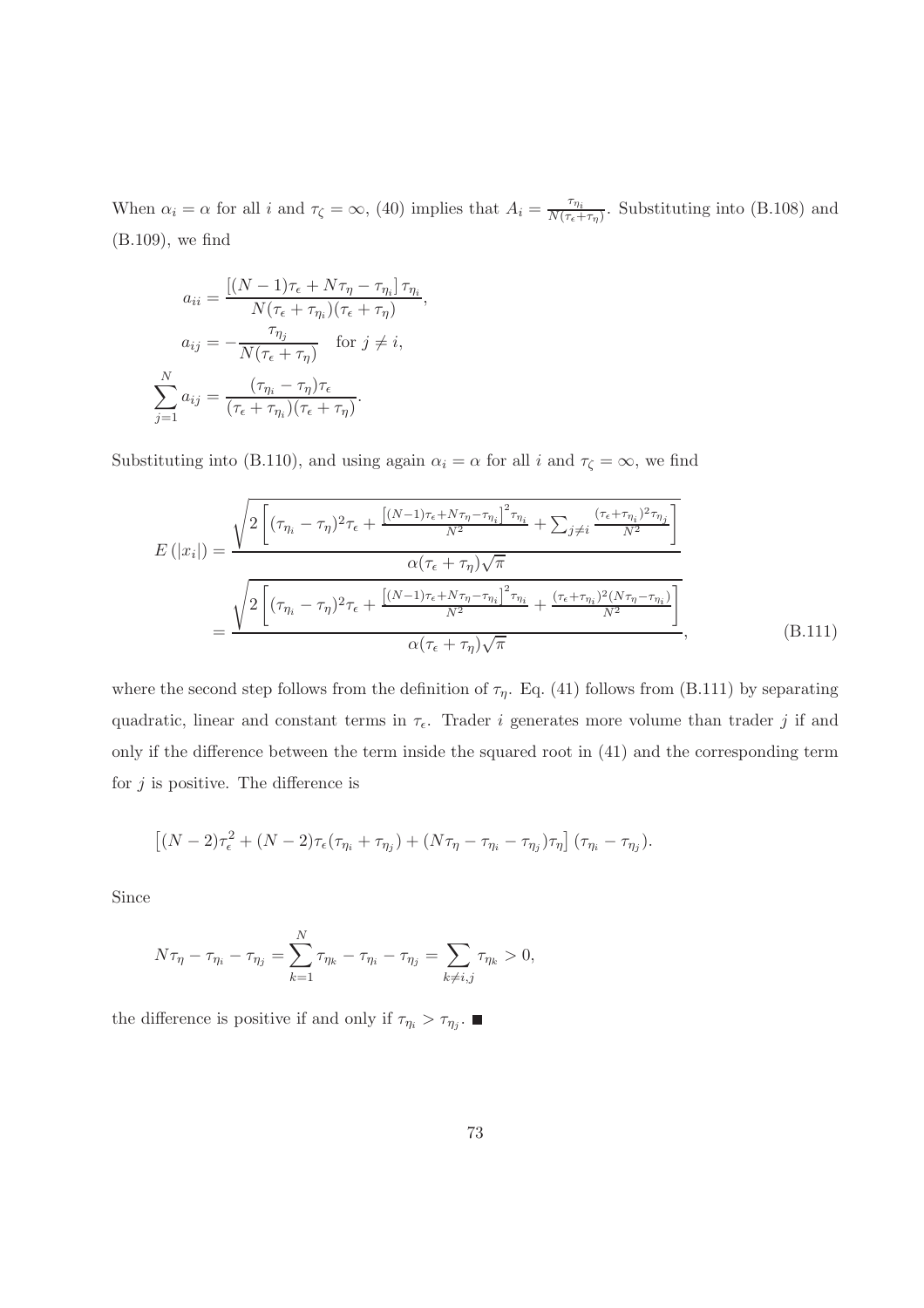When $\alpha_i = \alpha$ for all $i$ and $\tau_\zeta = \infty$, (40) implies that $A_i = \frac{\tau_{\eta_i}}{N(\tau_\epsilon + \tau_\eta)}$. Substituting into (B.108) and (B.109), we find

$$
\begin{aligned}
a_{ii} &= \frac{\left[(N-1)\tau_\epsilon + N\tau_\eta - \tau_{\eta_i}\right]\tau_{\eta_i}}{N(\tau_\epsilon + \tau_{\eta_i})(\tau_\epsilon + \tau_\eta)}, \\
a_{ij} &= -\frac{\tau_{\eta_j}}{N(\tau_\epsilon + \tau_\eta)} \quad \text{for } j \neq i, \\
\sum_{j=1}^{N} a_{ij} &= \frac{(\tau_{\eta_i} - \tau_\eta)\tau_\epsilon}{(\tau_\epsilon + \tau_{\eta_i})(\tau_\epsilon + \tau_\eta)}.
\end{aligned}
$$

Substituting into (B.110), and using again $\alpha_i = \alpha$ for all $i$ and $\tau_\zeta = \infty$, we find

$$
\begin{aligned}
E\left(|x_i|\right) &= \frac{\sqrt{2\left[(\tau_{\eta_i} - \tau_\eta)^2\tau_\epsilon + \frac{\left[(N-1)\tau_\epsilon + N\tau_\eta - \tau_{\eta_i}\right]^2\tau_{\eta_i}}{N^2} + \sum_{j\neq i}\frac{(\tau_\epsilon + \tau_{\eta_i})^2\tau_{\eta_j}}{N^2}\right]}}{\alpha(\tau_\epsilon + \tau_\eta)\sqrt{\pi}} \\
&= \frac{\sqrt{2\left[(\tau_{\eta_i} - \tau_\eta)^2\tau_\epsilon + \frac{\left[(N-1)\tau_\epsilon + N\tau_\eta - \tau_{\eta_i}\right]^2\tau_{\eta_i}}{N^2} + \frac{(\tau_\epsilon + \tau_{\eta_i})^2(N\tau_\eta - \tau_{\eta_i})}{N^2}\right]}}{\alpha(\tau_\epsilon + \tau_\eta)\sqrt{\pi}},
\end{aligned}
\tag{B.111}
$$

where the second step follows from the definition of $\tau_\eta$. Eq. (41) follows from (B.111) by separating quadratic, linear and constant terms in $\tau_\epsilon$. Trader $i$ generates more volume than trader $j$ if and only if the difference between the term inside the squared root in (41) and the corresponding term for $j$ is positive. The difference is

$$
\left[(N-2)\tau_\epsilon^2 + (N-2)\tau_\epsilon(\tau_{\eta_i} + \tau_{\eta_j}) + (N\tau_\eta - \tau_{\eta_i} - \tau_{\eta_j})\tau_\eta\right](\tau_{\eta_i} - \tau_{\eta_j}).
$$

Since

$$
N\tau_\eta - \tau_{\eta_i} - \tau_{\eta_j} = \sum_{k=1}^{N}\tau_{\eta_k} - \tau_{\eta_i} - \tau_{\eta_j} = \sum_{k\neq i,j}\tau_{\eta_k} > 0,
$$

the difference is positive if and only if $\tau_{\eta_i} > \tau_{\eta_j}$. ■